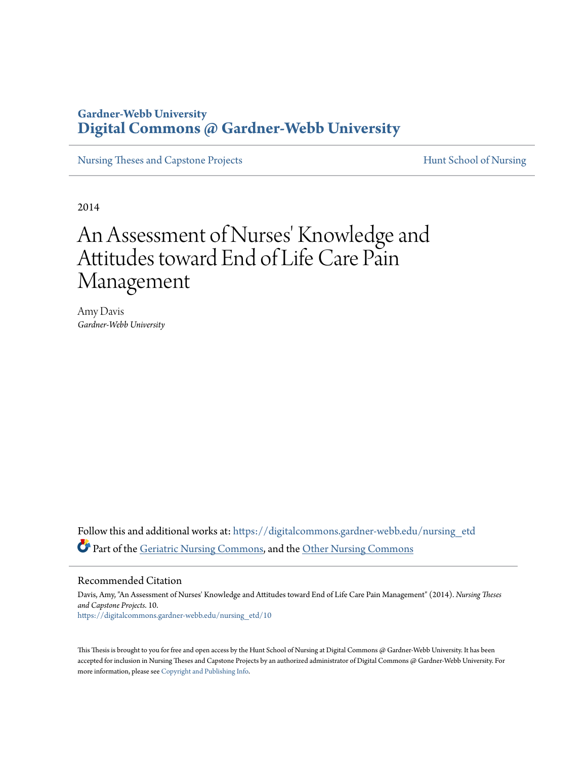Gardner-Webb University

**Digital Commons @ Gardner-Webb University**

Nursing Theses and Capstone Projects

Hunt School of Nursing

2014

# An Assessment of Nurses' Knowledge and Attitudes toward End of Life Care Pain Management

Amy Davis

*Gardner-Webb University*

Follow this and additional works at: https://digitalcommons.gardner-webb.edu/nursing_etd

Part of the Geriatric Nursing Commons, and the Other Nursing Commons

## Recommended Citation

Davis, Amy, "An Assessment of Nurses' Knowledge and Attitudes toward End of Life Care Pain Management" (2014). *Nursing Theses and Capstone Projects*. 10.
https://digitalcommons.gardner-webb.edu/nursing_etd/10

This Thesis is brought to you for free and open access by the Hunt School of Nursing at Digital Commons @ Gardner-Webb University. It has been accepted for inclusion in Nursing Theses and Capstone Projects by an authorized administrator of Digital Commons @ Gardner-Webb University. For more information, please see Copyright and Publishing Info.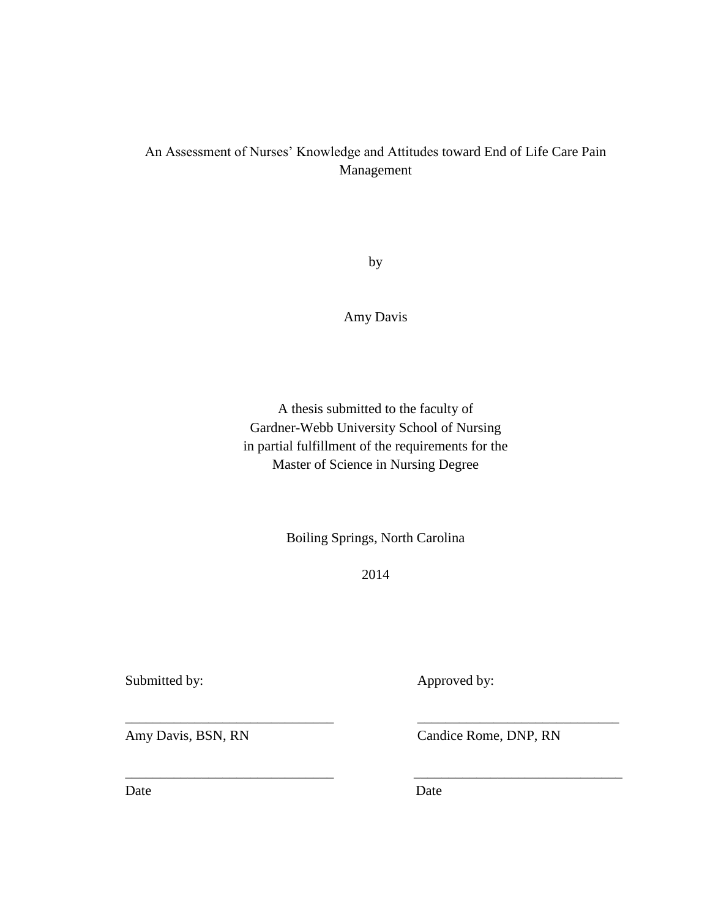# An Assessment of Nurses' Knowledge and Attitudes toward End of Life Care Pain Management

by

Amy Davis

A thesis submitted to the faculty of
Gardner-Webb University School of Nursing
in partial fulfillment of the requirements for the
Master of Science in Nursing Degree

Boiling Springs, North Carolina

2014

Submitted by:

______________________________

Amy Davis, BSN, RN

______________________________

Date

Approved by:

______________________________

Candice Rome, DNP, RN

______________________________

Date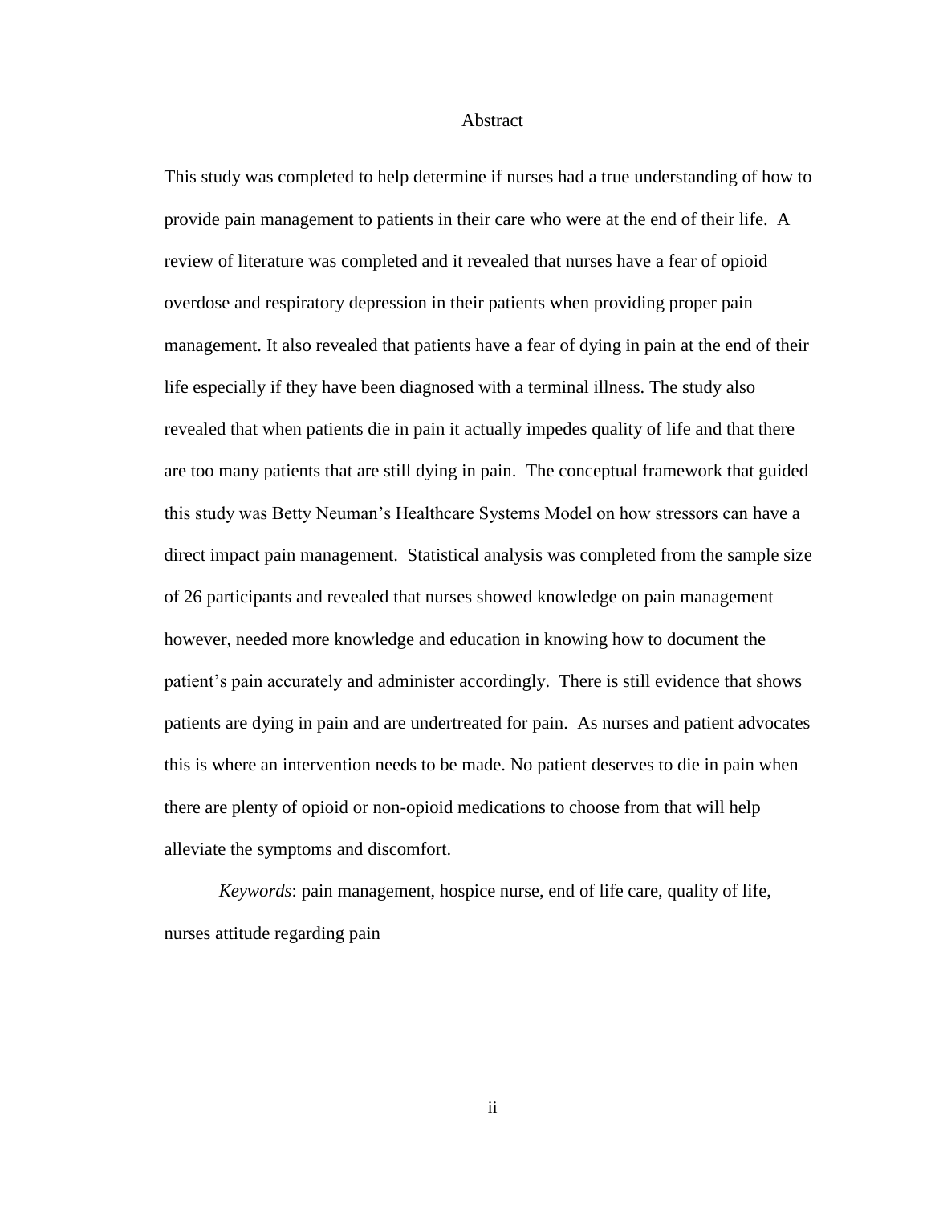# Abstract

This study was completed to help determine if nurses had a true understanding of how to provide pain management to patients in their care who were at the end of their life. A review of literature was completed and it revealed that nurses have a fear of opioid overdose and respiratory depression in their patients when providing proper pain management. It also revealed that patients have a fear of dying in pain at the end of their life especially if they have been diagnosed with a terminal illness. The study also revealed that when patients die in pain it actually impedes quality of life and that there are too many patients that are still dying in pain. The conceptual framework that guided this study was Betty Neuman's Healthcare Systems Model on how stressors can have a direct impact pain management. Statistical analysis was completed from the sample size of 26 participants and revealed that nurses showed knowledge on pain management however, needed more knowledge and education in knowing how to document the patient's pain accurately and administer accordingly. There is still evidence that shows patients are dying in pain and are undertreated for pain. As nurses and patient advocates this is where an intervention needs to be made. No patient deserves to die in pain when there are plenty of opioid or non-opioid medications to choose from that will help alleviate the symptoms and discomfort.

*Keywords*: pain management, hospice nurse, end of life care, quality of life, nurses attitude regarding pain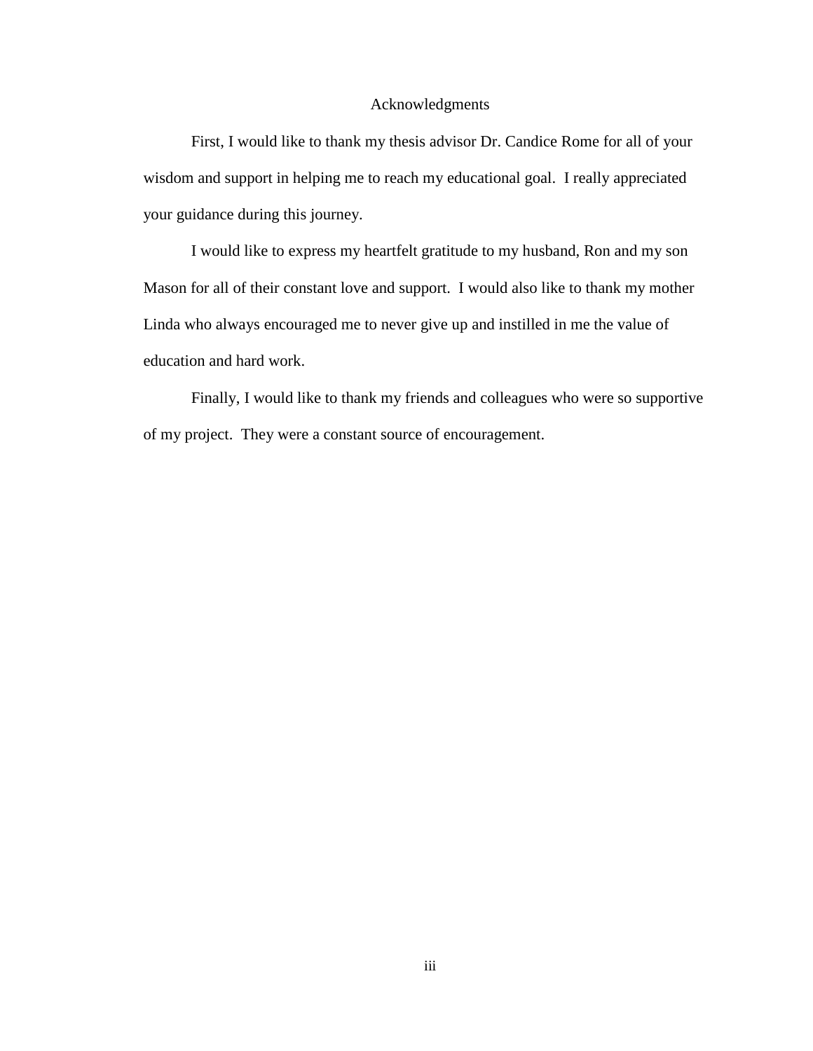# Acknowledgments

First, I would like to thank my thesis advisor Dr. Candice Rome for all of your wisdom and support in helping me to reach my educational goal. I really appreciated your guidance during this journey.

I would like to express my heartfelt gratitude to my husband, Ron and my son Mason for all of their constant love and support. I would also like to thank my mother Linda who always encouraged me to never give up and instilled in me the value of education and hard work.

Finally, I would like to thank my friends and colleagues who were so supportive of my project. They were a constant source of encouragement.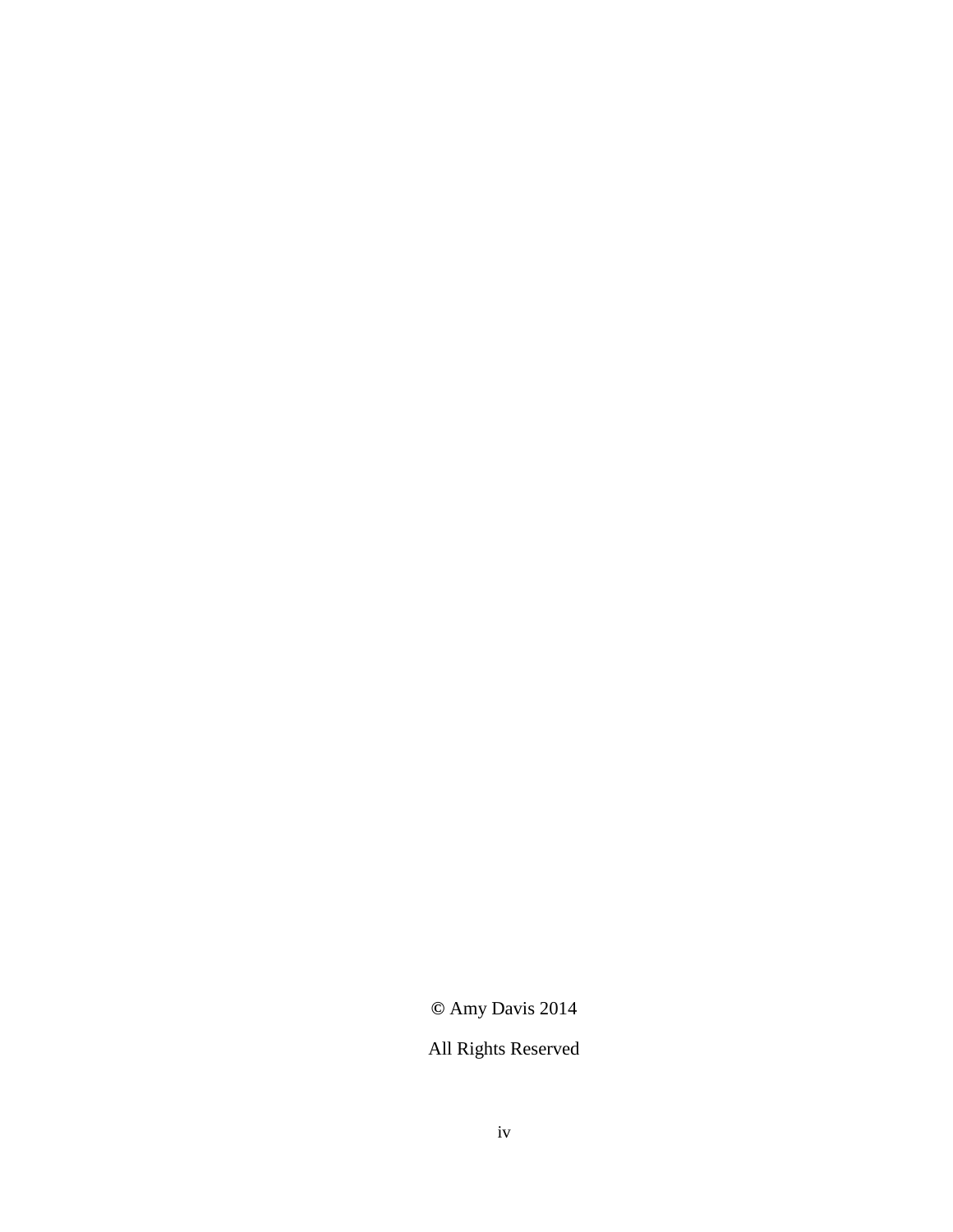© Amy Davis 2014

All Rights Reserved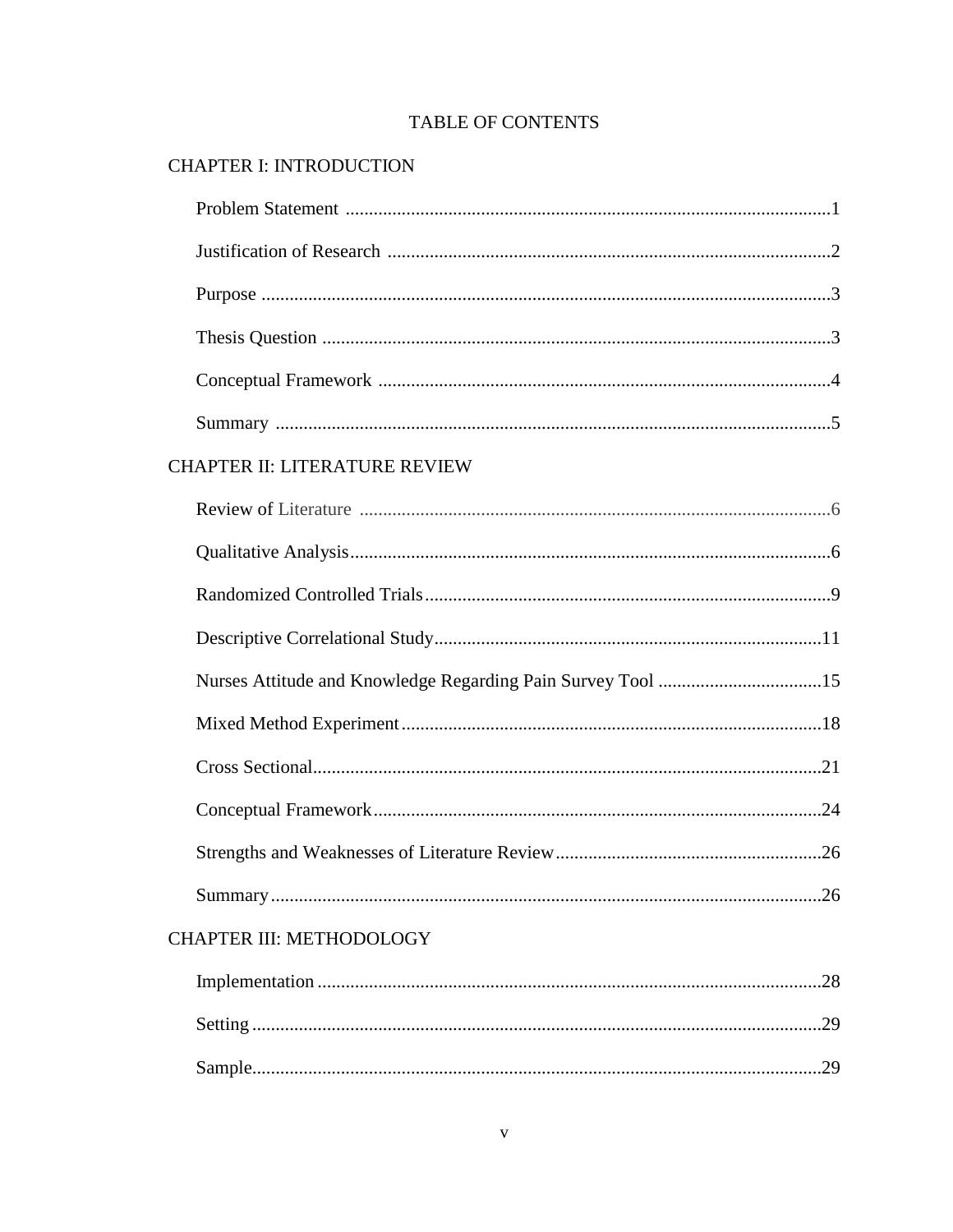# TABLE OF CONTENTS

CHAPTER I: INTRODUCTION

- Problem Statement ....................................................................................................1
- Justification of Research ..........................................................................................2
- Purpose .....................................................................................................................3
- Thesis Question ........................................................................................................3
- Conceptual Framework ............................................................................................4
- Summary ..................................................................................................................5

CHAPTER II: LITERATURE REVIEW

- Review of Literature ................................................................................................6
- Qualitative Analysis..................................................................................................6
- Randomized Controlled Trials..................................................................................9
- Descriptive Correlational Study..............................................................................11
- Nurses Attitude and Knowledge Regarding Pain Survey Tool ..............................15
- Mixed Method Experiment.....................................................................................18
- Cross Sectional.......................................................................................................21
- Conceptual Framework...........................................................................................24
- Strengths and Weaknesses of Literature Review....................................................26
- Summary.................................................................................................................26

CHAPTER III: METHODOLOGY

- Implementation .......................................................................................................28
- Setting .....................................................................................................................29
- Sample.....................................................................................................................29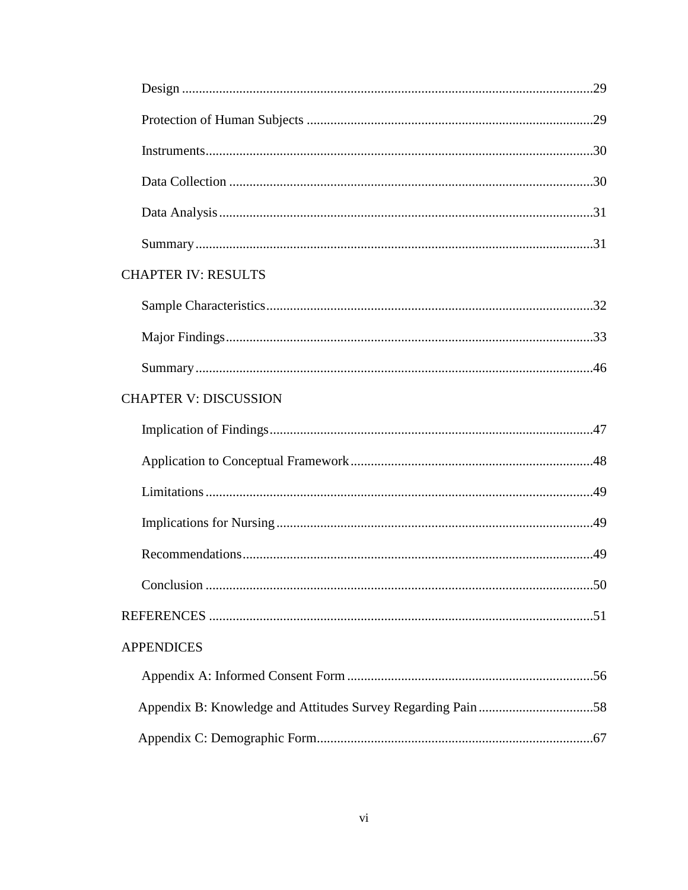Design ....................................................................................................................29

Protection of Human Subjects ....................................................................................29

Instruments.................................................................................................................30

Data Collection ...........................................................................................................30

Data Analysis..............................................................................................................31

Summary.....................................................................................................................31

CHAPTER IV: RESULTS

Sample Characteristics................................................................................................32

Major Findings............................................................................................................33

Summary.....................................................................................................................46

CHAPTER V: DISCUSSION

Implication of Findings...............................................................................................47

Application to Conceptual Framework.......................................................................48

Limitations..................................................................................................................49

Implications for Nursing.............................................................................................49

Recommendations.......................................................................................................49

Conclusion ..................................................................................................................50

REFERENCES ................................................................................................................51

APPENDICES

Appendix A: Informed Consent Form .........................................................................56

Appendix B: Knowledge and Attitudes Survey Regarding Pain ..................................58

Appendix C: Demographic Form.................................................................................67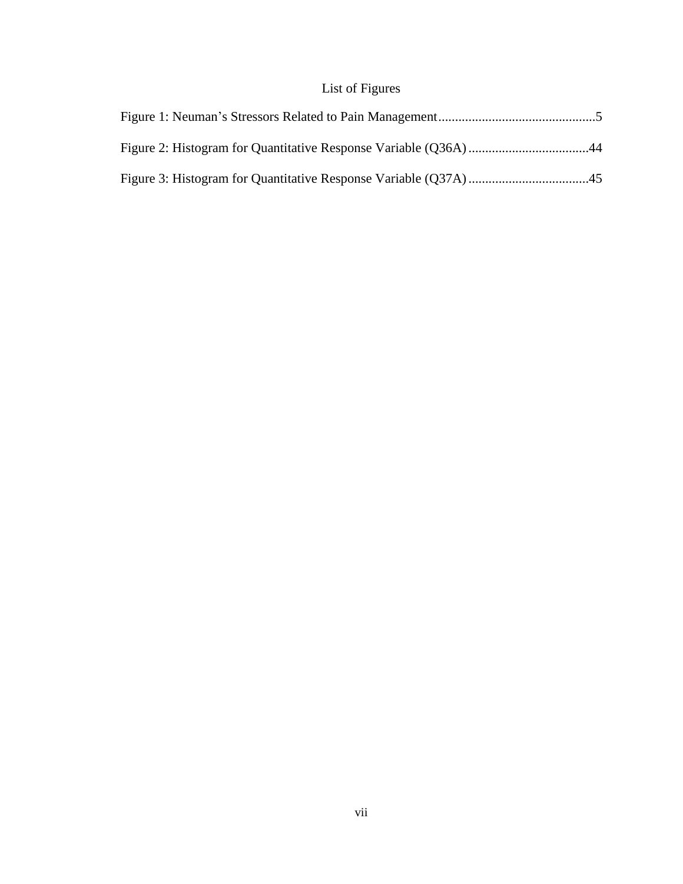# List of Figures

Figure 1: Neuman's Stressors Related to Pain Management ............................................... 5

Figure 2: Histogram for Quantitative Response Variable (Q36A) .................................... 44

Figure 3: Histogram for Quantitative Response Variable (Q37A) .................................... 45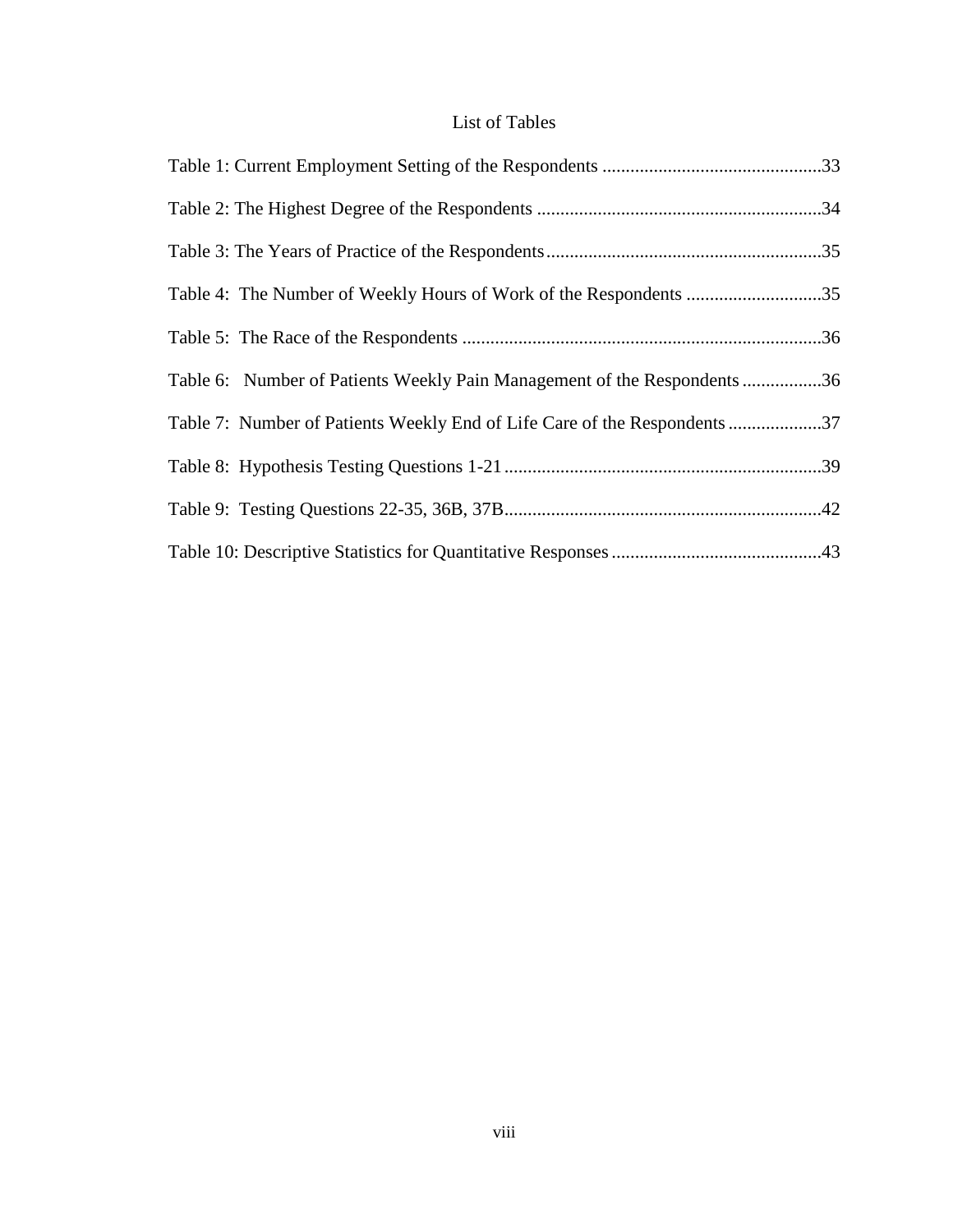# List of Tables

Table 1: Current Employment Setting of the Respondents ...............................................33

Table 2: The Highest Degree of the Respondents .............................................................34

Table 3: The Years of Practice of the Respondents...........................................................35

Table 4: The Number of Weekly Hours of Work of the Respondents .............................35

Table 5: The Race of the Respondents .............................................................................36

Table 6: Number of Patients Weekly Pain Management of the Respondents .................36

Table 7: Number of Patients Weekly End of Life Care of the Respondents ....................37

Table 8: Hypothesis Testing Questions 1-21....................................................................39

Table 9: Testing Questions 22-35, 36B, 37B...................................................................42

Table 10: Descriptive Statistics for Quantitative Responses.............................................43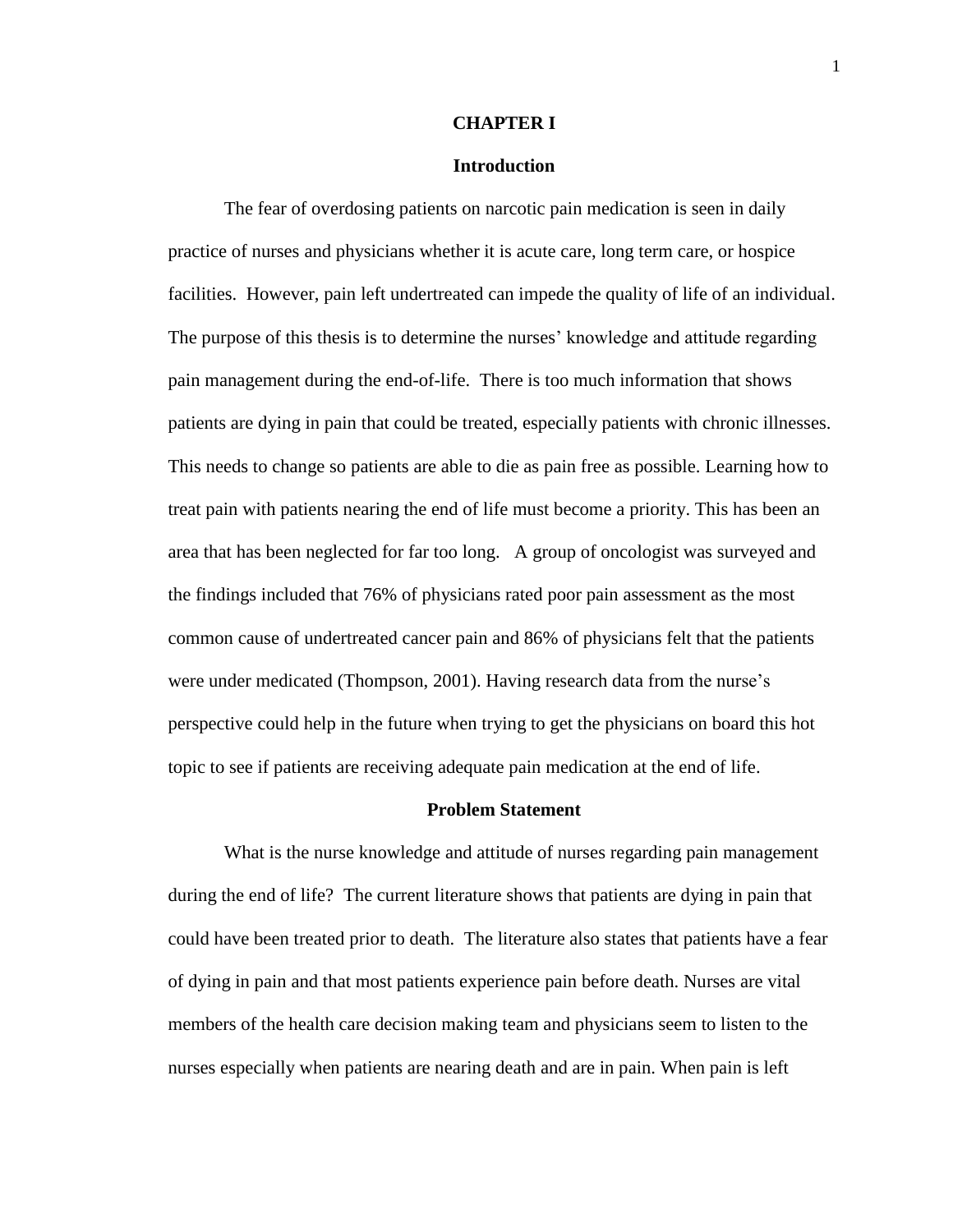# CHAPTER I

## Introduction

The fear of overdosing patients on narcotic pain medication is seen in daily practice of nurses and physicians whether it is acute care, long term care, or hospice facilities. However, pain left undertreated can impede the quality of life of an individual. The purpose of this thesis is to determine the nurses' knowledge and attitude regarding pain management during the end-of-life. There is too much information that shows patients are dying in pain that could be treated, especially patients with chronic illnesses. This needs to change so patients are able to die as pain free as possible. Learning how to treat pain with patients nearing the end of life must become a priority. This has been an area that has been neglected for far too long. A group of oncologist was surveyed and the findings included that 76% of physicians rated poor pain assessment as the most common cause of undertreated cancer pain and 86% of physicians felt that the patients were under medicated (Thompson, 2001). Having research data from the nurse's perspective could help in the future when trying to get the physicians on board this hot topic to see if patients are receiving adequate pain medication at the end of life.

## Problem Statement

What is the nurse knowledge and attitude of nurses regarding pain management during the end of life? The current literature shows that patients are dying in pain that could have been treated prior to death. The literature also states that patients have a fear of dying in pain and that most patients experience pain before death. Nurses are vital members of the health care decision making team and physicians seem to listen to the nurses especially when patients are nearing death and are in pain. When pain is left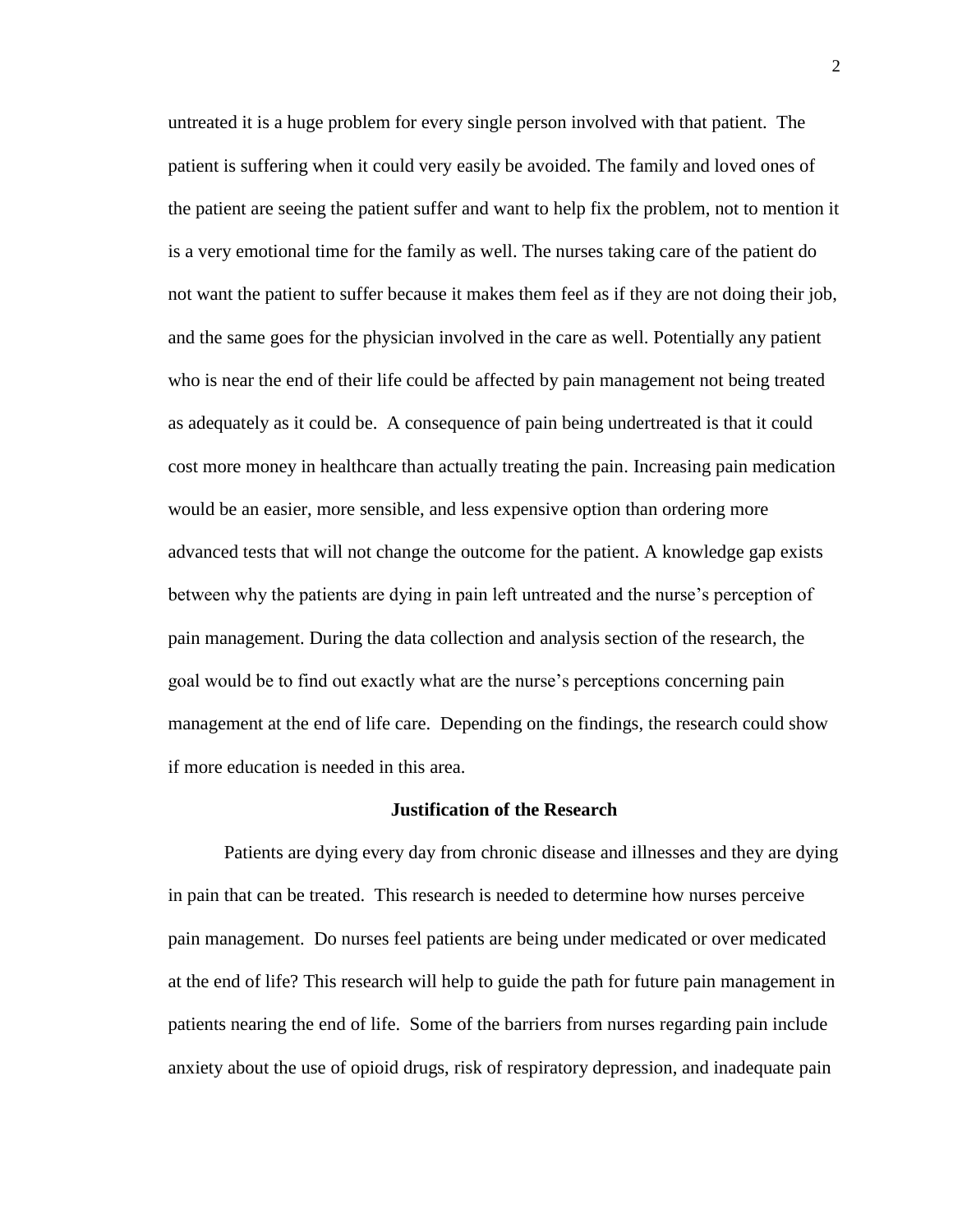untreated it is a huge problem for every single person involved with that patient. The patient is suffering when it could very easily be avoided. The family and loved ones of the patient are seeing the patient suffer and want to help fix the problem, not to mention it is a very emotional time for the family as well. The nurses taking care of the patient do not want the patient to suffer because it makes them feel as if they are not doing their job, and the same goes for the physician involved in the care as well. Potentially any patient who is near the end of their life could be affected by pain management not being treated as adequately as it could be. A consequence of pain being undertreated is that it could cost more money in healthcare than actually treating the pain. Increasing pain medication would be an easier, more sensible, and less expensive option than ordering more advanced tests that will not change the outcome for the patient. A knowledge gap exists between why the patients are dying in pain left untreated and the nurse's perception of pain management. During the data collection and analysis section of the research, the goal would be to find out exactly what are the nurse's perceptions concerning pain management at the end of life care. Depending on the findings, the research could show if more education is needed in this area.

## Justification of the Research

Patients are dying every day from chronic disease and illnesses and they are dying in pain that can be treated. This research is needed to determine how nurses perceive pain management. Do nurses feel patients are being under medicated or over medicated at the end of life? This research will help to guide the path for future pain management in patients nearing the end of life. Some of the barriers from nurses regarding pain include anxiety about the use of opioid drugs, risk of respiratory depression, and inadequate pain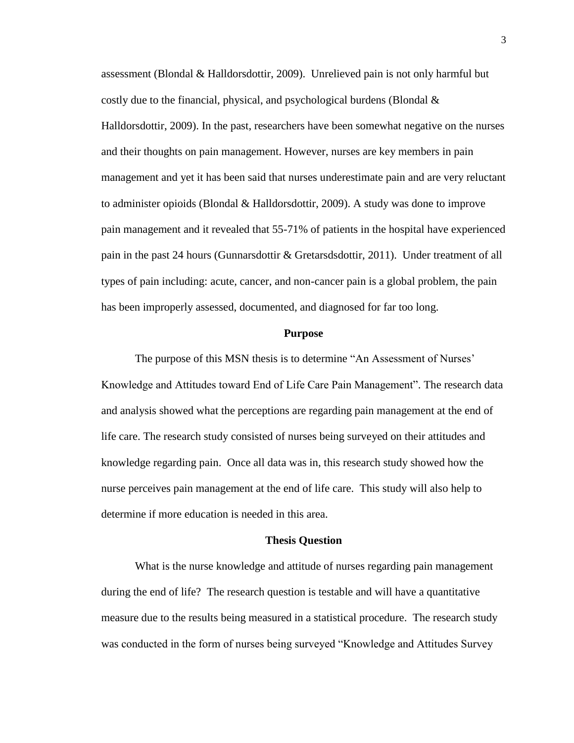assessment (Blondal & Halldorsdottir, 2009). Unrelieved pain is not only harmful but costly due to the financial, physical, and psychological burdens (Blondal & Halldorsdottir, 2009). In the past, researchers have been somewhat negative on the nurses and their thoughts on pain management. However, nurses are key members in pain management and yet it has been said that nurses underestimate pain and are very reluctant to administer opioids (Blondal & Halldorsdottir, 2009). A study was done to improve pain management and it revealed that 55-71% of patients in the hospital have experienced pain in the past 24 hours (Gunnarsdottir & Gretarsdsdottir, 2011). Under treatment of all types of pain including: acute, cancer, and non-cancer pain is a global problem, the pain has been improperly assessed, documented, and diagnosed for far too long.

## Purpose

The purpose of this MSN thesis is to determine "An Assessment of Nurses' Knowledge and Attitudes toward End of Life Care Pain Management". The research data and analysis showed what the perceptions are regarding pain management at the end of life care. The research study consisted of nurses being surveyed on their attitudes and knowledge regarding pain. Once all data was in, this research study showed how the nurse perceives pain management at the end of life care. This study will also help to determine if more education is needed in this area.

## Thesis Question

What is the nurse knowledge and attitude of nurses regarding pain management during the end of life? The research question is testable and will have a quantitative measure due to the results being measured in a statistical procedure. The research study was conducted in the form of nurses being surveyed "Knowledge and Attitudes Survey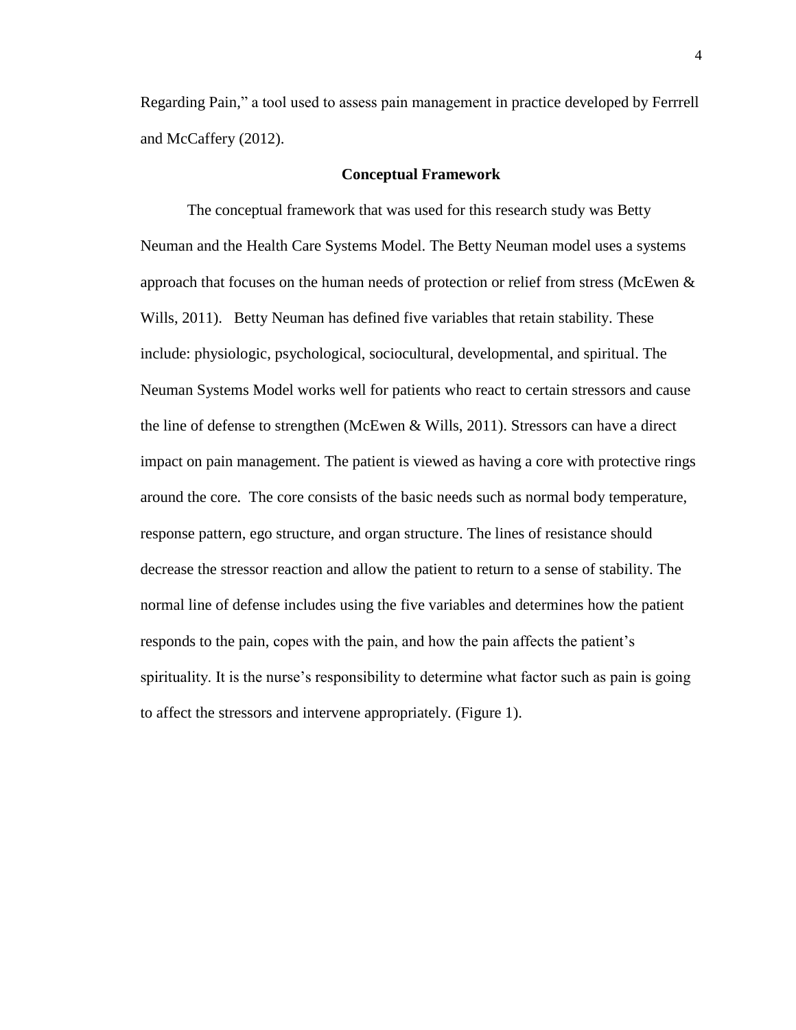Regarding Pain," a tool used to assess pain management in practice developed by Ferrrell and McCaffery (2012).

## Conceptual Framework

The conceptual framework that was used for this research study was Betty Neuman and the Health Care Systems Model. The Betty Neuman model uses a systems approach that focuses on the human needs of protection or relief from stress (McEwen & Wills, 2011). Betty Neuman has defined five variables that retain stability. These include: physiologic, psychological, sociocultural, developmental, and spiritual. The Neuman Systems Model works well for patients who react to certain stressors and cause the line of defense to strengthen (McEwen & Wills, 2011). Stressors can have a direct impact on pain management. The patient is viewed as having a core with protective rings around the core. The core consists of the basic needs such as normal body temperature, response pattern, ego structure, and organ structure. The lines of resistance should decrease the stressor reaction and allow the patient to return to a sense of stability. The normal line of defense includes using the five variables and determines how the patient responds to the pain, copes with the pain, and how the pain affects the patient's spirituality. It is the nurse's responsibility to determine what factor such as pain is going to affect the stressors and intervene appropriately. (Figure 1).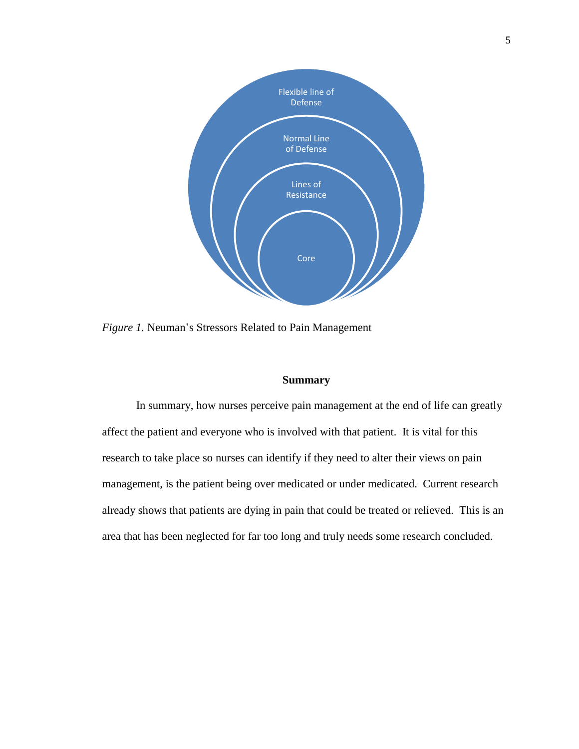Flexible line of Defense

Normal Line of Defense

Lines of Resistance

Core

*Figure 1.* Neuman's Stressors Related to Pain Management

## Summary

In summary, how nurses perceive pain management at the end of life can greatly affect the patient and everyone who is involved with that patient. It is vital for this research to take place so nurses can identify if they need to alter their views on pain management, is the patient being over medicated or under medicated. Current research already shows that patients are dying in pain that could be treated or relieved. This is an area that has been neglected for far too long and truly needs some research concluded.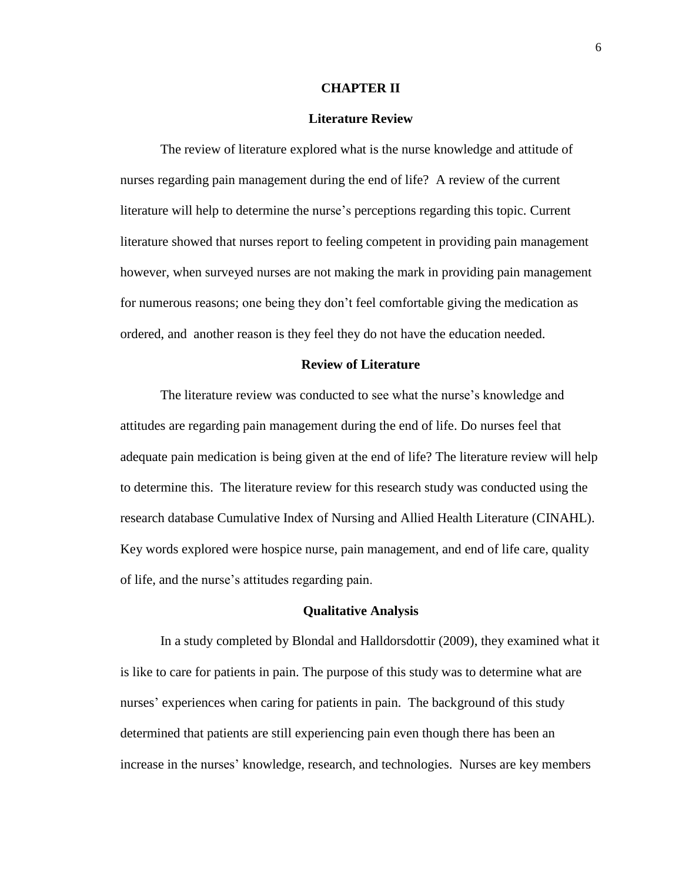# CHAPTER II

## Literature Review

The review of literature explored what is the nurse knowledge and attitude of nurses regarding pain management during the end of life? A review of the current literature will help to determine the nurse's perceptions regarding this topic. Current literature showed that nurses report to feeling competent in providing pain management however, when surveyed nurses are not making the mark in providing pain management for numerous reasons; one being they don't feel comfortable giving the medication as ordered, and another reason is they feel they do not have the education needed.

## Review of Literature

The literature review was conducted to see what the nurse's knowledge and attitudes are regarding pain management during the end of life. Do nurses feel that adequate pain medication is being given at the end of life? The literature review will help to determine this. The literature review for this research study was conducted using the research database Cumulative Index of Nursing and Allied Health Literature (CINAHL). Key words explored were hospice nurse, pain management, and end of life care, quality of life, and the nurse's attitudes regarding pain.

## Qualitative Analysis

In a study completed by Blondal and Halldorsdottir (2009), they examined what it is like to care for patients in pain. The purpose of this study was to determine what are nurses' experiences when caring for patients in pain. The background of this study determined that patients are still experiencing pain even though there has been an increase in the nurses' knowledge, research, and technologies. Nurses are key members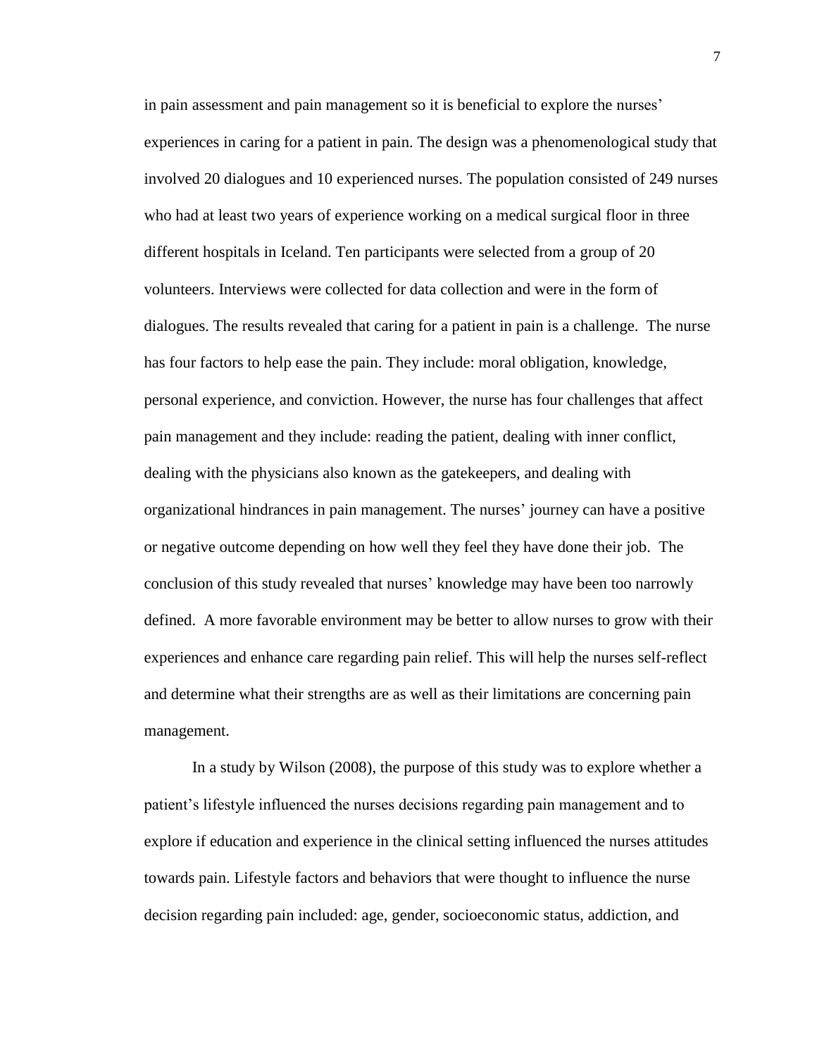in pain assessment and pain management so it is beneficial to explore the nurses' experiences in caring for a patient in pain. The design was a phenomenological study that involved 20 dialogues and 10 experienced nurses. The population consisted of 249 nurses who had at least two years of experience working on a medical surgical floor in three different hospitals in Iceland. Ten participants were selected from a group of 20 volunteers. Interviews were collected for data collection and were in the form of dialogues. The results revealed that caring for a patient in pain is a challenge. The nurse has four factors to help ease the pain. They include: moral obligation, knowledge, personal experience, and conviction. However, the nurse has four challenges that affect pain management and they include: reading the patient, dealing with inner conflict, dealing with the physicians also known as the gatekeepers, and dealing with organizational hindrances in pain management. The nurses' journey can have a positive or negative outcome depending on how well they feel they have done their job. The conclusion of this study revealed that nurses' knowledge may have been too narrowly defined. A more favorable environment may be better to allow nurses to grow with their experiences and enhance care regarding pain relief. This will help the nurses self-reflect and determine what their strengths are as well as their limitations are concerning pain management.

In a study by Wilson (2008), the purpose of this study was to explore whether a patient's lifestyle influenced the nurses decisions regarding pain management and to explore if education and experience in the clinical setting influenced the nurses attitudes towards pain. Lifestyle factors and behaviors that were thought to influence the nurse decision regarding pain included: age, gender, socioeconomic status, addiction, and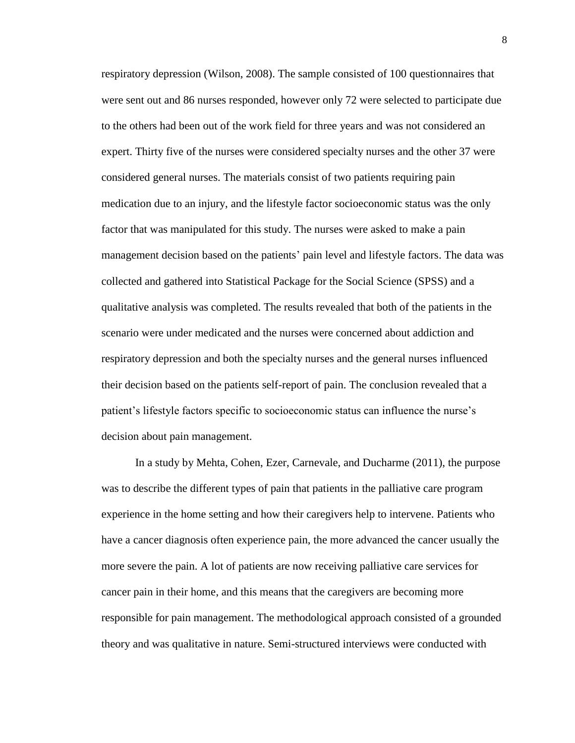respiratory depression (Wilson, 2008). The sample consisted of 100 questionnaires that were sent out and 86 nurses responded, however only 72 were selected to participate due to the others had been out of the work field for three years and was not considered an expert. Thirty five of the nurses were considered specialty nurses and the other 37 were considered general nurses. The materials consist of two patients requiring pain medication due to an injury, and the lifestyle factor socioeconomic status was the only factor that was manipulated for this study. The nurses were asked to make a pain management decision based on the patients' pain level and lifestyle factors. The data was collected and gathered into Statistical Package for the Social Science (SPSS) and a qualitative analysis was completed. The results revealed that both of the patients in the scenario were under medicated and the nurses were concerned about addiction and respiratory depression and both the specialty nurses and the general nurses influenced their decision based on the patients self-report of pain. The conclusion revealed that a patient's lifestyle factors specific to socioeconomic status can influence the nurse's decision about pain management.

In a study by Mehta, Cohen, Ezer, Carnevale, and Ducharme (2011), the purpose was to describe the different types of pain that patients in the palliative care program experience in the home setting and how their caregivers help to intervene. Patients who have a cancer diagnosis often experience pain, the more advanced the cancer usually the more severe the pain. A lot of patients are now receiving palliative care services for cancer pain in their home, and this means that the caregivers are becoming more responsible for pain management. The methodological approach consisted of a grounded theory and was qualitative in nature. Semi-structured interviews were conducted with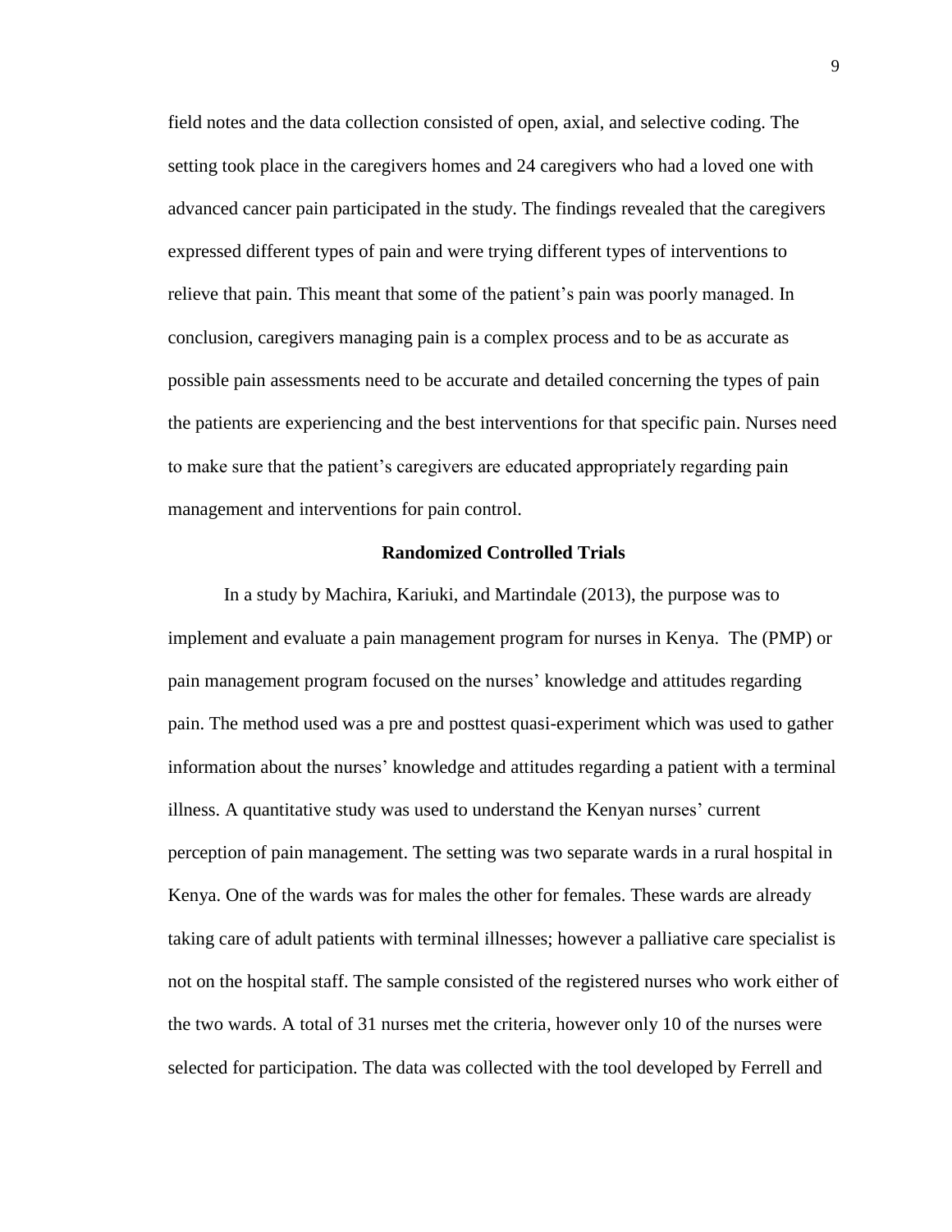field notes and the data collection consisted of open, axial, and selective coding. The setting took place in the caregivers homes and 24 caregivers who had a loved one with advanced cancer pain participated in the study. The findings revealed that the caregivers expressed different types of pain and were trying different types of interventions to relieve that pain. This meant that some of the patient's pain was poorly managed. In conclusion, caregivers managing pain is a complex process and to be as accurate as possible pain assessments need to be accurate and detailed concerning the types of pain the patients are experiencing and the best interventions for that specific pain. Nurses need to make sure that the patient's caregivers are educated appropriately regarding pain management and interventions for pain control.

## Randomized Controlled Trials

In a study by Machira, Kariuki, and Martindale (2013), the purpose was to implement and evaluate a pain management program for nurses in Kenya. The (PMP) or pain management program focused on the nurses' knowledge and attitudes regarding pain. The method used was a pre and posttest quasi-experiment which was used to gather information about the nurses' knowledge and attitudes regarding a patient with a terminal illness. A quantitative study was used to understand the Kenyan nurses' current perception of pain management. The setting was two separate wards in a rural hospital in Kenya. One of the wards was for males the other for females. These wards are already taking care of adult patients with terminal illnesses; however a palliative care specialist is not on the hospital staff. The sample consisted of the registered nurses who work either of the two wards. A total of 31 nurses met the criteria, however only 10 of the nurses were selected for participation. The data was collected with the tool developed by Ferrell and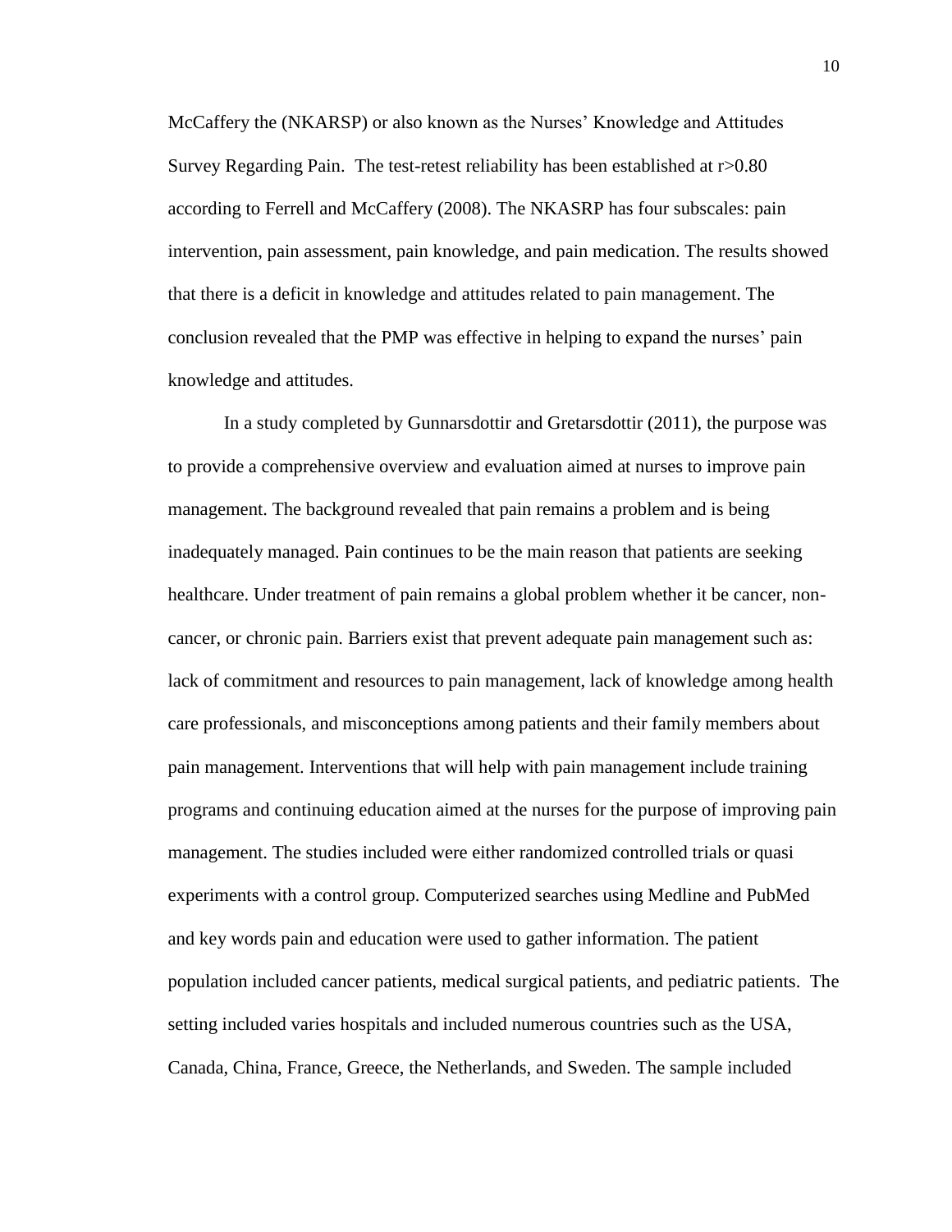McCaffery the (NKARSP) or also known as the Nurses' Knowledge and Attitudes Survey Regarding Pain. The test-retest reliability has been established at r>0.80 according to Ferrell and McCaffery (2008). The NKASRP has four subscales: pain intervention, pain assessment, pain knowledge, and pain medication. The results showed that there is a deficit in knowledge and attitudes related to pain management. The conclusion revealed that the PMP was effective in helping to expand the nurses' pain knowledge and attitudes.

In a study completed by Gunnarsdottir and Gretarsdottir (2011), the purpose was to provide a comprehensive overview and evaluation aimed at nurses to improve pain management. The background revealed that pain remains a problem and is being inadequately managed. Pain continues to be the main reason that patients are seeking healthcare. Under treatment of pain remains a global problem whether it be cancer, non-cancer, or chronic pain. Barriers exist that prevent adequate pain management such as: lack of commitment and resources to pain management, lack of knowledge among health care professionals, and misconceptions among patients and their family members about pain management. Interventions that will help with pain management include training programs and continuing education aimed at the nurses for the purpose of improving pain management. The studies included were either randomized controlled trials or quasi experiments with a control group. Computerized searches using Medline and PubMed and key words pain and education were used to gather information. The patient population included cancer patients, medical surgical patients, and pediatric patients. The setting included varies hospitals and included numerous countries such as the USA, Canada, China, France, Greece, the Netherlands, and Sweden. The sample included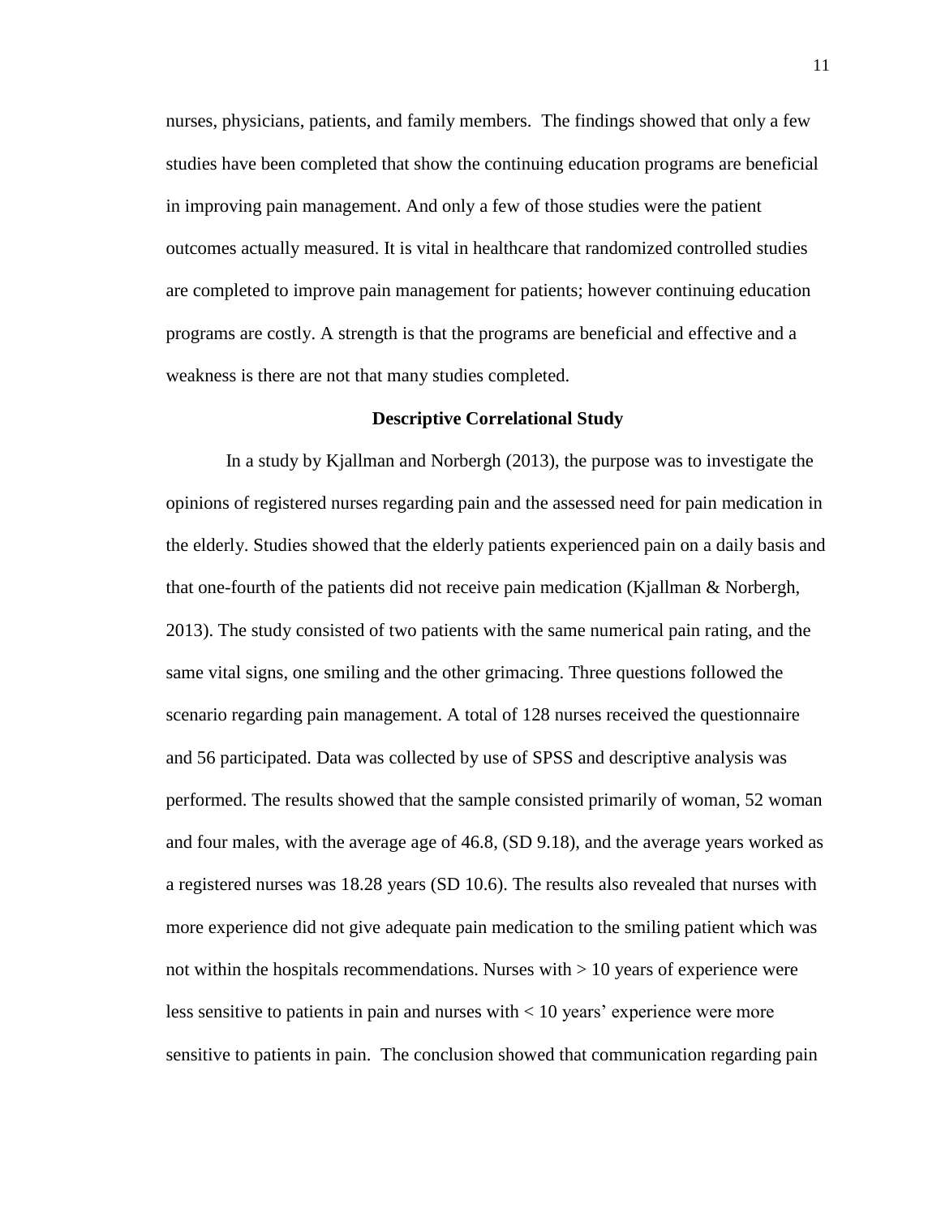nurses, physicians, patients, and family members. The findings showed that only a few studies have been completed that show the continuing education programs are beneficial in improving pain management. And only a few of those studies were the patient outcomes actually measured. It is vital in healthcare that randomized controlled studies are completed to improve pain management for patients; however continuing education programs are costly. A strength is that the programs are beneficial and effective and a weakness is there are not that many studies completed.

## Descriptive Correlational Study

In a study by Kjallman and Norbergh (2013), the purpose was to investigate the opinions of registered nurses regarding pain and the assessed need for pain medication in the elderly. Studies showed that the elderly patients experienced pain on a daily basis and that one-fourth of the patients did not receive pain medication (Kjallman & Norbergh, 2013). The study consisted of two patients with the same numerical pain rating, and the same vital signs, one smiling and the other grimacing. Three questions followed the scenario regarding pain management. A total of 128 nurses received the questionnaire and 56 participated. Data was collected by use of SPSS and descriptive analysis was performed. The results showed that the sample consisted primarily of woman, 52 woman and four males, with the average age of 46.8, (SD 9.18), and the average years worked as a registered nurses was 18.28 years (SD 10.6). The results also revealed that nurses with more experience did not give adequate pain medication to the smiling patient which was not within the hospitals recommendations. Nurses with > 10 years of experience were less sensitive to patients in pain and nurses with < 10 years' experience were more sensitive to patients in pain. The conclusion showed that communication regarding pain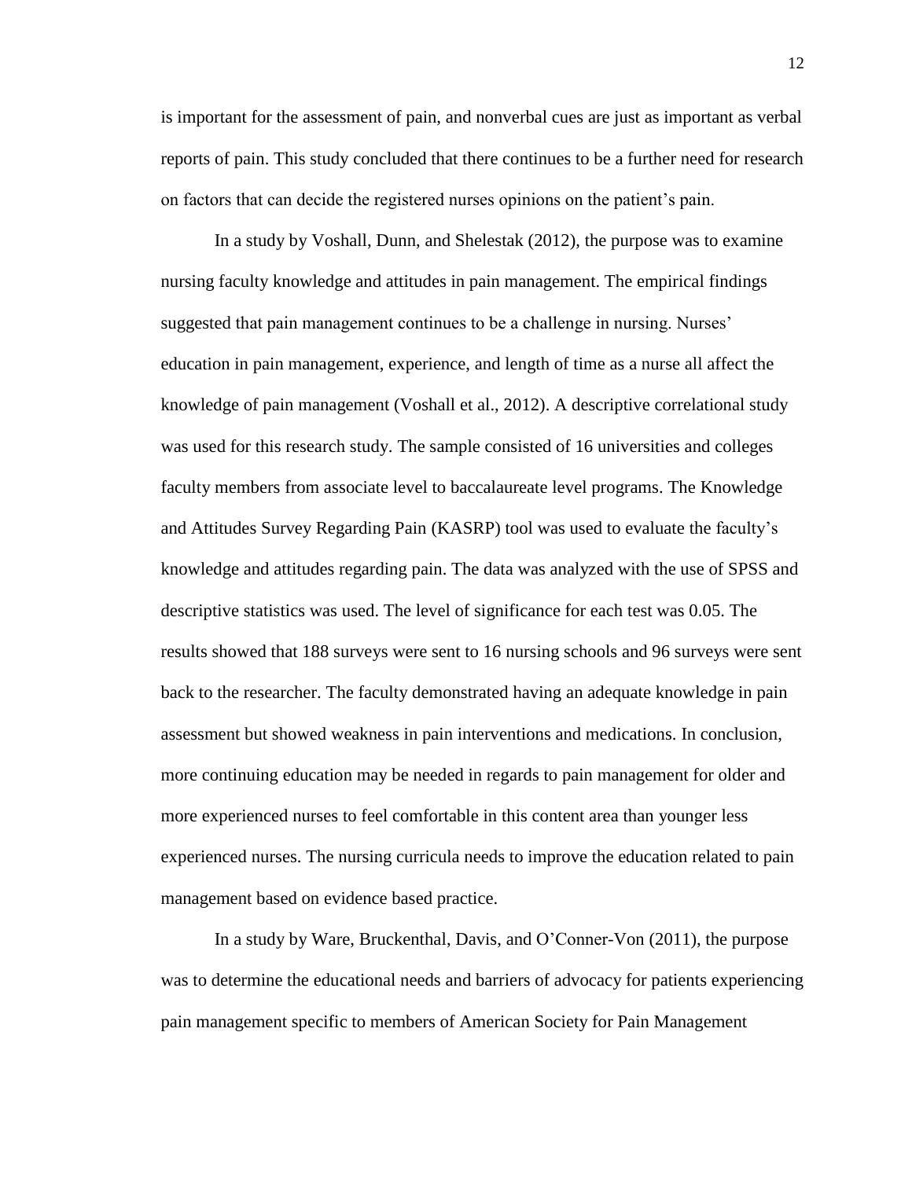is important for the assessment of pain, and nonverbal cues are just as important as verbal reports of pain. This study concluded that there continues to be a further need for research on factors that can decide the registered nurses opinions on the patient's pain.

In a study by Voshall, Dunn, and Shelestak (2012), the purpose was to examine nursing faculty knowledge and attitudes in pain management. The empirical findings suggested that pain management continues to be a challenge in nursing. Nurses' education in pain management, experience, and length of time as a nurse all affect the knowledge of pain management (Voshall et al., 2012). A descriptive correlational study was used for this research study. The sample consisted of 16 universities and colleges faculty members from associate level to baccalaureate level programs. The Knowledge and Attitudes Survey Regarding Pain (KASRP) tool was used to evaluate the faculty's knowledge and attitudes regarding pain. The data was analyzed with the use of SPSS and descriptive statistics was used. The level of significance for each test was 0.05. The results showed that 188 surveys were sent to 16 nursing schools and 96 surveys were sent back to the researcher. The faculty demonstrated having an adequate knowledge in pain assessment but showed weakness in pain interventions and medications. In conclusion, more continuing education may be needed in regards to pain management for older and more experienced nurses to feel comfortable in this content area than younger less experienced nurses. The nursing curricula needs to improve the education related to pain management based on evidence based practice.

In a study by Ware, Bruckenthal, Davis, and O'Conner-Von (2011), the purpose was to determine the educational needs and barriers of advocacy for patients experiencing pain management specific to members of American Society for Pain Management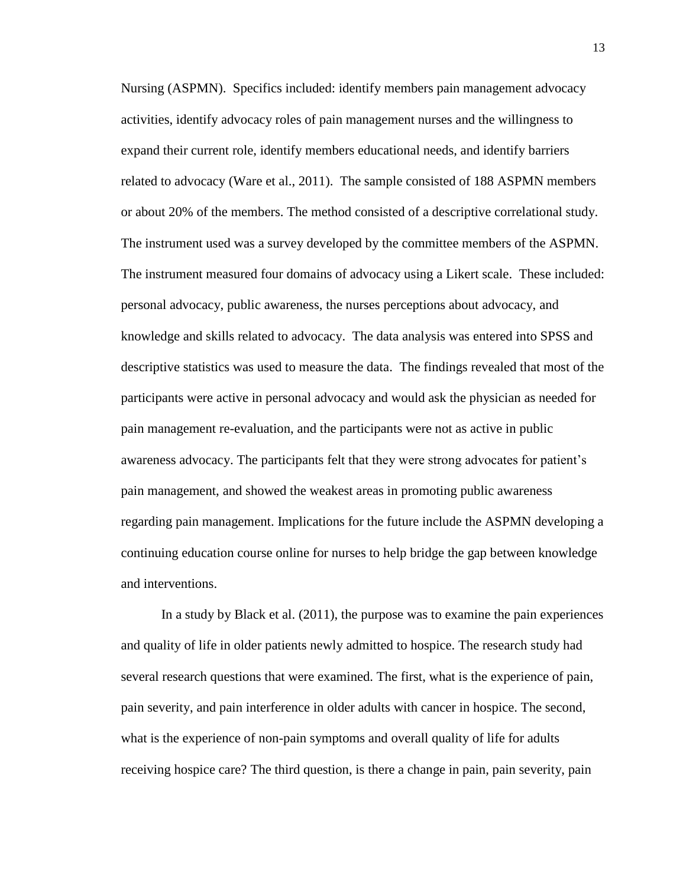Nursing (ASPMN). Specifics included: identify members pain management advocacy activities, identify advocacy roles of pain management nurses and the willingness to expand their current role, identify members educational needs, and identify barriers related to advocacy (Ware et al., 2011). The sample consisted of 188 ASPMN members or about 20% of the members. The method consisted of a descriptive correlational study. The instrument used was a survey developed by the committee members of the ASPMN. The instrument measured four domains of advocacy using a Likert scale. These included: personal advocacy, public awareness, the nurses perceptions about advocacy, and knowledge and skills related to advocacy. The data analysis was entered into SPSS and descriptive statistics was used to measure the data. The findings revealed that most of the participants were active in personal advocacy and would ask the physician as needed for pain management re-evaluation, and the participants were not as active in public awareness advocacy. The participants felt that they were strong advocates for patient's pain management, and showed the weakest areas in promoting public awareness regarding pain management. Implications for the future include the ASPMN developing a continuing education course online for nurses to help bridge the gap between knowledge and interventions.

In a study by Black et al. (2011), the purpose was to examine the pain experiences and quality of life in older patients newly admitted to hospice. The research study had several research questions that were examined. The first, what is the experience of pain, pain severity, and pain interference in older adults with cancer in hospice. The second, what is the experience of non-pain symptoms and overall quality of life for adults receiving hospice care? The third question, is there a change in pain, pain severity, pain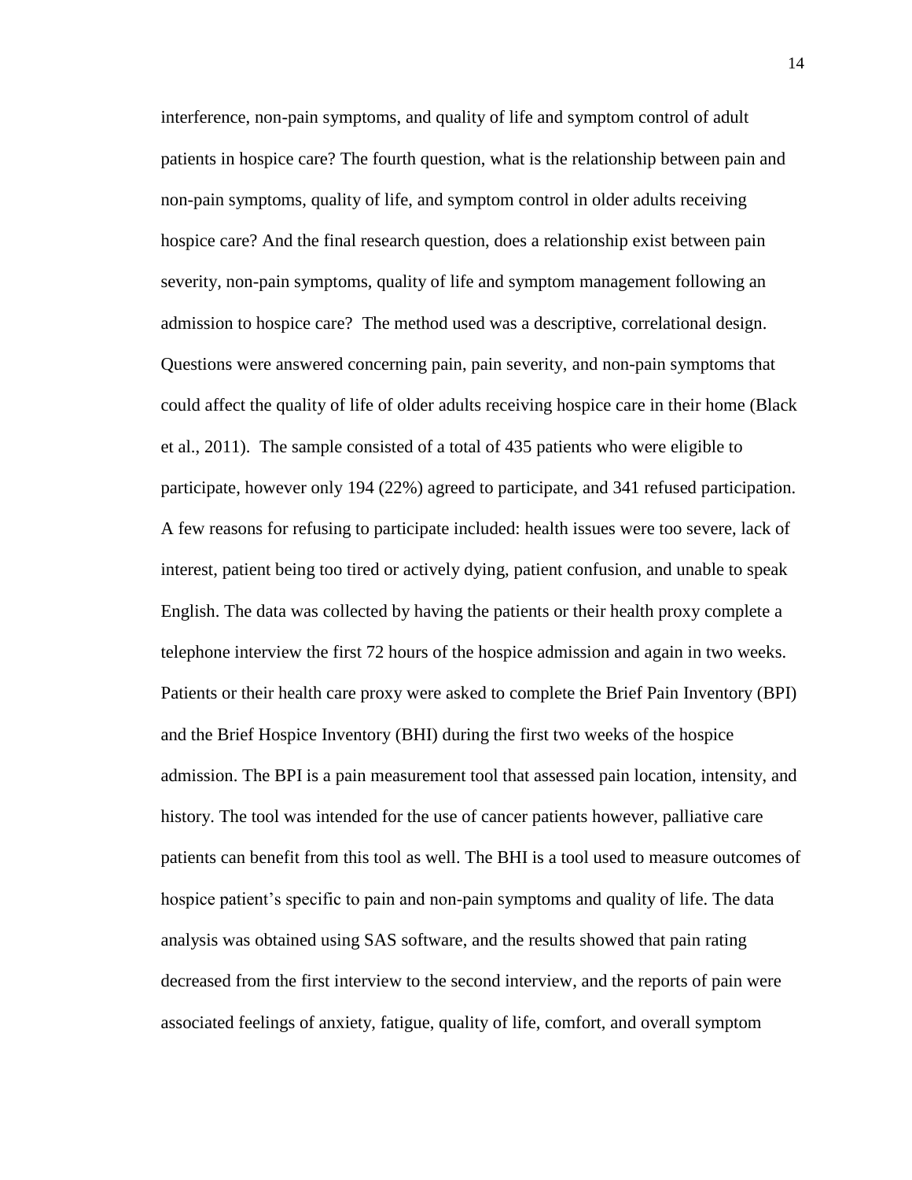interference, non-pain symptoms, and quality of life and symptom control of adult patients in hospice care? The fourth question, what is the relationship between pain and non-pain symptoms, quality of life, and symptom control in older adults receiving hospice care? And the final research question, does a relationship exist between pain severity, non-pain symptoms, quality of life and symptom management following an admission to hospice care? The method used was a descriptive, correlational design. Questions were answered concerning pain, pain severity, and non-pain symptoms that could affect the quality of life of older adults receiving hospice care in their home (Black et al., 2011). The sample consisted of a total of 435 patients who were eligible to participate, however only 194 (22%) agreed to participate, and 341 refused participation. A few reasons for refusing to participate included: health issues were too severe, lack of interest, patient being too tired or actively dying, patient confusion, and unable to speak English. The data was collected by having the patients or their health proxy complete a telephone interview the first 72 hours of the hospice admission and again in two weeks. Patients or their health care proxy were asked to complete the Brief Pain Inventory (BPI) and the Brief Hospice Inventory (BHI) during the first two weeks of the hospice admission. The BPI is a pain measurement tool that assessed pain location, intensity, and history. The tool was intended for the use of cancer patients however, palliative care patients can benefit from this tool as well. The BHI is a tool used to measure outcomes of hospice patient's specific to pain and non-pain symptoms and quality of life. The data analysis was obtained using SAS software, and the results showed that pain rating decreased from the first interview to the second interview, and the reports of pain were associated feelings of anxiety, fatigue, quality of life, comfort, and overall symptom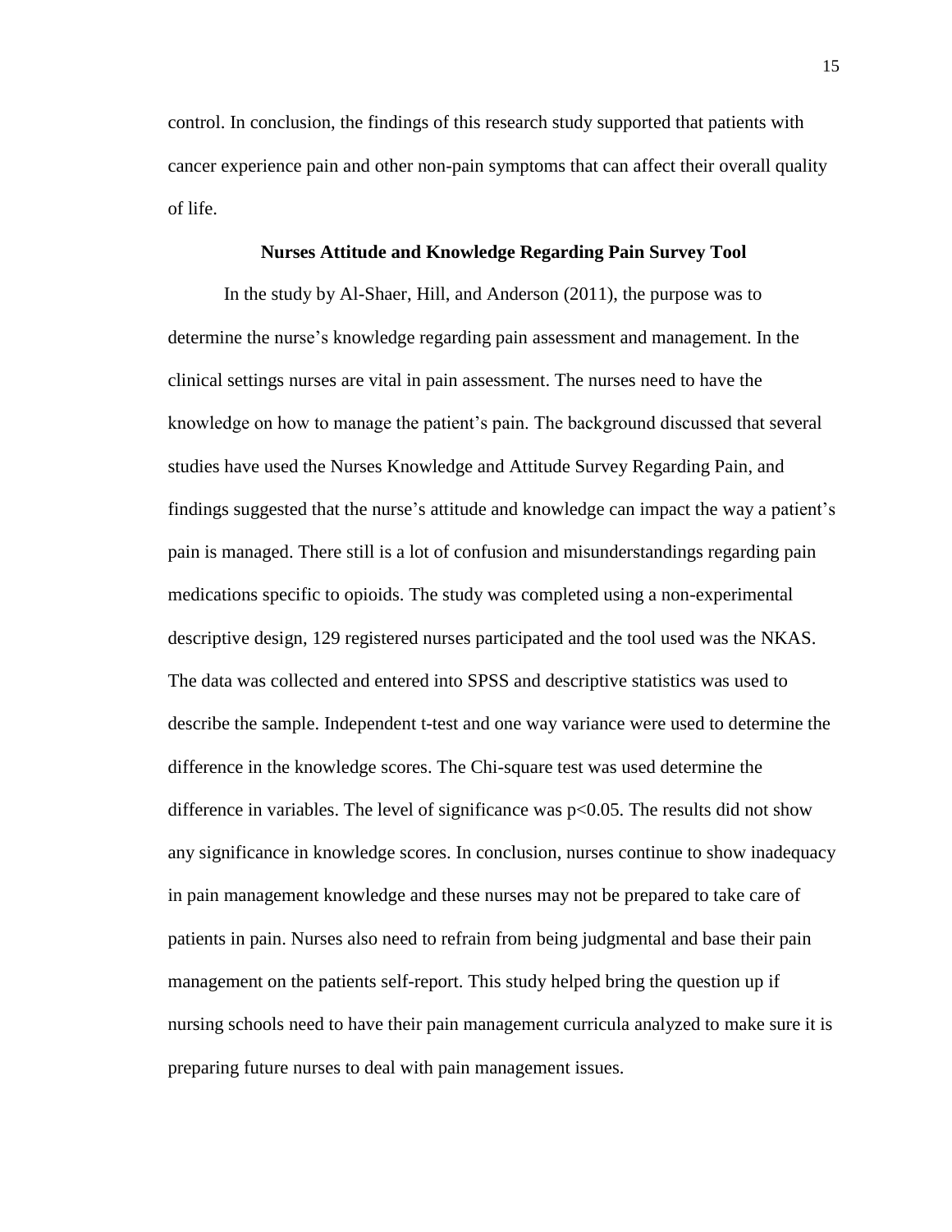control. In conclusion, the findings of this research study supported that patients with cancer experience pain and other non-pain symptoms that can affect their overall quality of life.

## Nurses Attitude and Knowledge Regarding Pain Survey Tool

In the study by Al-Shaer, Hill, and Anderson (2011), the purpose was to determine the nurse's knowledge regarding pain assessment and management. In the clinical settings nurses are vital in pain assessment. The nurses need to have the knowledge on how to manage the patient's pain. The background discussed that several studies have used the Nurses Knowledge and Attitude Survey Regarding Pain, and findings suggested that the nurse's attitude and knowledge can impact the way a patient's pain is managed. There still is a lot of confusion and misunderstandings regarding pain medications specific to opioids. The study was completed using a non-experimental descriptive design, 129 registered nurses participated and the tool used was the NKAS. The data was collected and entered into SPSS and descriptive statistics was used to describe the sample. Independent t-test and one way variance were used to determine the difference in the knowledge scores. The Chi-square test was used determine the difference in variables. The level of significance was $p<0.05$. The results did not show any significance in knowledge scores. In conclusion, nurses continue to show inadequacy in pain management knowledge and these nurses may not be prepared to take care of patients in pain. Nurses also need to refrain from being judgmental and base their pain management on the patients self-report. This study helped bring the question up if nursing schools need to have their pain management curricula analyzed to make sure it is preparing future nurses to deal with pain management issues.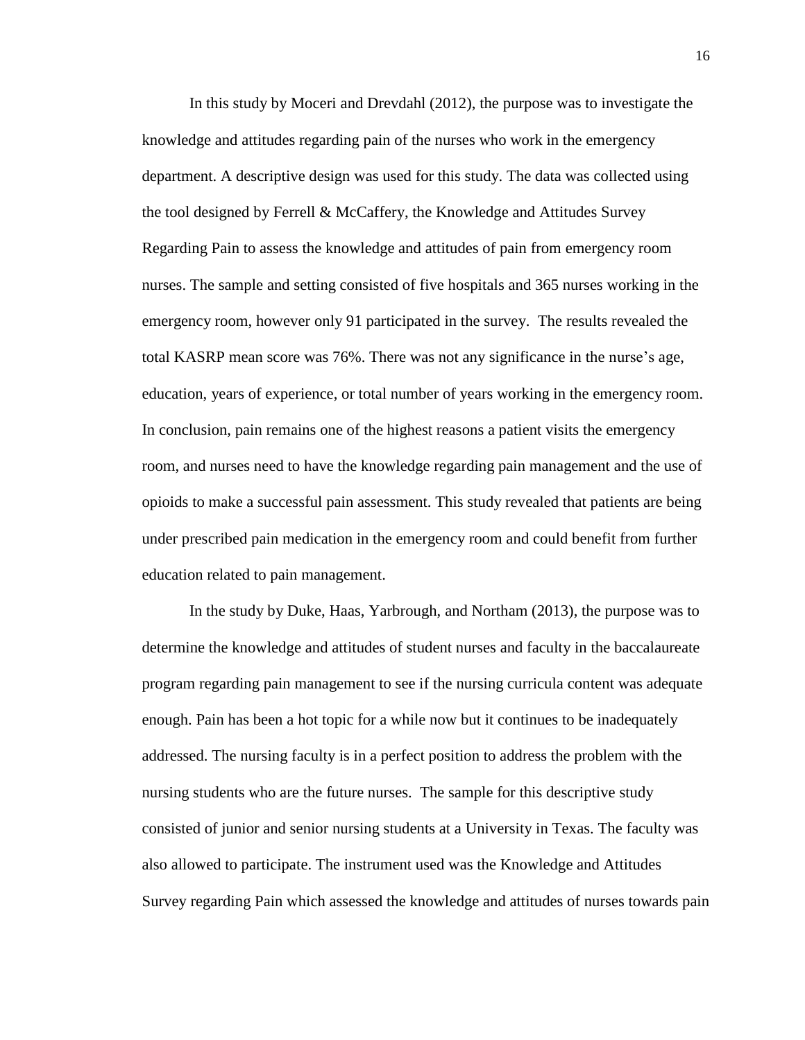In this study by Moceri and Drevdahl (2012), the purpose was to investigate the knowledge and attitudes regarding pain of the nurses who work in the emergency department. A descriptive design was used for this study. The data was collected using the tool designed by Ferrell & McCaffery, the Knowledge and Attitudes Survey Regarding Pain to assess the knowledge and attitudes of pain from emergency room nurses. The sample and setting consisted of five hospitals and 365 nurses working in the emergency room, however only 91 participated in the survey. The results revealed the total KASRP mean score was 76%. There was not any significance in the nurse's age, education, years of experience, or total number of years working in the emergency room. In conclusion, pain remains one of the highest reasons a patient visits the emergency room, and nurses need to have the knowledge regarding pain management and the use of opioids to make a successful pain assessment. This study revealed that patients are being under prescribed pain medication in the emergency room and could benefit from further education related to pain management.

In the study by Duke, Haas, Yarbrough, and Northam (2013), the purpose was to determine the knowledge and attitudes of student nurses and faculty in the baccalaureate program regarding pain management to see if the nursing curricula content was adequate enough. Pain has been a hot topic for a while now but it continues to be inadequately addressed. The nursing faculty is in a perfect position to address the problem with the nursing students who are the future nurses. The sample for this descriptive study consisted of junior and senior nursing students at a University in Texas. The faculty was also allowed to participate. The instrument used was the Knowledge and Attitudes Survey regarding Pain which assessed the knowledge and attitudes of nurses towards pain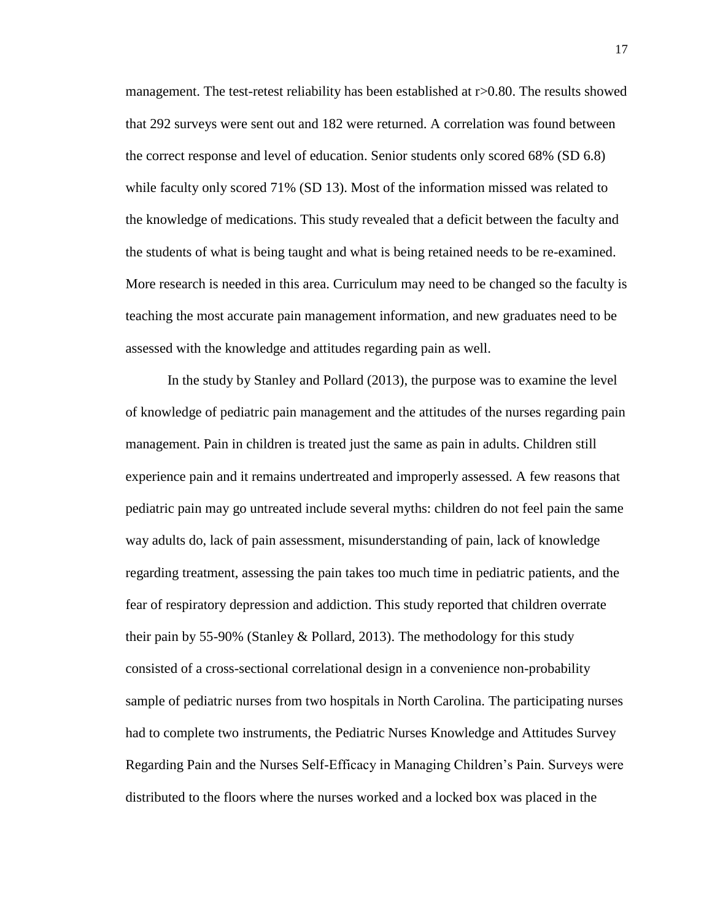management. The test-retest reliability has been established at $r > 0.80$. The results showed that 292 surveys were sent out and 182 were returned. A correlation was found between the correct response and level of education. Senior students only scored 68% (SD 6.8) while faculty only scored 71% (SD 13). Most of the information missed was related to the knowledge of medications. This study revealed that a deficit between the faculty and the students of what is being taught and what is being retained needs to be re-examined. More research is needed in this area. Curriculum may need to be changed so the faculty is teaching the most accurate pain management information, and new graduates need to be assessed with the knowledge and attitudes regarding pain as well.

In the study by Stanley and Pollard (2013), the purpose was to examine the level of knowledge of pediatric pain management and the attitudes of the nurses regarding pain management. Pain in children is treated just the same as pain in adults. Children still experience pain and it remains undertreated and improperly assessed. A few reasons that pediatric pain may go untreated include several myths: children do not feel pain the same way adults do, lack of pain assessment, misunderstanding of pain, lack of knowledge regarding treatment, assessing the pain takes too much time in pediatric patients, and the fear of respiratory depression and addiction. This study reported that children overrate their pain by 55-90% (Stanley & Pollard, 2013). The methodology for this study consisted of a cross-sectional correlational design in a convenience non-probability sample of pediatric nurses from two hospitals in North Carolina. The participating nurses had to complete two instruments, the Pediatric Nurses Knowledge and Attitudes Survey Regarding Pain and the Nurses Self-Efficacy in Managing Children's Pain. Surveys were distributed to the floors where the nurses worked and a locked box was placed in the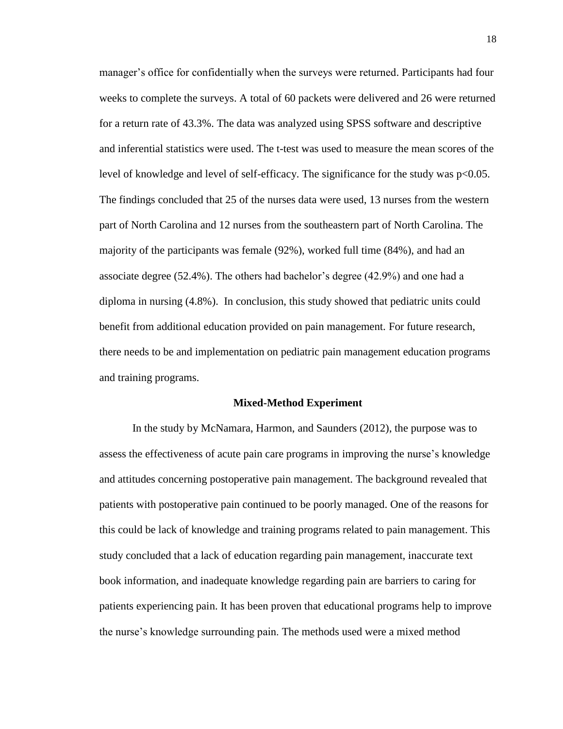manager's office for confidentially when the surveys were returned. Participants had four weeks to complete the surveys. A total of 60 packets were delivered and 26 were returned for a return rate of 43.3%. The data was analyzed using SPSS software and descriptive and inferential statistics were used. The t-test was used to measure the mean scores of the level of knowledge and level of self-efficacy. The significance for the study was $p<0.05$. The findings concluded that 25 of the nurses data were used, 13 nurses from the western part of North Carolina and 12 nurses from the southeastern part of North Carolina. The majority of the participants was female (92%), worked full time (84%), and had an associate degree (52.4%). The others had bachelor's degree (42.9%) and one had a diploma in nursing (4.8%).  In conclusion, this study showed that pediatric units could benefit from additional education provided on pain management. For future research, there needs to be and implementation on pediatric pain management education programs and training programs.

## Mixed-Method Experiment

In the study by McNamara, Harmon, and Saunders (2012), the purpose was to assess the effectiveness of acute pain care programs in improving the nurse's knowledge and attitudes concerning postoperative pain management. The background revealed that patients with postoperative pain continued to be poorly managed. One of the reasons for this could be lack of knowledge and training programs related to pain management. This study concluded that a lack of education regarding pain management, inaccurate text book information, and inadequate knowledge regarding pain are barriers to caring for patients experiencing pain. It has been proven that educational programs help to improve the nurse's knowledge surrounding pain. The methods used were a mixed method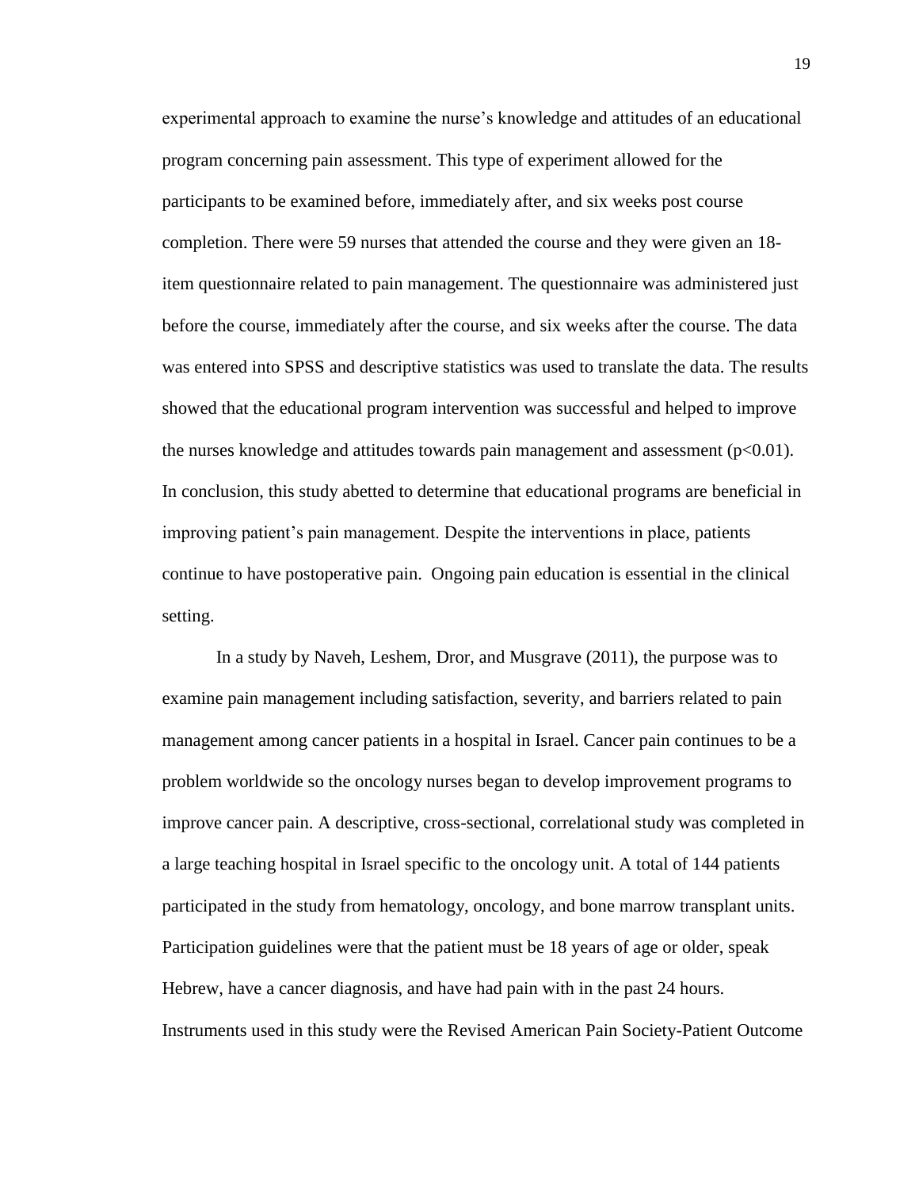experimental approach to examine the nurse's knowledge and attitudes of an educational program concerning pain assessment. This type of experiment allowed for the participants to be examined before, immediately after, and six weeks post course completion. There were 59 nurses that attended the course and they were given an 18-item questionnaire related to pain management. The questionnaire was administered just before the course, immediately after the course, and six weeks after the course. The data was entered into SPSS and descriptive statistics was used to translate the data. The results showed that the educational program intervention was successful and helped to improve the nurses knowledge and attitudes towards pain management and assessment ($p<0.01$). In conclusion, this study abetted to determine that educational programs are beneficial in improving patient's pain management. Despite the interventions in place, patients continue to have postoperative pain. Ongoing pain education is essential in the clinical setting.

In a study by Naveh, Leshem, Dror, and Musgrave (2011), the purpose was to examine pain management including satisfaction, severity, and barriers related to pain management among cancer patients in a hospital in Israel. Cancer pain continues to be a problem worldwide so the oncology nurses began to develop improvement programs to improve cancer pain. A descriptive, cross-sectional, correlational study was completed in a large teaching hospital in Israel specific to the oncology unit. A total of 144 patients participated in the study from hematology, oncology, and bone marrow transplant units. Participation guidelines were that the patient must be 18 years of age or older, speak Hebrew, have a cancer diagnosis, and have had pain with in the past 24 hours. Instruments used in this study were the Revised American Pain Society-Patient Outcome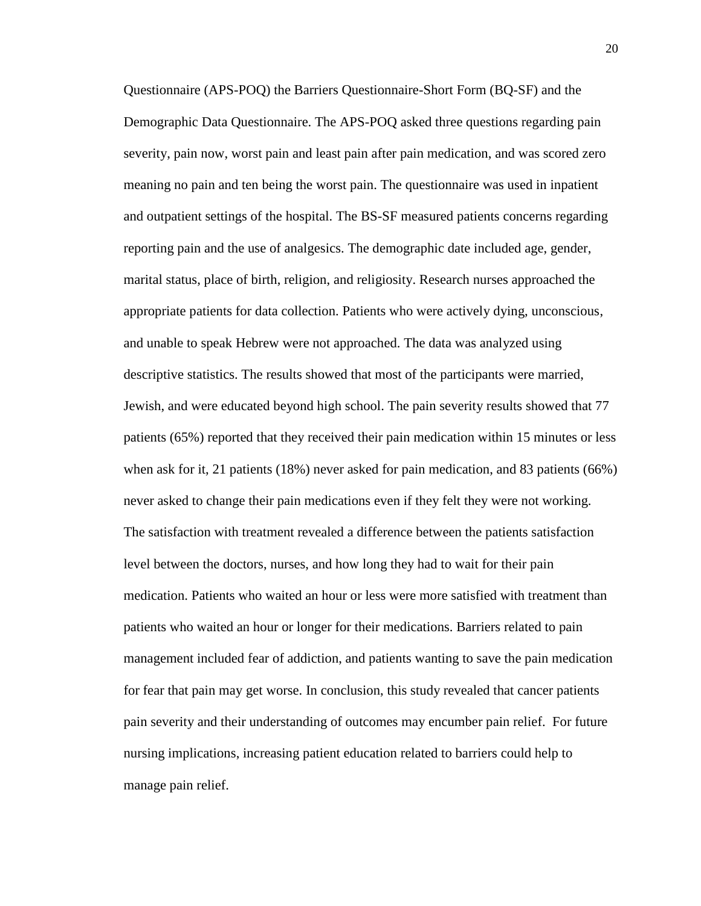Questionnaire (APS-POQ) the Barriers Questionnaire-Short Form (BQ-SF) and the Demographic Data Questionnaire. The APS-POQ asked three questions regarding pain severity, pain now, worst pain and least pain after pain medication, and was scored zero meaning no pain and ten being the worst pain. The questionnaire was used in inpatient and outpatient settings of the hospital. The BS-SF measured patients concerns regarding reporting pain and the use of analgesics. The demographic date included age, gender, marital status, place of birth, religion, and religiosity. Research nurses approached the appropriate patients for data collection. Patients who were actively dying, unconscious, and unable to speak Hebrew were not approached. The data was analyzed using descriptive statistics. The results showed that most of the participants were married, Jewish, and were educated beyond high school. The pain severity results showed that 77 patients (65%) reported that they received their pain medication within 15 minutes or less when ask for it, 21 patients (18%) never asked for pain medication, and 83 patients (66%) never asked to change their pain medications even if they felt they were not working. The satisfaction with treatment revealed a difference between the patients satisfaction level between the doctors, nurses, and how long they had to wait for their pain medication. Patients who waited an hour or less were more satisfied with treatment than patients who waited an hour or longer for their medications. Barriers related to pain management included fear of addiction, and patients wanting to save the pain medication for fear that pain may get worse. In conclusion, this study revealed that cancer patients pain severity and their understanding of outcomes may encumber pain relief. For future nursing implications, increasing patient education related to barriers could help to manage pain relief.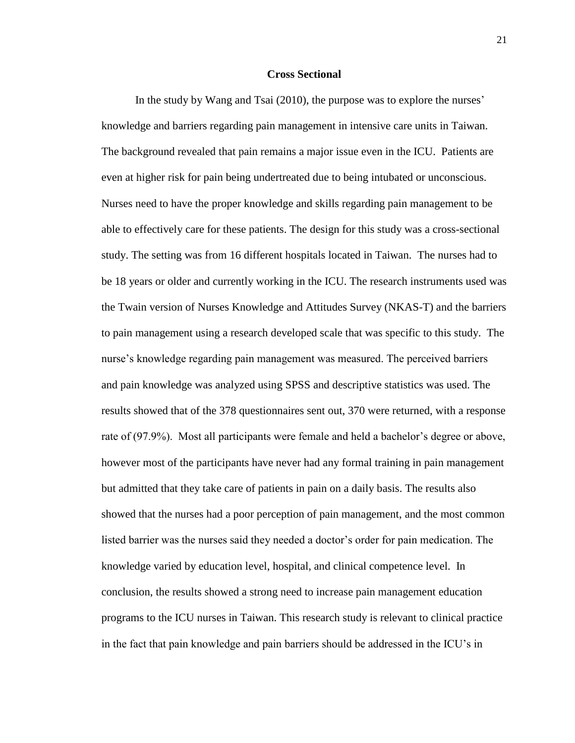**Cross Sectional**

In the study by Wang and Tsai (2010), the purpose was to explore the nurses' knowledge and barriers regarding pain management in intensive care units in Taiwan. The background revealed that pain remains a major issue even in the ICU. Patients are even at higher risk for pain being undertreated due to being intubated or unconscious. Nurses need to have the proper knowledge and skills regarding pain management to be able to effectively care for these patients. The design for this study was a cross-sectional study. The setting was from 16 different hospitals located in Taiwan. The nurses had to be 18 years or older and currently working in the ICU. The research instruments used was the Twain version of Nurses Knowledge and Attitudes Survey (NKAS-T) and the barriers to pain management using a research developed scale that was specific to this study. The nurse's knowledge regarding pain management was measured. The perceived barriers and pain knowledge was analyzed using SPSS and descriptive statistics was used. The results showed that of the 378 questionnaires sent out, 370 were returned, with a response rate of (97.9%). Most all participants were female and held a bachelor's degree or above, however most of the participants have never had any formal training in pain management but admitted that they take care of patients in pain on a daily basis. The results also showed that the nurses had a poor perception of pain management, and the most common listed barrier was the nurses said they needed a doctor's order for pain medication. The knowledge varied by education level, hospital, and clinical competence level. In conclusion, the results showed a strong need to increase pain management education programs to the ICU nurses in Taiwan. This research study is relevant to clinical practice in the fact that pain knowledge and pain barriers should be addressed in the ICU's in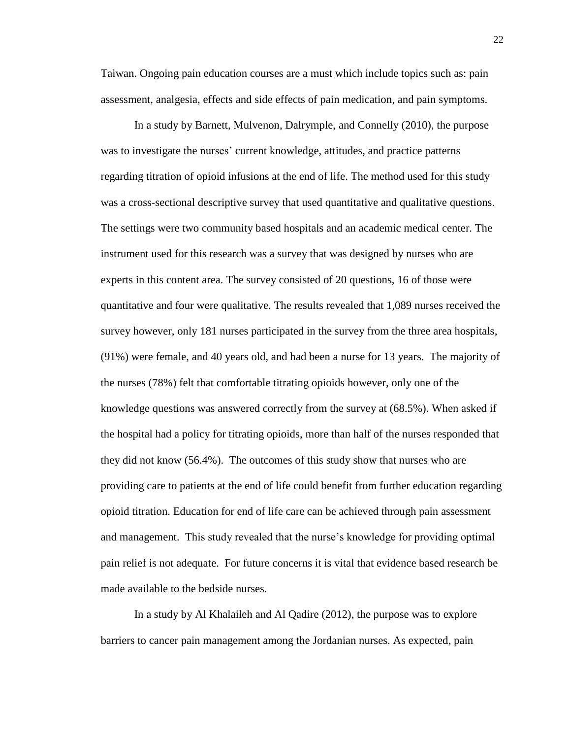Taiwan. Ongoing pain education courses are a must which include topics such as: pain assessment, analgesia, effects and side effects of pain medication, and pain symptoms.

In a study by Barnett, Mulvenon, Dalrymple, and Connelly (2010), the purpose was to investigate the nurses' current knowledge, attitudes, and practice patterns regarding titration of opioid infusions at the end of life. The method used for this study was a cross-sectional descriptive survey that used quantitative and qualitative questions. The settings were two community based hospitals and an academic medical center. The instrument used for this research was a survey that was designed by nurses who are experts in this content area. The survey consisted of 20 questions, 16 of those were quantitative and four were qualitative. The results revealed that 1,089 nurses received the survey however, only 181 nurses participated in the survey from the three area hospitals, (91%) were female, and 40 years old, and had been a nurse for 13 years. The majority of the nurses (78%) felt that comfortable titrating opioids however, only one of the knowledge questions was answered correctly from the survey at (68.5%). When asked if the hospital had a policy for titrating opioids, more than half of the nurses responded that they did not know (56.4%). The outcomes of this study show that nurses who are providing care to patients at the end of life could benefit from further education regarding opioid titration. Education for end of life care can be achieved through pain assessment and management. This study revealed that the nurse's knowledge for providing optimal pain relief is not adequate. For future concerns it is vital that evidence based research be made available to the bedside nurses.

In a study by Al Khalaileh and Al Qadire (2012), the purpose was to explore barriers to cancer pain management among the Jordanian nurses. As expected, pain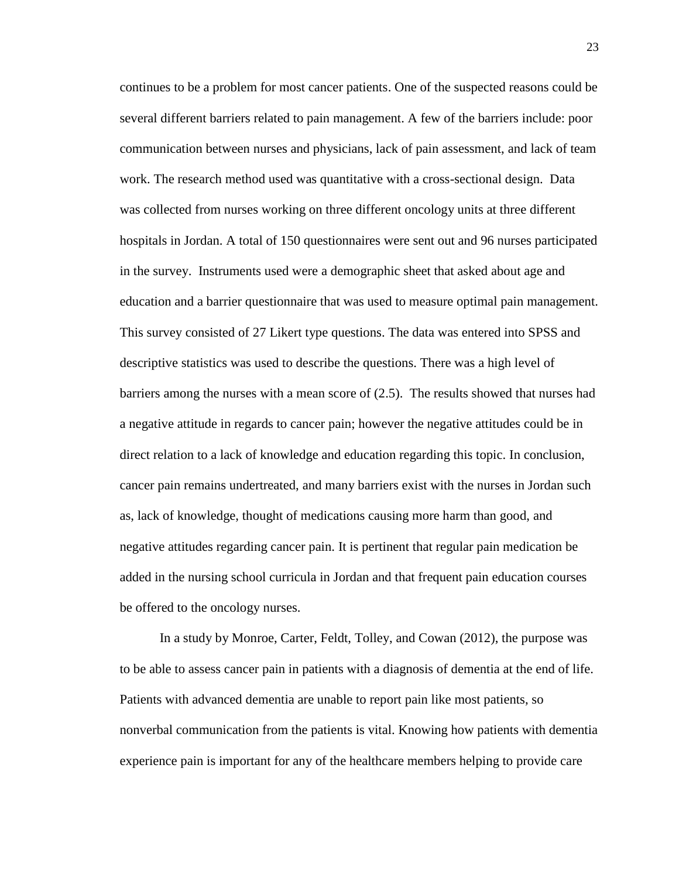continues to be a problem for most cancer patients. One of the suspected reasons could be several different barriers related to pain management. A few of the barriers include: poor communication between nurses and physicians, lack of pain assessment, and lack of team work. The research method used was quantitative with a cross-sectional design. Data was collected from nurses working on three different oncology units at three different hospitals in Jordan. A total of 150 questionnaires were sent out and 96 nurses participated in the survey. Instruments used were a demographic sheet that asked about age and education and a barrier questionnaire that was used to measure optimal pain management. This survey consisted of 27 Likert type questions. The data was entered into SPSS and descriptive statistics was used to describe the questions. There was a high level of barriers among the nurses with a mean score of (2.5). The results showed that nurses had a negative attitude in regards to cancer pain; however the negative attitudes could be in direct relation to a lack of knowledge and education regarding this topic. In conclusion, cancer pain remains undertreated, and many barriers exist with the nurses in Jordan such as, lack of knowledge, thought of medications causing more harm than good, and negative attitudes regarding cancer pain. It is pertinent that regular pain medication be added in the nursing school curricula in Jordan and that frequent pain education courses be offered to the oncology nurses.

In a study by Monroe, Carter, Feldt, Tolley, and Cowan (2012), the purpose was to be able to assess cancer pain in patients with a diagnosis of dementia at the end of life. Patients with advanced dementia are unable to report pain like most patients, so nonverbal communication from the patients is vital. Knowing how patients with dementia experience pain is important for any of the healthcare members helping to provide care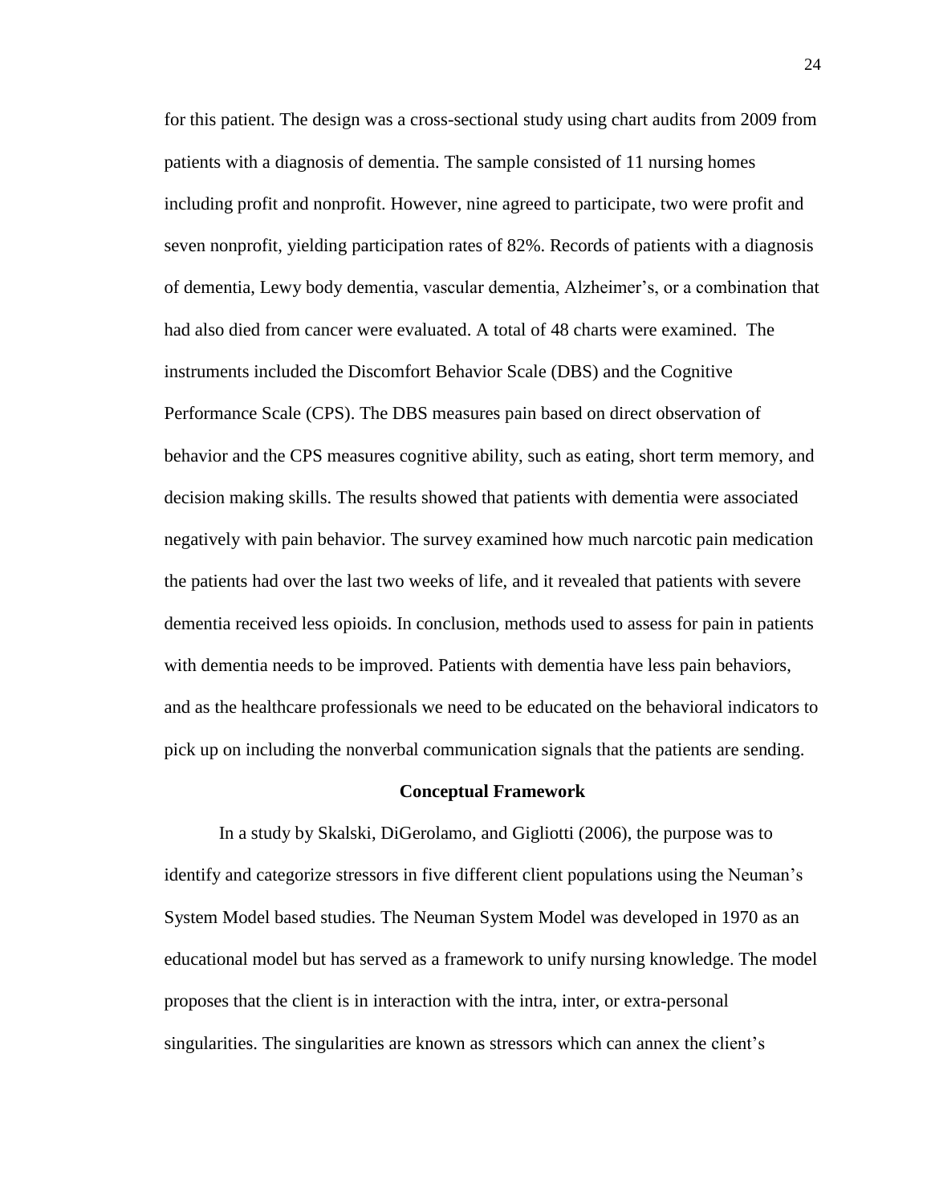for this patient. The design was a cross-sectional study using chart audits from 2009 from patients with a diagnosis of dementia. The sample consisted of 11 nursing homes including profit and nonprofit. However, nine agreed to participate, two were profit and seven nonprofit, yielding participation rates of 82%. Records of patients with a diagnosis of dementia, Lewy body dementia, vascular dementia, Alzheimer's, or a combination that had also died from cancer were evaluated. A total of 48 charts were examined. The instruments included the Discomfort Behavior Scale (DBS) and the Cognitive Performance Scale (CPS). The DBS measures pain based on direct observation of behavior and the CPS measures cognitive ability, such as eating, short term memory, and decision making skills. The results showed that patients with dementia were associated negatively with pain behavior. The survey examined how much narcotic pain medication the patients had over the last two weeks of life, and it revealed that patients with severe dementia received less opioids. In conclusion, methods used to assess for pain in patients with dementia needs to be improved. Patients with dementia have less pain behaviors, and as the healthcare professionals we need to be educated on the behavioral indicators to pick up on including the nonverbal communication signals that the patients are sending.

## Conceptual Framework

In a study by Skalski, DiGerolamo, and Gigliotti (2006), the purpose was to identify and categorize stressors in five different client populations using the Neuman's System Model based studies. The Neuman System Model was developed in 1970 as an educational model but has served as a framework to unify nursing knowledge. The model proposes that the client is in interaction with the intra, inter, or extra-personal singularities. The singularities are known as stressors which can annex the client's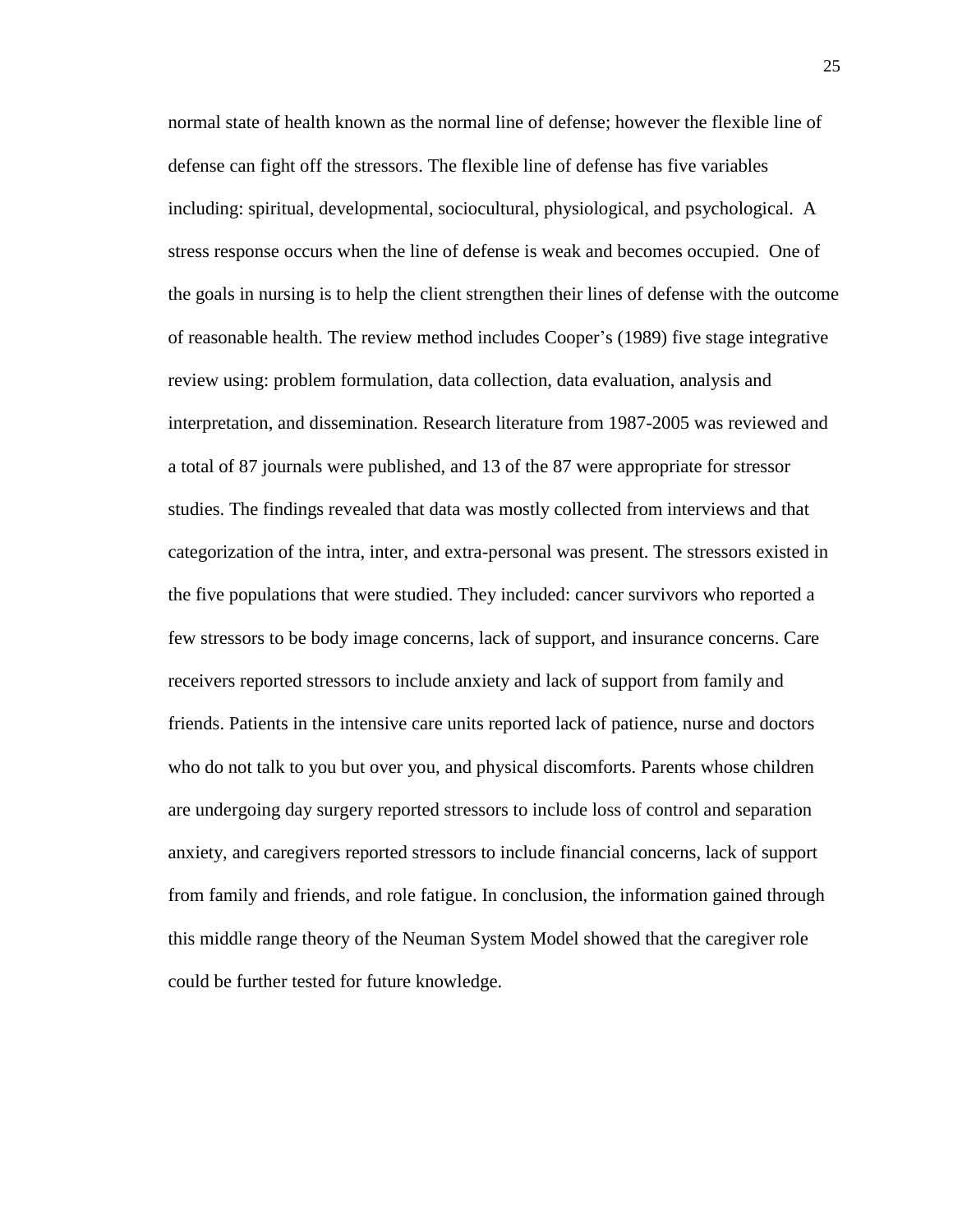normal state of health known as the normal line of defense; however the flexible line of defense can fight off the stressors. The flexible line of defense has five variables including: spiritual, developmental, sociocultural, physiological, and psychological. A stress response occurs when the line of defense is weak and becomes occupied. One of the goals in nursing is to help the client strengthen their lines of defense with the outcome of reasonable health. The review method includes Cooper's (1989) five stage integrative review using: problem formulation, data collection, data evaluation, analysis and interpretation, and dissemination. Research literature from 1987-2005 was reviewed and a total of 87 journals were published, and 13 of the 87 were appropriate for stressor studies. The findings revealed that data was mostly collected from interviews and that categorization of the intra, inter, and extra-personal was present. The stressors existed in the five populations that were studied. They included: cancer survivors who reported a few stressors to be body image concerns, lack of support, and insurance concerns. Care receivers reported stressors to include anxiety and lack of support from family and friends. Patients in the intensive care units reported lack of patience, nurse and doctors who do not talk to you but over you, and physical discomforts. Parents whose children are undergoing day surgery reported stressors to include loss of control and separation anxiety, and caregivers reported stressors to include financial concerns, lack of support from family and friends, and role fatigue. In conclusion, the information gained through this middle range theory of the Neuman System Model showed that the caregiver role could be further tested for future knowledge.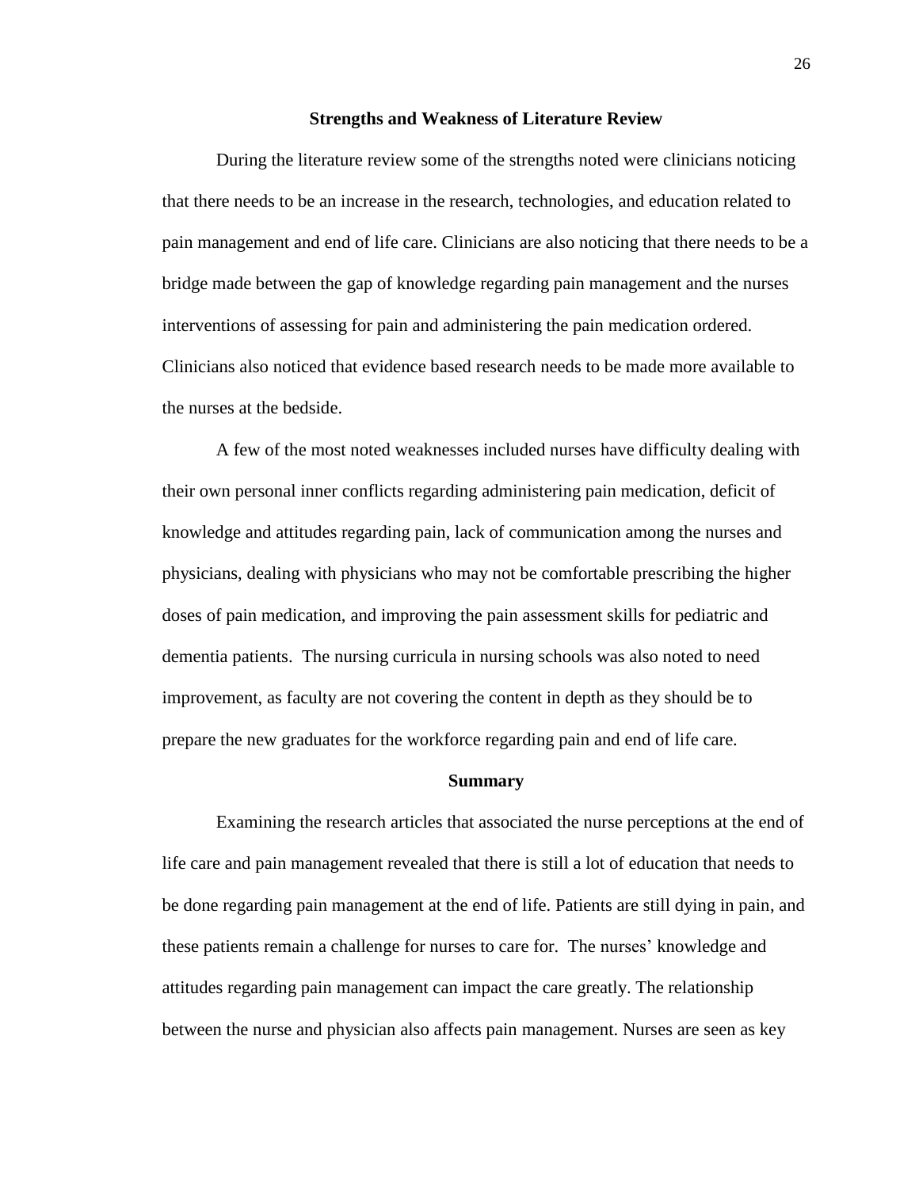## Strengths and Weakness of Literature Review

During the literature review some of the strengths noted were clinicians noticing that there needs to be an increase in the research, technologies, and education related to pain management and end of life care. Clinicians are also noticing that there needs to be a bridge made between the gap of knowledge regarding pain management and the nurses interventions of assessing for pain and administering the pain medication ordered. Clinicians also noticed that evidence based research needs to be made more available to the nurses at the bedside.

A few of the most noted weaknesses included nurses have difficulty dealing with their own personal inner conflicts regarding administering pain medication, deficit of knowledge and attitudes regarding pain, lack of communication among the nurses and physicians, dealing with physicians who may not be comfortable prescribing the higher doses of pain medication, and improving the pain assessment skills for pediatric and dementia patients. The nursing curricula in nursing schools was also noted to need improvement, as faculty are not covering the content in depth as they should be to prepare the new graduates for the workforce regarding pain and end of life care.

## Summary

Examining the research articles that associated the nurse perceptions at the end of life care and pain management revealed that there is still a lot of education that needs to be done regarding pain management at the end of life. Patients are still dying in pain, and these patients remain a challenge for nurses to care for. The nurses' knowledge and attitudes regarding pain management can impact the care greatly. The relationship between the nurse and physician also affects pain management. Nurses are seen as key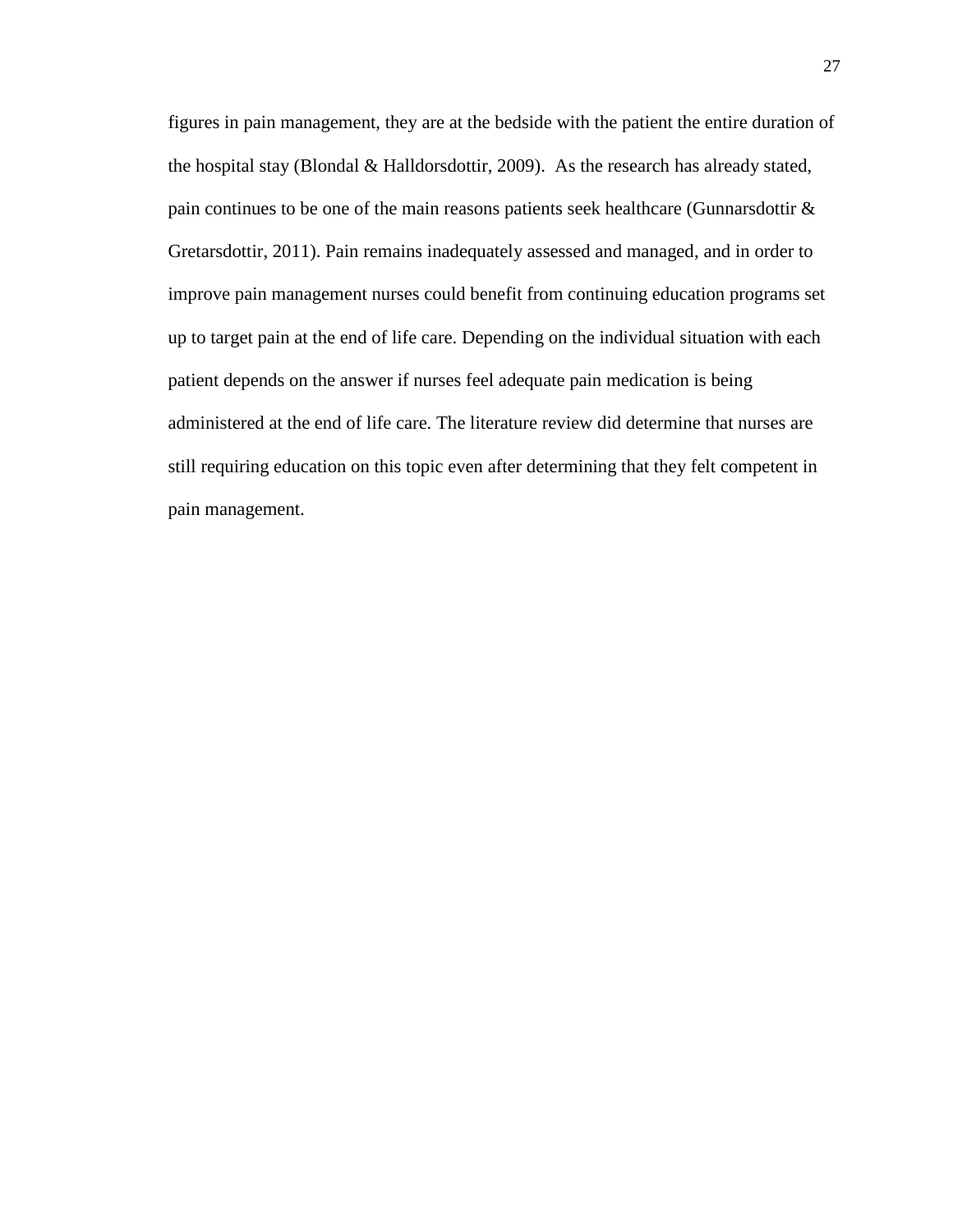figures in pain management, they are at the bedside with the patient the entire duration of the hospital stay (Blondal & Halldorsdottir, 2009). As the research has already stated, pain continues to be one of the main reasons patients seek healthcare (Gunnarsdottir & Gretarsdottir, 2011). Pain remains inadequately assessed and managed, and in order to improve pain management nurses could benefit from continuing education programs set up to target pain at the end of life care. Depending on the individual situation with each patient depends on the answer if nurses feel adequate pain medication is being administered at the end of life care. The literature review did determine that nurses are still requiring education on this topic even after determining that they felt competent in pain management.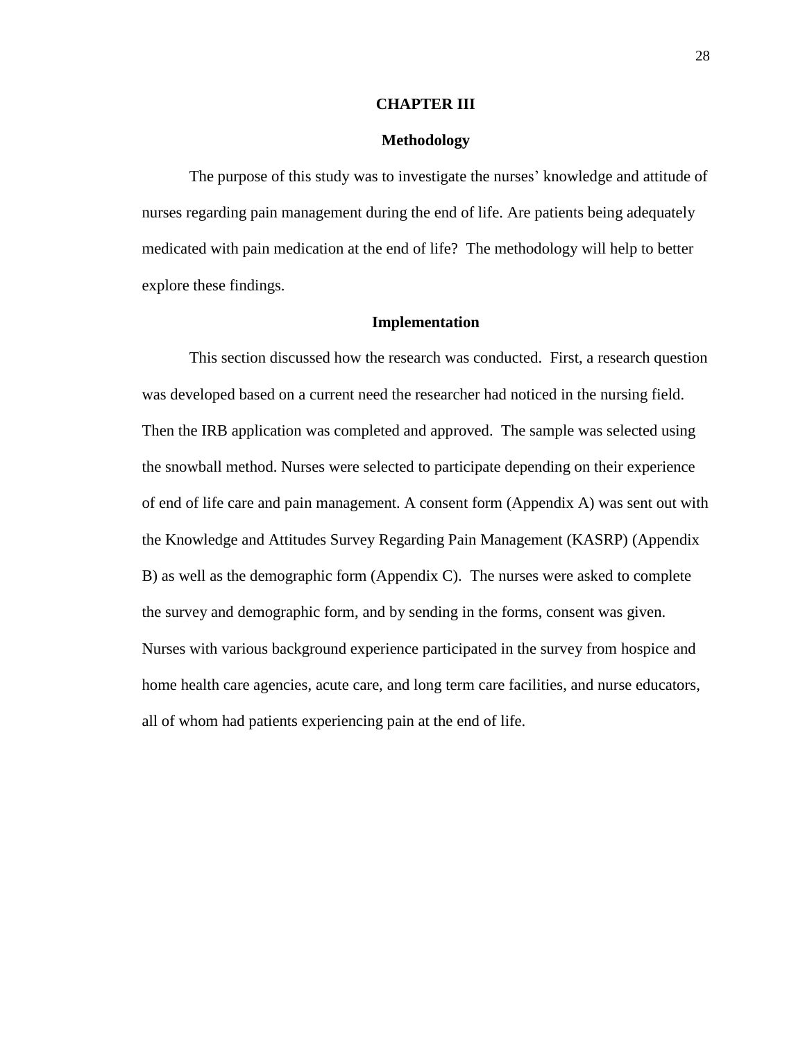# CHAPTER III

## Methodology

The purpose of this study was to investigate the nurses' knowledge and attitude of nurses regarding pain management during the end of life. Are patients being adequately medicated with pain medication at the end of life? The methodology will help to better explore these findings.

## Implementation

This section discussed how the research was conducted. First, a research question was developed based on a current need the researcher had noticed in the nursing field. Then the IRB application was completed and approved. The sample was selected using the snowball method. Nurses were selected to participate depending on their experience of end of life care and pain management. A consent form (Appendix A) was sent out with the Knowledge and Attitudes Survey Regarding Pain Management (KASRP) (Appendix B) as well as the demographic form (Appendix C). The nurses were asked to complete the survey and demographic form, and by sending in the forms, consent was given. Nurses with various background experience participated in the survey from hospice and home health care agencies, acute care, and long term care facilities, and nurse educators, all of whom had patients experiencing pain at the end of life.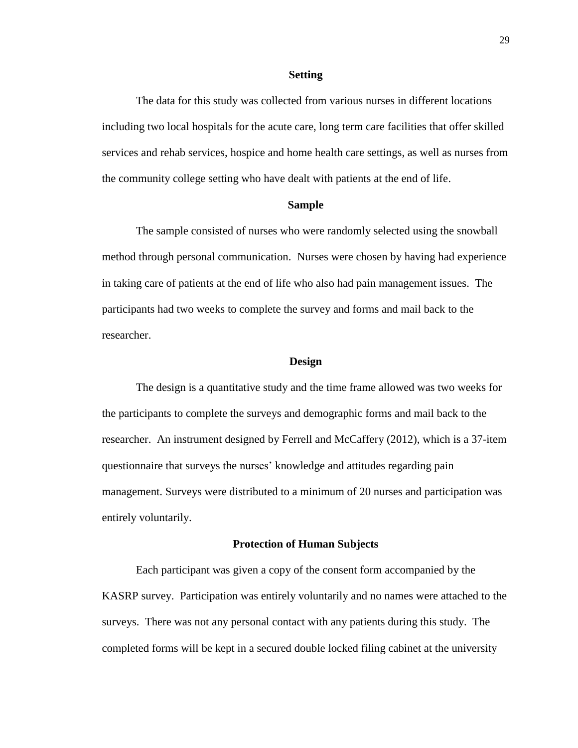## Setting

The data for this study was collected from various nurses in different locations including two local hospitals for the acute care, long term care facilities that offer skilled services and rehab services, hospice and home health care settings, as well as nurses from the community college setting who have dealt with patients at the end of life.

## Sample

The sample consisted of nurses who were randomly selected using the snowball method through personal communication. Nurses were chosen by having had experience in taking care of patients at the end of life who also had pain management issues. The participants had two weeks to complete the survey and forms and mail back to the researcher.

## Design

The design is a quantitative study and the time frame allowed was two weeks for the participants to complete the surveys and demographic forms and mail back to the researcher. An instrument designed by Ferrell and McCaffery (2012), which is a 37-item questionnaire that surveys the nurses' knowledge and attitudes regarding pain management. Surveys were distributed to a minimum of 20 nurses and participation was entirely voluntarily.

## Protection of Human Subjects

Each participant was given a copy of the consent form accompanied by the KASRP survey. Participation was entirely voluntarily and no names were attached to the surveys. There was not any personal contact with any patients during this study. The completed forms will be kept in a secured double locked filing cabinet at the university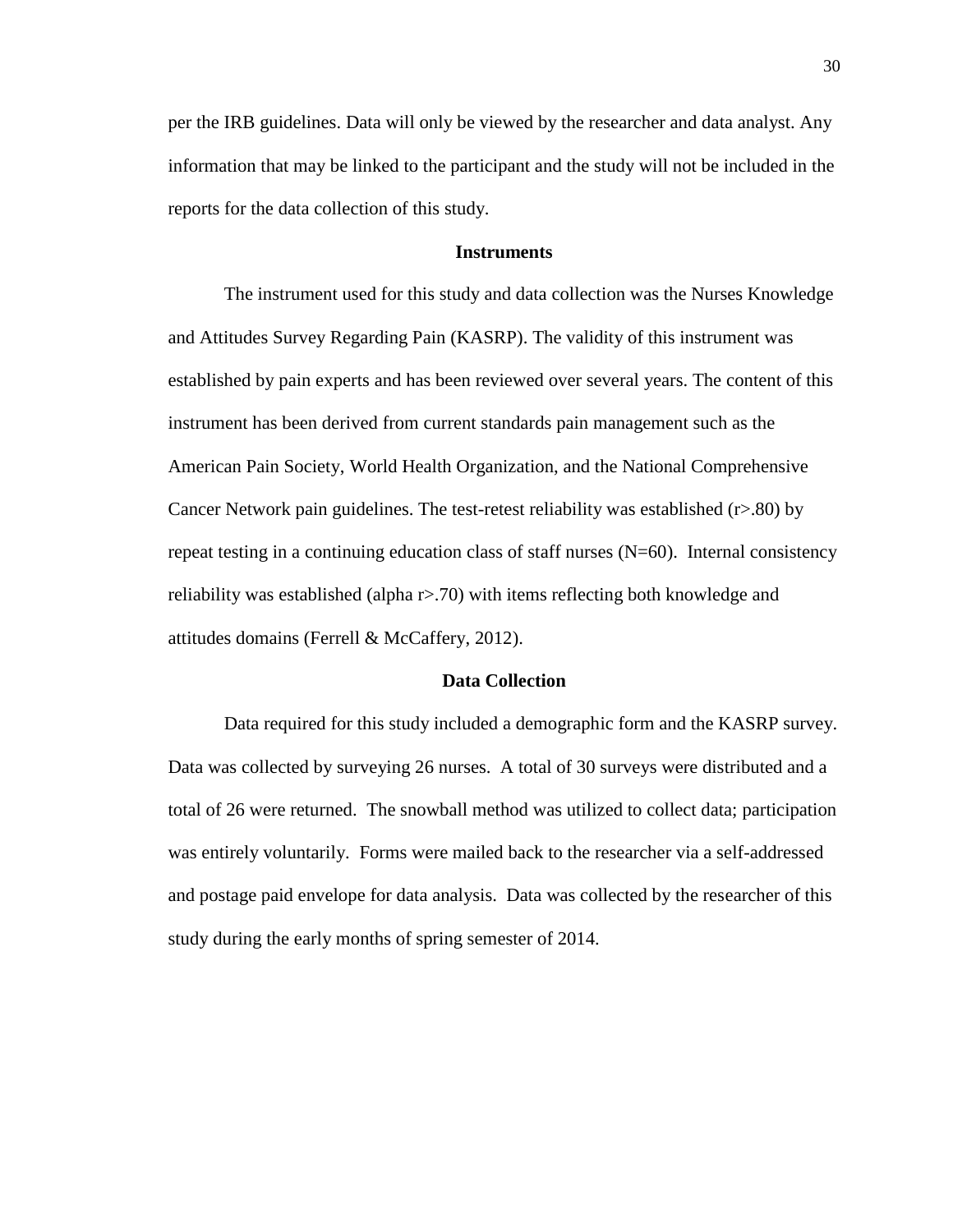per the IRB guidelines. Data will only be viewed by the researcher and data analyst. Any information that may be linked to the participant and the study will not be included in the reports for the data collection of this study.

## Instruments

The instrument used for this study and data collection was the Nurses Knowledge and Attitudes Survey Regarding Pain (KASRP). The validity of this instrument was established by pain experts and has been reviewed over several years. The content of this instrument has been derived from current standards pain management such as the American Pain Society, World Health Organization, and the National Comprehensive Cancer Network pain guidelines. The test-retest reliability was established ($r>.80$) by repeat testing in a continuing education class of staff nurses ($N=60$). Internal consistency reliability was established (alpha $r>.70$) with items reflecting both knowledge and attitudes domains (Ferrell & McCaffery, 2012).

## Data Collection

Data required for this study included a demographic form and the KASRP survey. Data was collected by surveying 26 nurses. A total of 30 surveys were distributed and a total of 26 were returned. The snowball method was utilized to collect data; participation was entirely voluntarily. Forms were mailed back to the researcher via a self-addressed and postage paid envelope for data analysis. Data was collected by the researcher of this study during the early months of spring semester of 2014.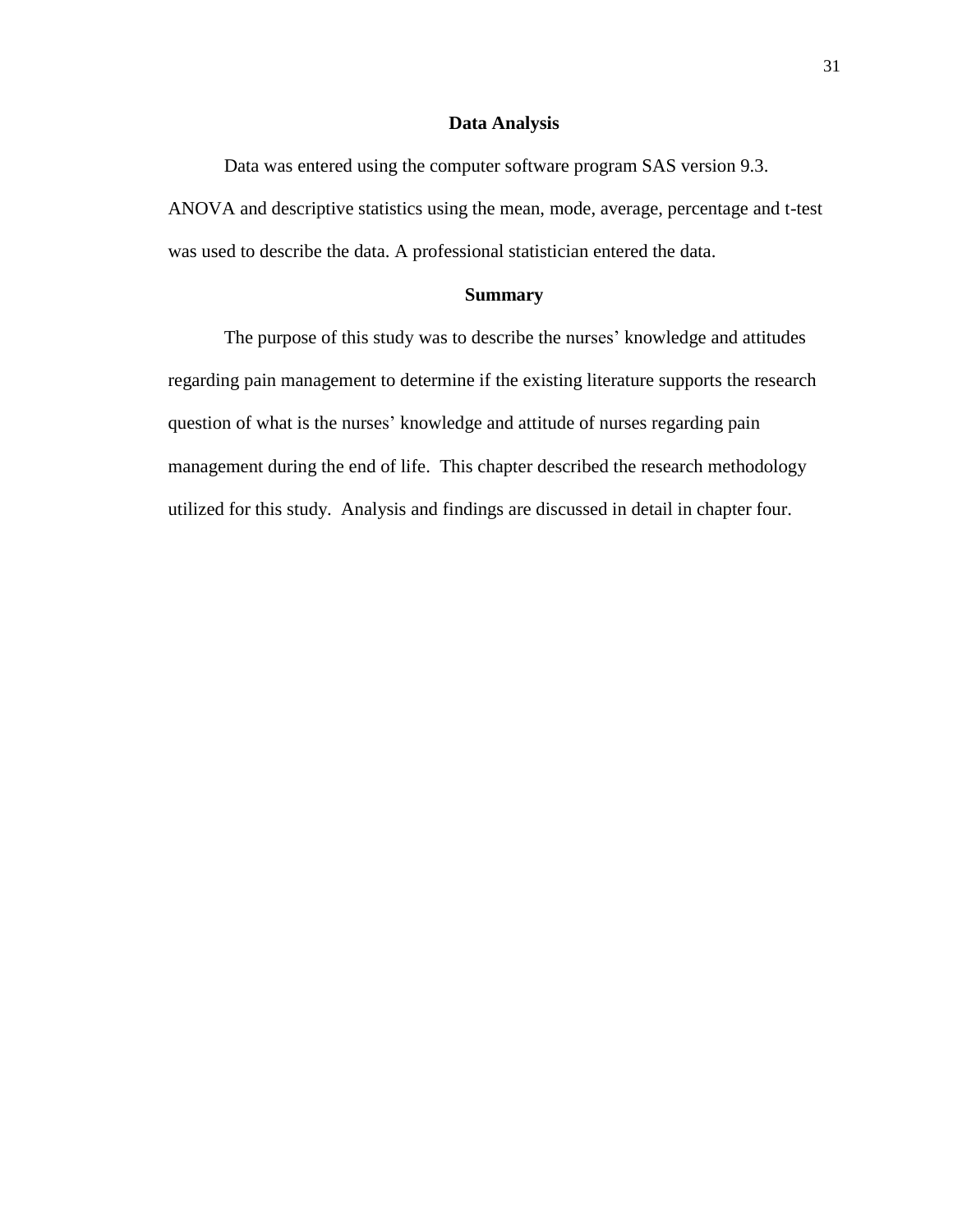## Data Analysis

Data was entered using the computer software program SAS version 9.3. ANOVA and descriptive statistics using the mean, mode, average, percentage and t-test was used to describe the data. A professional statistician entered the data.

## Summary

The purpose of this study was to describe the nurses' knowledge and attitudes regarding pain management to determine if the existing literature supports the research question of what is the nurses' knowledge and attitude of nurses regarding pain management during the end of life. This chapter described the research methodology utilized for this study. Analysis and findings are discussed in detail in chapter four.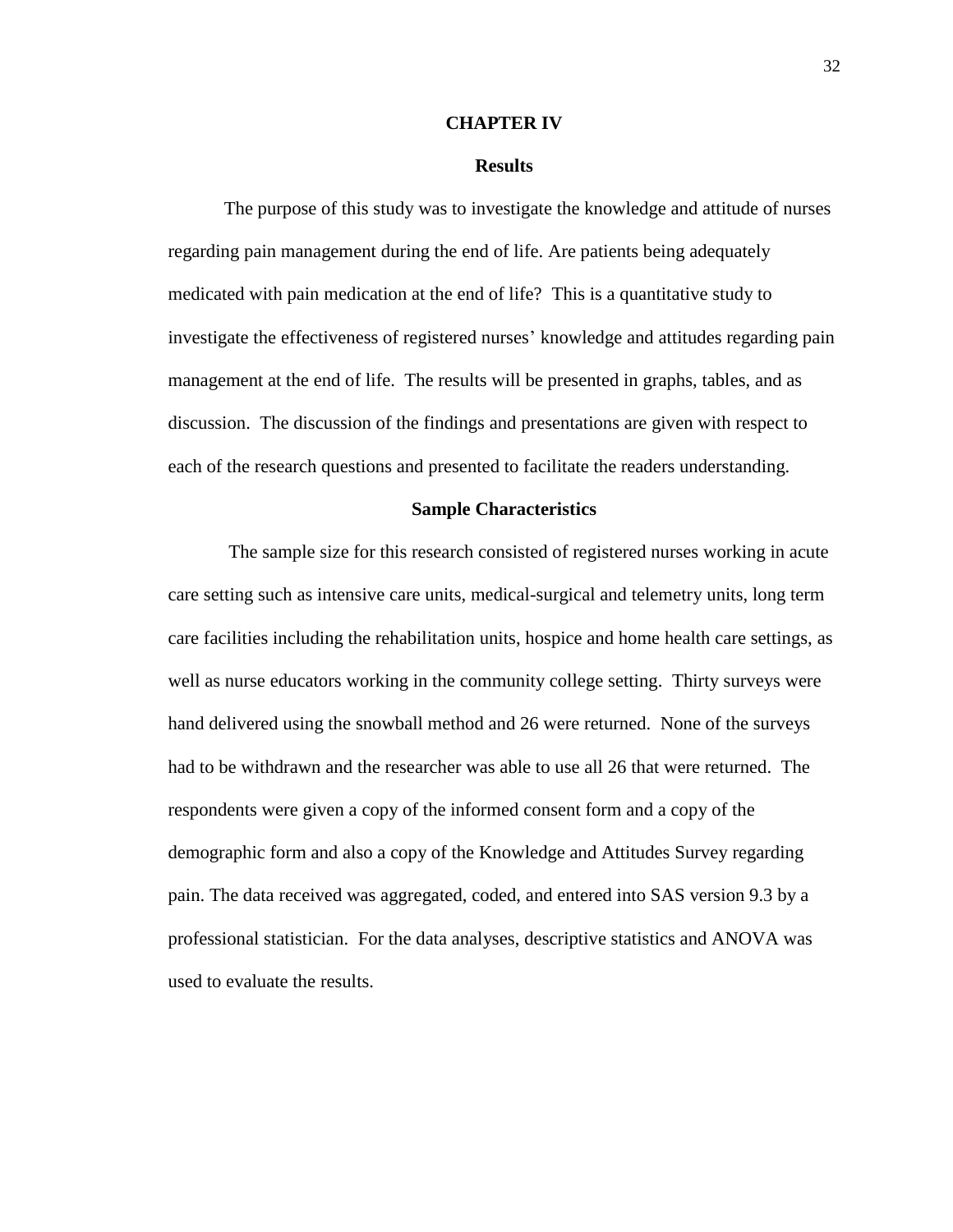# CHAPTER IV

## Results

The purpose of this study was to investigate the knowledge and attitude of nurses regarding pain management during the end of life. Are patients being adequately medicated with pain medication at the end of life? This is a quantitative study to investigate the effectiveness of registered nurses' knowledge and attitudes regarding pain management at the end of life. The results will be presented in graphs, tables, and as discussion. The discussion of the findings and presentations are given with respect to each of the research questions and presented to facilitate the readers understanding.

## Sample Characteristics

The sample size for this research consisted of registered nurses working in acute care setting such as intensive care units, medical-surgical and telemetry units, long term care facilities including the rehabilitation units, hospice and home health care settings, as well as nurse educators working in the community college setting. Thirty surveys were hand delivered using the snowball method and 26 were returned. None of the surveys had to be withdrawn and the researcher was able to use all 26 that were returned. The respondents were given a copy of the informed consent form and a copy of the demographic form and also a copy of the Knowledge and Attitudes Survey regarding pain. The data received was aggregated, coded, and entered into SAS version 9.3 by a professional statistician. For the data analyses, descriptive statistics and ANOVA was used to evaluate the results.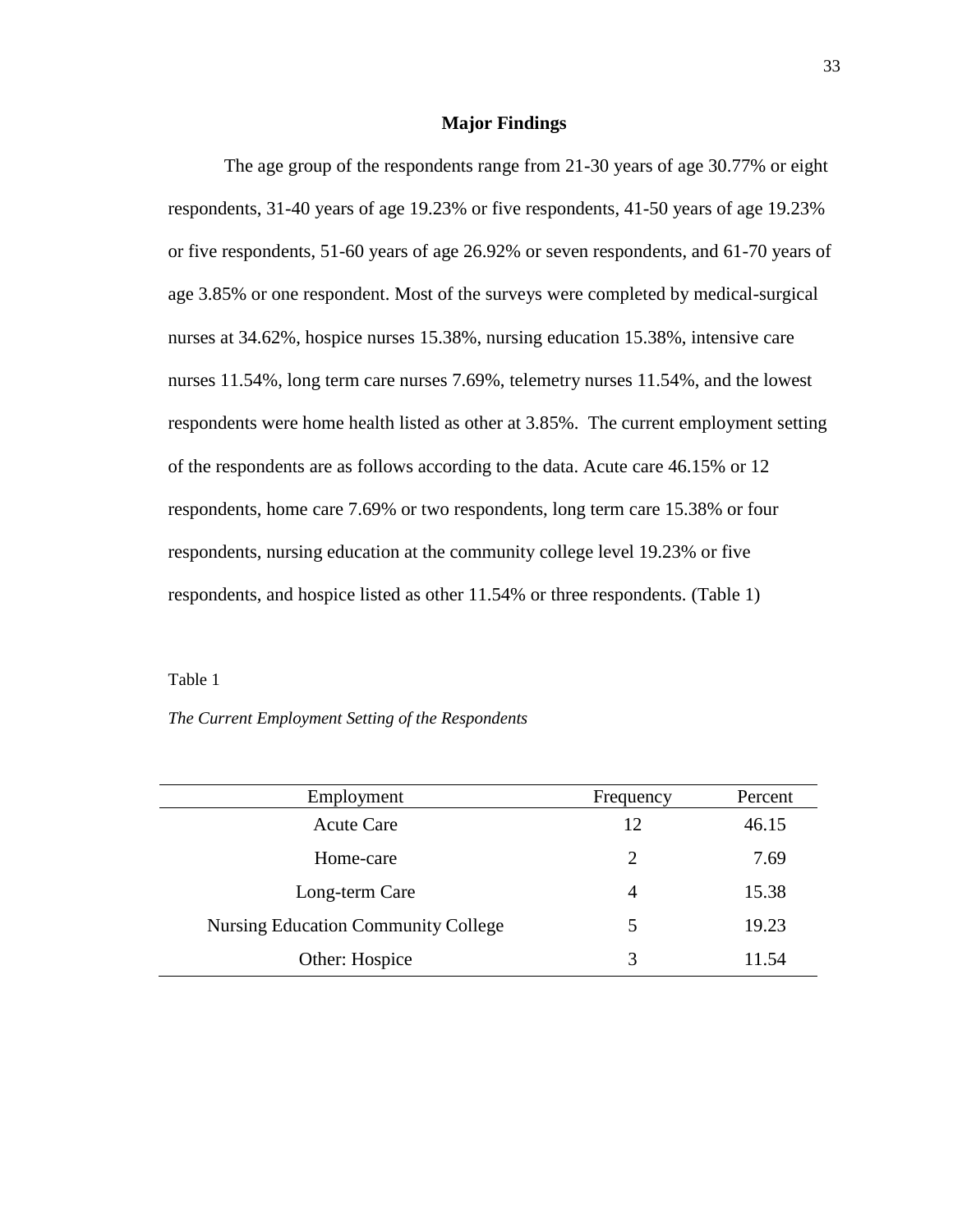## Major Findings

The age group of the respondents range from 21-30 years of age 30.77% or eight respondents, 31-40 years of age 19.23% or five respondents, 41-50 years of age 19.23% or five respondents, 51-60 years of age 26.92% or seven respondents, and 61-70 years of age 3.85% or one respondent. Most of the surveys were completed by medical-surgical nurses at 34.62%, hospice nurses 15.38%, nursing education 15.38%, intensive care nurses 11.54%, long term care nurses 7.69%, telemetry nurses 11.54%, and the lowest respondents were home health listed as other at 3.85%. The current employment setting of the respondents are as follows according to the data. Acute care 46.15% or 12 respondents, home care 7.69% or two respondents, long term care 15.38% or four respondents, nursing education at the community college level 19.23% or five respondents, and hospice listed as other 11.54% or three respondents. (Table 1)

Table 1

*The Current Employment Setting of the Respondents*

| Employment | Frequency | Percent |
|---|---|---|
| Acute Care | 12 | 46.15 |
| Home-care | 2 | 7.69 |
| Long-term Care | 4 | 15.38 |
| Nursing Education Community College | 5 | 19.23 |
| Other: Hospice | 3 | 11.54 |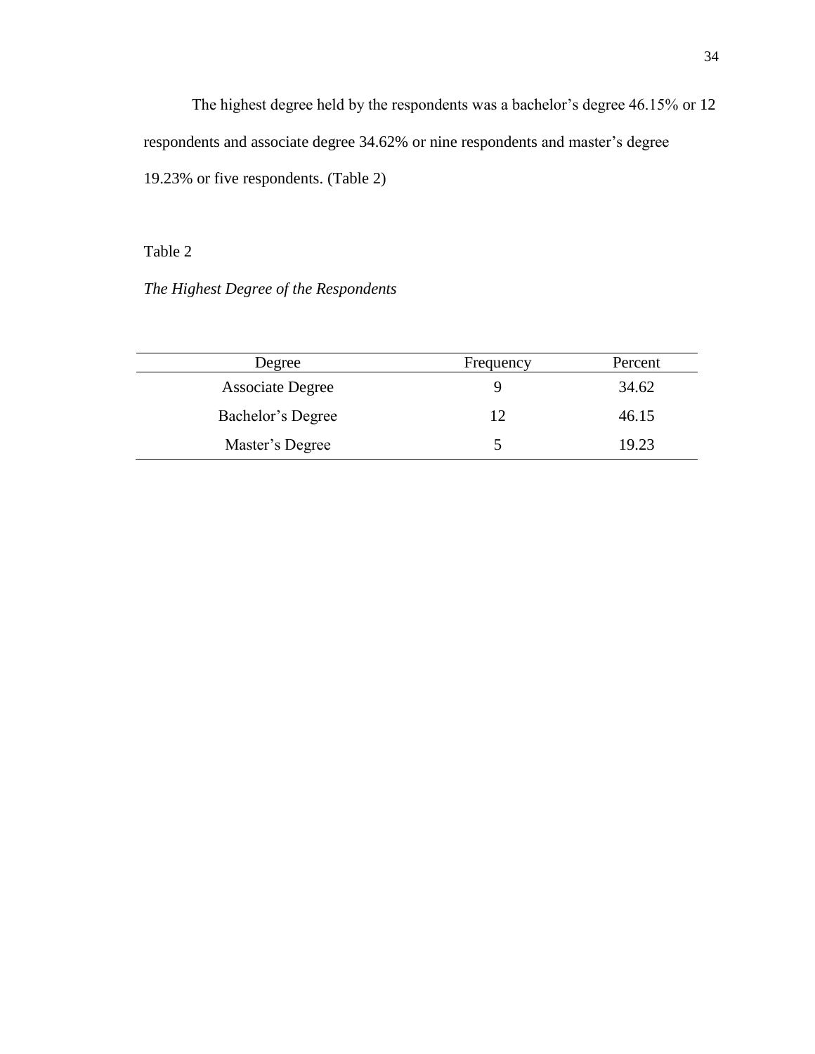The highest degree held by the respondents was a bachelor's degree 46.15% or 12 respondents and associate degree 34.62% or nine respondents and master's degree 19.23% or five respondents. (Table 2)

Table 2

*The Highest Degree of the Respondents*

| Degree | Frequency | Percent |
|---|---|---|
| Associate Degree | 9 | 34.62 |
| Bachelor's Degree | 12 | 46.15 |
| Master's Degree | 5 | 19.23 |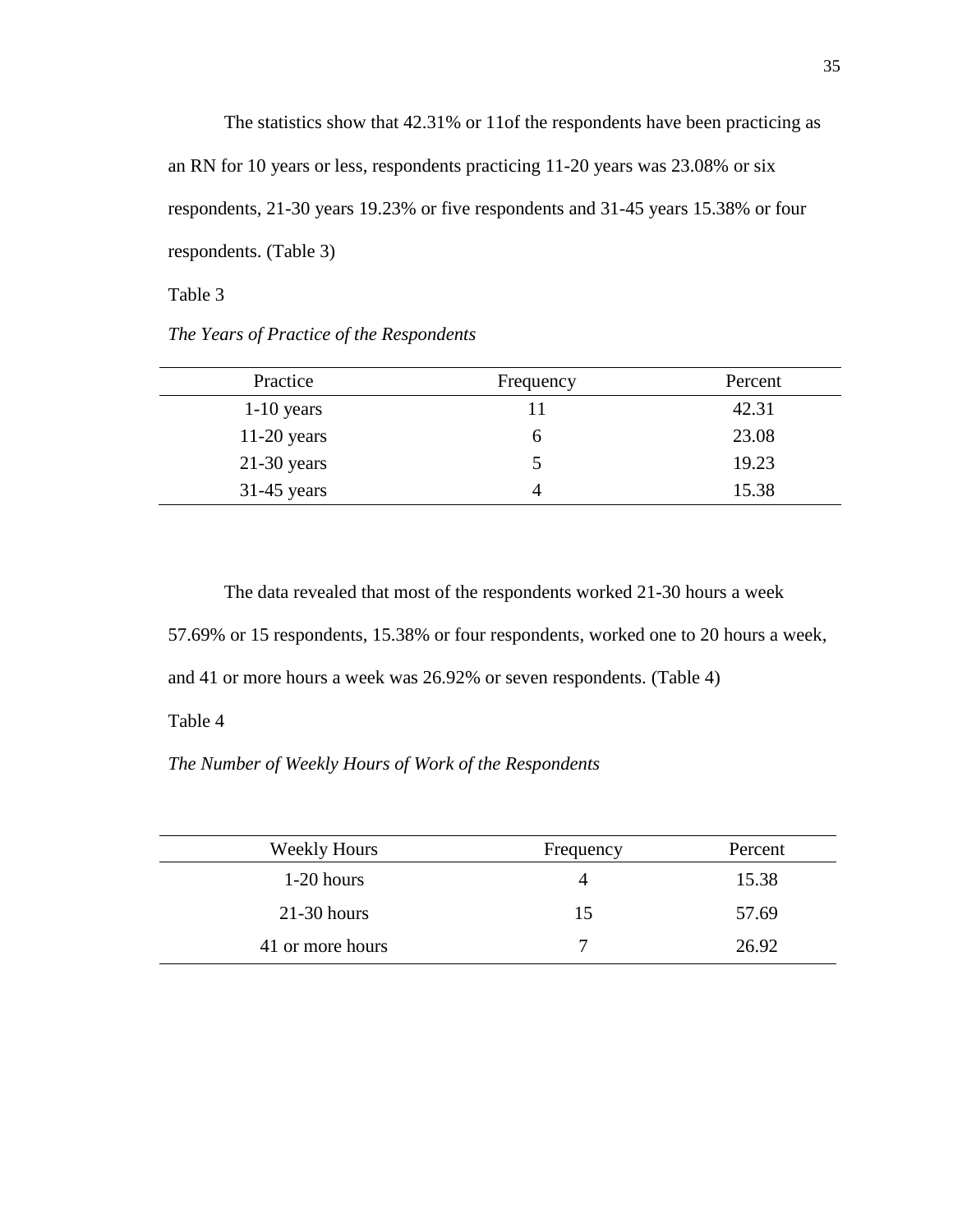The statistics show that 42.31% or 11of the respondents have been practicing as an RN for 10 years or less, respondents practicing 11-20 years was 23.08% or six respondents, 21-30 years 19.23% or five respondents and 31-45 years 15.38% or four respondents. (Table 3)

Table 3

*The Years of Practice of the Respondents*

| Practice | Frequency | Percent |
|---|---|---|
| 1-10 years | 11 | 42.31 |
| 11-20 years | 6 | 23.08 |
| 21-30 years | 5 | 19.23 |
| 31-45 years | 4 | 15.38 |

The data revealed that most of the respondents worked 21-30 hours a week 57.69% or 15 respondents, 15.38% or four respondents, worked one to 20 hours a week, and 41 or more hours a week was 26.92% or seven respondents. (Table 4)

Table 4

*The Number of Weekly Hours of Work of the Respondents*

| Weekly Hours | Frequency | Percent |
|---|---|---|
| 1-20 hours | 4 | 15.38 |
| 21-30 hours | 15 | 57.69 |
| 41 or more hours | 7 | 26.92 |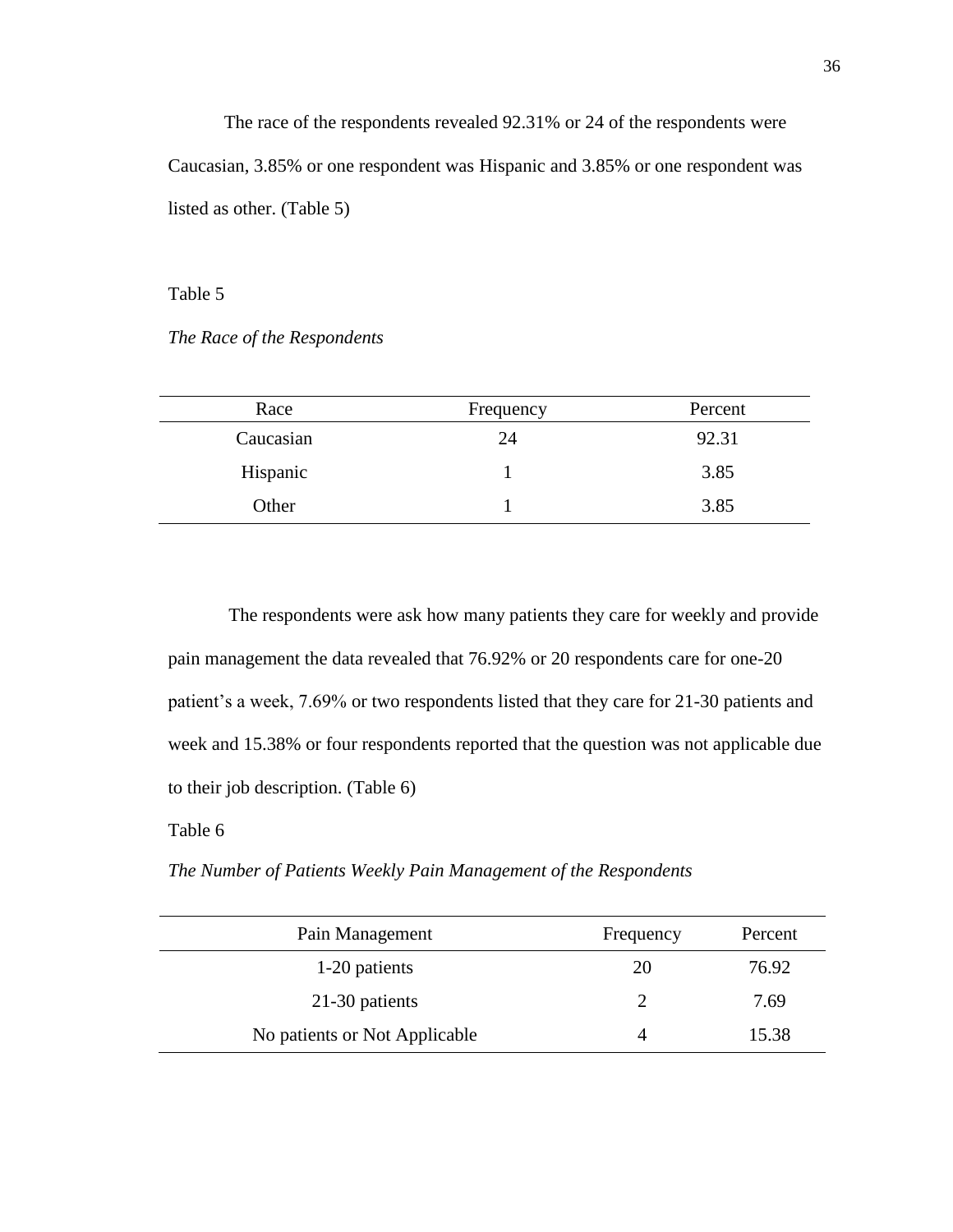The race of the respondents revealed 92.31% or 24 of the respondents were Caucasian, 3.85% or one respondent was Hispanic and 3.85% or one respondent was listed as other. (Table 5)

Table 5

*The Race of the Respondents*

| Race | Frequency | Percent |
|---|---|---|
| Caucasian | 24 | 92.31 |
| Hispanic | 1 | 3.85 |
| Other | 1 | 3.85 |

The respondents were ask how many patients they care for weekly and provide pain management the data revealed that 76.92% or 20 respondents care for one-20 patient's a week, 7.69% or two respondents listed that they care for 21-30 patients and week and 15.38% or four respondents reported that the question was not applicable due to their job description. (Table 6)

Table 6

*The Number of Patients Weekly Pain Management of the Respondents*

| Pain Management | Frequency | Percent |
|---|---|---|
| 1-20 patients | 20 | 76.92 |
| 21-30 patients | 2 | 7.69 |
| No patients or Not Applicable | 4 | 15.38 |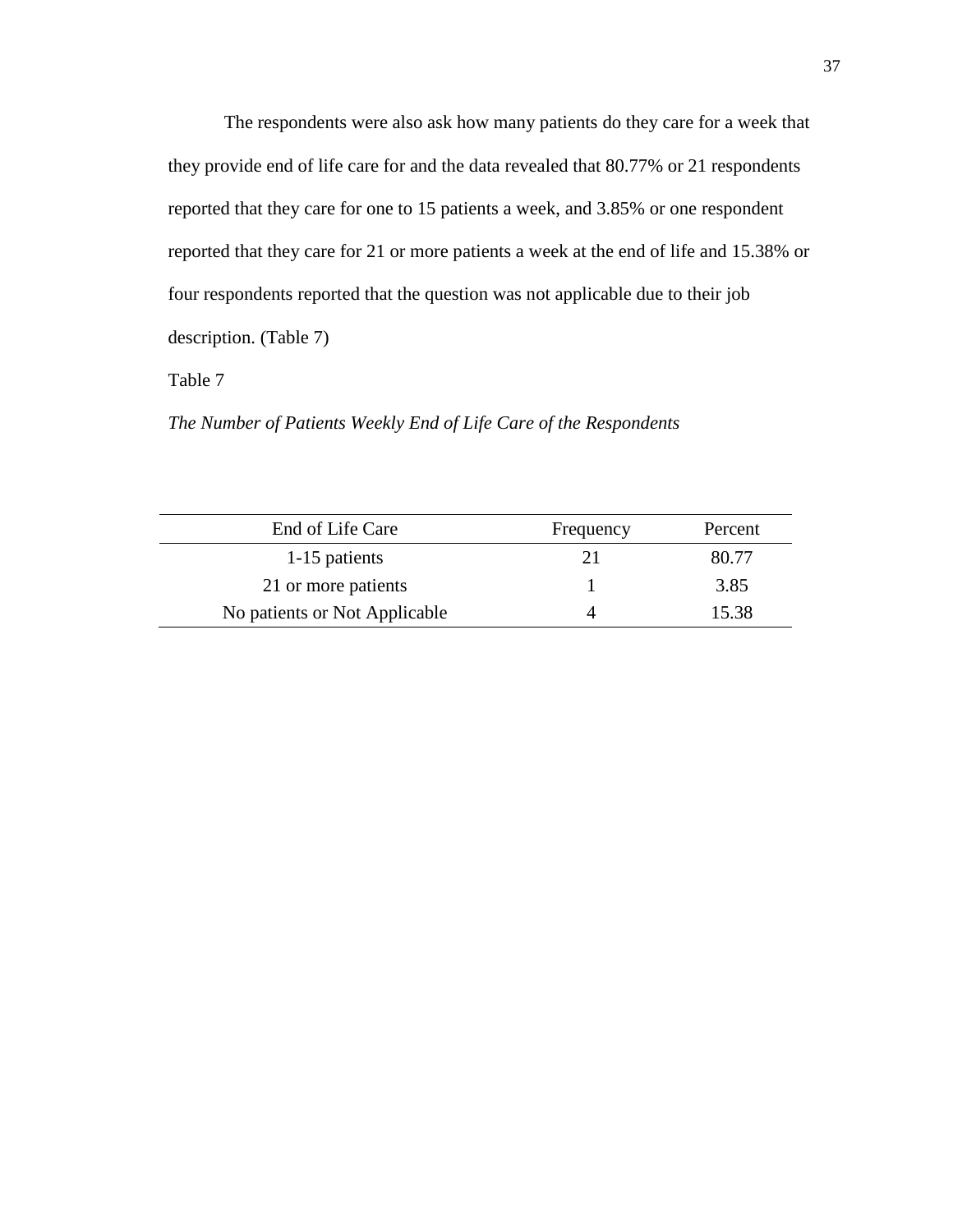The respondents were also ask how many patients do they care for a week that they provide end of life care for and the data revealed that 80.77% or 21 respondents reported that they care for one to 15 patients a week, and 3.85% or one respondent reported that they care for 21 or more patients a week at the end of life and 15.38% or four respondents reported that the question was not applicable due to their job description. (Table 7)

Table 7

*The Number of Patients Weekly End of Life Care of the Respondents*

| End of Life Care | Frequency | Percent |
|---|---|---|
| 1-15 patients | 21 | 80.77 |
| 21 or more patients | 1 | 3.85 |
| No patients or Not Applicable | 4 | 15.38 |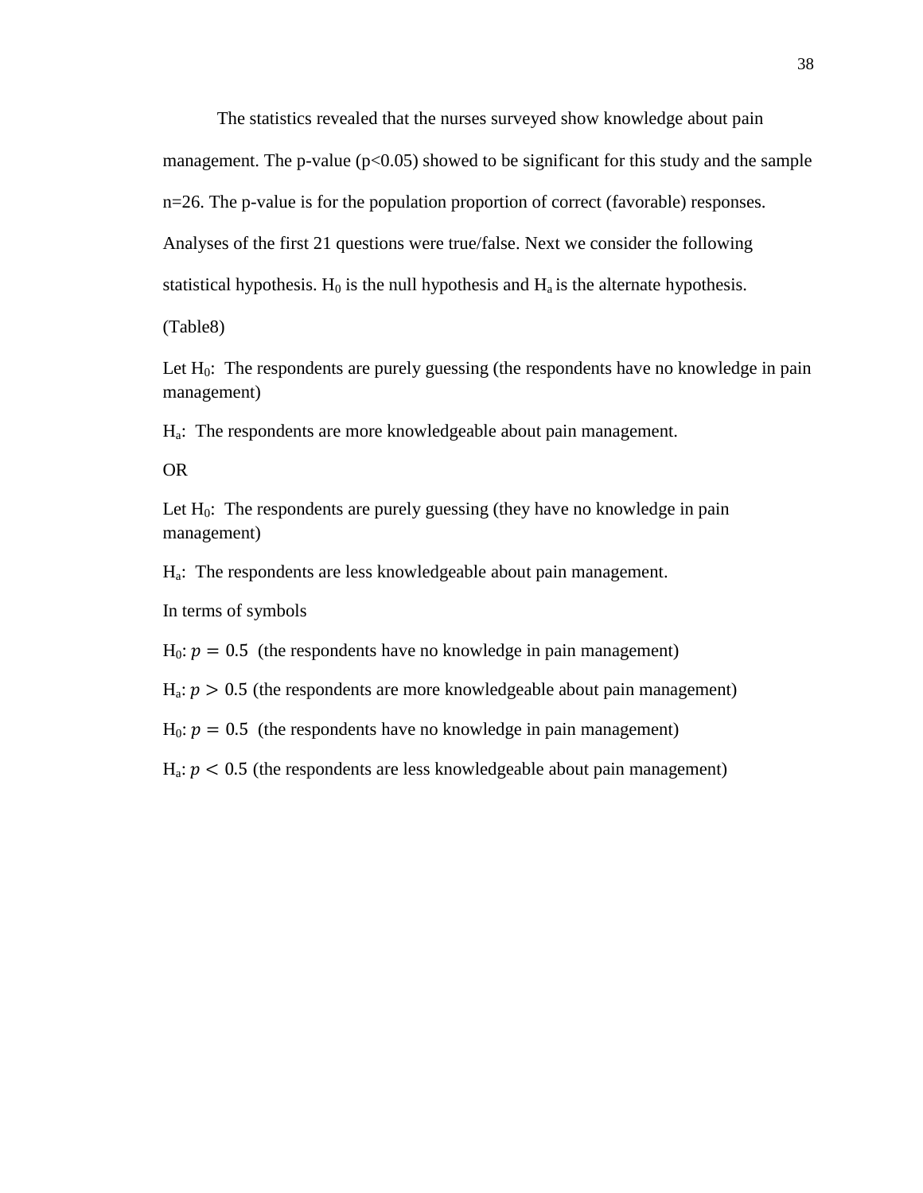The statistics revealed that the nurses surveyed show knowledge about pain management. The p-value ($p<0.05$) showed to be significant for this study and the sample $n=26$. The p-value is for the population proportion of correct (favorable) responses. Analyses of the first 21 questions were true/false. Next we consider the following statistical hypothesis. $H_0$ is the null hypothesis and $H_a$ is the alternate hypothesis.

(Table8)

Let $H_0$: The respondents are purely guessing (the respondents have no knowledge in pain management)

$H_a$: The respondents are more knowledgeable about pain management.

OR

Let $H_0$: The respondents are purely guessing (they have no knowledge in pain management)

$H_a$: The respondents are less knowledgeable about pain management.

In terms of symbols

$H_0$: $p = 0.5$ (the respondents have no knowledge in pain management)

$H_a$: $p > 0.5$ (the respondents are more knowledgeable about pain management)

$H_0$: $p = 0.5$ (the respondents have no knowledge in pain management)

$H_a$: $p < 0.5$ (the respondents are less knowledgeable about pain management)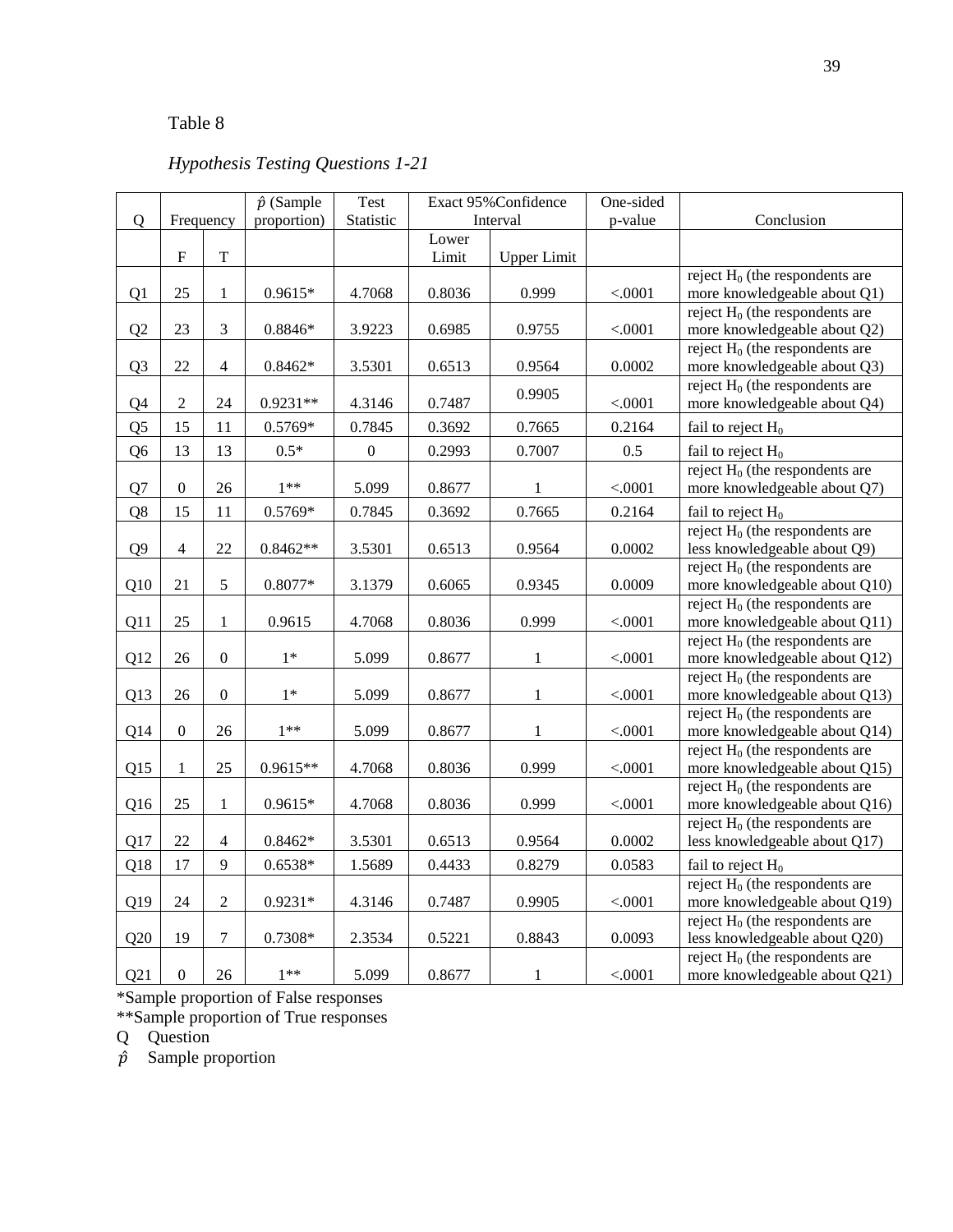Table 8

*Hypothesis Testing Questions 1-21*

| Q | Frequency | | $\hat{p}$ (Sample proportion) | Test Statistic | Exact 95%Confidence Interval | | One-sided p-value | Conclusion |
|---|---|---|---|---|---|---|---|---|
| | F | T | | | Lower Limit | Upper Limit | | |
| Q1 | 25 | 1 | 0.9615* | 4.7068 | 0.8036 | 0.999 | <.0001 | reject $H_0$ (the respondents are more knowledgeable about Q1) |
| Q2 | 23 | 3 | 0.8846* | 3.9223 | 0.6985 | 0.9755 | <.0001 | reject $H_0$ (the respondents are more knowledgeable about Q2) |
| Q3 | 22 | 4 | 0.8462* | 3.5301 | 0.6513 | 0.9564 | 0.0002 | reject $H_0$ (the respondents are more knowledgeable about Q3) |
| Q4 | 2 | 24 | 0.9231** | 4.3146 | 0.7487 | 0.9905 | <.0001 | reject $H_0$ (the respondents are more knowledgeable about Q4) |
| Q5 | 15 | 11 | 0.5769* | 0.7845 | 0.3692 | 0.7665 | 0.2164 | fail to reject $H_0$ |
| Q6 | 13 | 13 | 0.5* | 0 | 0.2993 | 0.7007 | 0.5 | fail to reject $H_0$ |
| Q7 | 0 | 26 | 1** | 5.099 | 0.8677 | 1 | <.0001 | reject $H_0$ (the respondents are more knowledgeable about Q7) |
| Q8 | 15 | 11 | 0.5769* | 0.7845 | 0.3692 | 0.7665 | 0.2164 | fail to reject $H_0$ |
| Q9 | 4 | 22 | 0.8462** | 3.5301 | 0.6513 | 0.9564 | 0.0002 | reject $H_0$ (the respondents are less knowledgeable about Q9) |
| Q10 | 21 | 5 | 0.8077* | 3.1379 | 0.6065 | 0.9345 | 0.0009 | reject $H_0$ (the respondents are more knowledgeable about Q10) |
| Q11 | 25 | 1 | 0.9615 | 4.7068 | 0.8036 | 0.999 | <.0001 | reject $H_0$ (the respondents are more knowledgeable about Q11) |
| Q12 | 26 | 0 | 1* | 5.099 | 0.8677 | 1 | <.0001 | reject $H_0$ (the respondents are more knowledgeable about Q12) |
| Q13 | 26 | 0 | 1* | 5.099 | 0.8677 | 1 | <.0001 | reject $H_0$ (the respondents are more knowledgeable about Q13) |
| Q14 | 0 | 26 | 1** | 5.099 | 0.8677 | 1 | <.0001 | reject $H_0$ (the respondents are more knowledgeable about Q14) |
| Q15 | 1 | 25 | 0.9615** | 4.7068 | 0.8036 | 0.999 | <.0001 | reject $H_0$ (the respondents are more knowledgeable about Q15) |
| Q16 | 25 | 1 | 0.9615* | 4.7068 | 0.8036 | 0.999 | <.0001 | reject $H_0$ (the respondents are more knowledgeable about Q16) |
| Q17 | 22 | 4 | 0.8462* | 3.5301 | 0.6513 | 0.9564 | 0.0002 | reject $H_0$ (the respondents are less knowledgeable about Q17) |
| Q18 | 17 | 9 | 0.6538* | 1.5689 | 0.4433 | 0.8279 | 0.0583 | fail to reject $H_0$ |
| Q19 | 24 | 2 | 0.9231* | 4.3146 | 0.7487 | 0.9905 | <.0001 | reject $H_0$ (the respondents are more knowledgeable about Q19) |
| Q20 | 19 | 7 | 0.7308* | 2.3534 | 0.5221 | 0.8843 | 0.0093 | reject $H_0$ (the respondents are less knowledgeable about Q20) |
| Q21 | 0 | 26 | 1** | 5.099 | 0.8677 | 1 | <.0001 | reject $H_0$ (the respondents are more knowledgeable about Q21) |

*Sample proportion of False responses

**Sample proportion of True responses

Q Question

$\hat{p}$ Sample proportion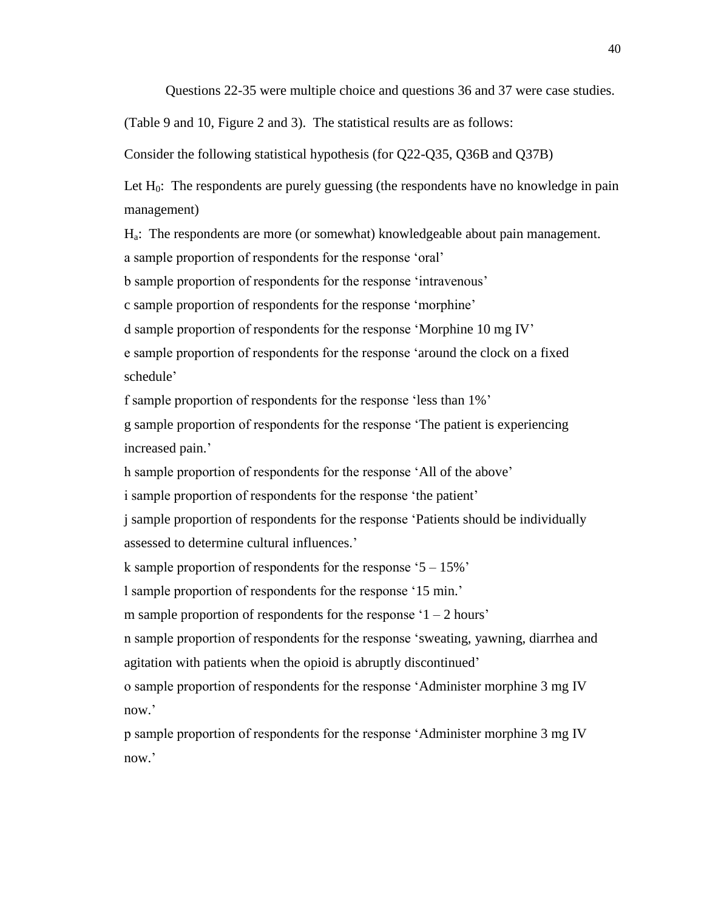Questions 22-35 were multiple choice and questions 36 and 37 were case studies. (Table 9 and 10, Figure 2 and 3). The statistical results are as follows:

Consider the following statistical hypothesis (for Q22-Q35, Q36B and Q37B)

Let $H_0$: The respondents are purely guessing (the respondents have no knowledge in pain management)

$H_a$: The respondents are more (or somewhat) knowledgeable about pain management.

a sample proportion of respondents for the response 'oral'

b sample proportion of respondents for the response 'intravenous'

c sample proportion of respondents for the response 'morphine'

d sample proportion of respondents for the response 'Morphine 10 mg IV'

e sample proportion of respondents for the response 'around the clock on a fixed schedule'

f sample proportion of respondents for the response 'less than 1%'

g sample proportion of respondents for the response 'The patient is experiencing increased pain.'

h sample proportion of respondents for the response 'All of the above'

i sample proportion of respondents for the response 'the patient'

j sample proportion of respondents for the response 'Patients should be individually assessed to determine cultural influences.'

k sample proportion of respondents for the response '5 – 15%'

l sample proportion of respondents for the response '15 min.'

m sample proportion of respondents for the response '1 – 2 hours'

n sample proportion of respondents for the response 'sweating, yawning, diarrhea and agitation with patients when the opioid is abruptly discontinued'

o sample proportion of respondents for the response 'Administer morphine 3 mg IV now.'

p sample proportion of respondents for the response 'Administer morphine 3 mg IV now.'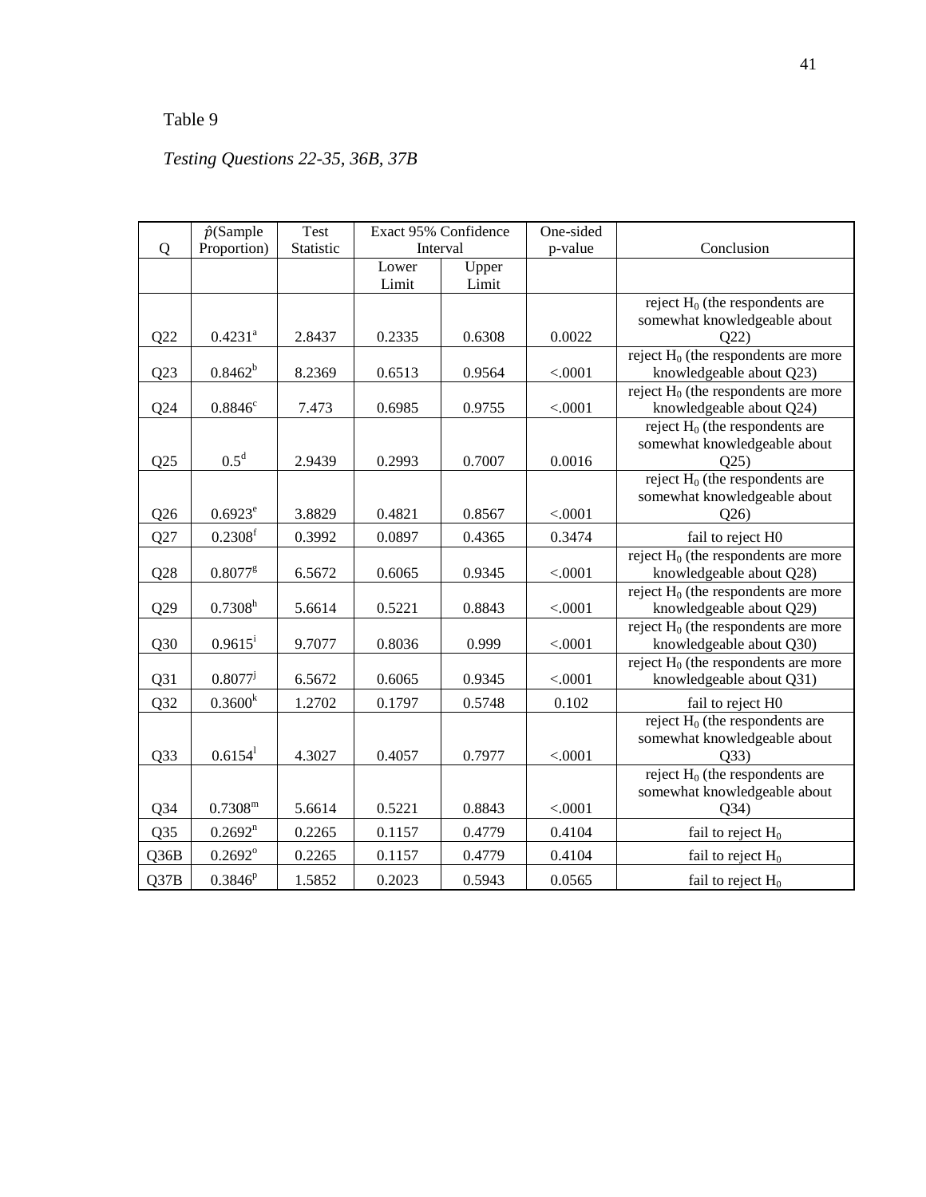Table 9

*Testing Questions 22-35, 36B, 37B*

| Q | $\hat{p}$(Sample Proportion) | Test Statistic | Exact 95% Confidence Interval | | One-sided p-value | Conclusion |
|---|---|---|---|---|---|---|
| | | | Lower Limit | Upper Limit | | |
| Q22 | 0.4231[a] | 2.8437 | 0.2335 | 0.6308 | 0.0022 | reject $H_0$ (the respondents are somewhat knowledgeable about Q22) |
| Q23 | 0.8462[b] | 8.2369 | 0.6513 | 0.9564 | <.0001 | reject $H_0$ (the respondents are more knowledgeable about Q23) |
| Q24 | 0.8846[c] | 7.473 | 0.6985 | 0.9755 | <.0001 | reject $H_0$ (the respondents are more knowledgeable about Q24) |
| Q25 | 0.5[d] | 2.9439 | 0.2993 | 0.7007 | 0.0016 | reject $H_0$ (the respondents are somewhat knowledgeable about Q25) |
| Q26 | 0.6923[e] | 3.8829 | 0.4821 | 0.8567 | <.0001 | reject $H_0$ (the respondents are somewhat knowledgeable about Q26) |
| Q27 | 0.2308[f] | 0.3992 | 0.0897 | 0.4365 | 0.3474 | fail to reject H0 |
| Q28 | 0.8077[g] | 6.5672 | 0.6065 | 0.9345 | <.0001 | reject $H_0$ (the respondents are more knowledgeable about Q28) |
| Q29 | 0.7308[h] | 5.6614 | 0.5221 | 0.8843 | <.0001 | reject $H_0$ (the respondents are more knowledgeable about Q29) |
| Q30 | 0.9615[i] | 9.7077 | 0.8036 | 0.999 | <.0001 | reject $H_0$ (the respondents are more knowledgeable about Q30) |
| Q31 | 0.8077[j] | 6.5672 | 0.6065 | 0.9345 | <.0001 | reject $H_0$ (the respondents are more knowledgeable about Q31) |
| Q32 | 0.3600[k] | 1.2702 | 0.1797 | 0.5748 | 0.102 | fail to reject H0 |
| Q33 | 0.6154[l] | 4.3027 | 0.4057 | 0.7977 | <.0001 | reject $H_0$ (the respondents are somewhat knowledgeable about Q33) |
| Q34 | 0.7308[m] | 5.6614 | 0.5221 | 0.8843 | <.0001 | reject $H_0$ (the respondents are somewhat knowledgeable about Q34) |
| Q35 | 0.2692[n] | 0.2265 | 0.1157 | 0.4779 | 0.4104 | fail to reject $H_0$ |
| Q36B | 0.2692[o] | 0.2265 | 0.1157 | 0.4779 | 0.4104 | fail to reject $H_0$ |
| Q37B | 0.3846[p] | 1.5852 | 0.2023 | 0.5943 | 0.0565 | fail to reject $H_0$ |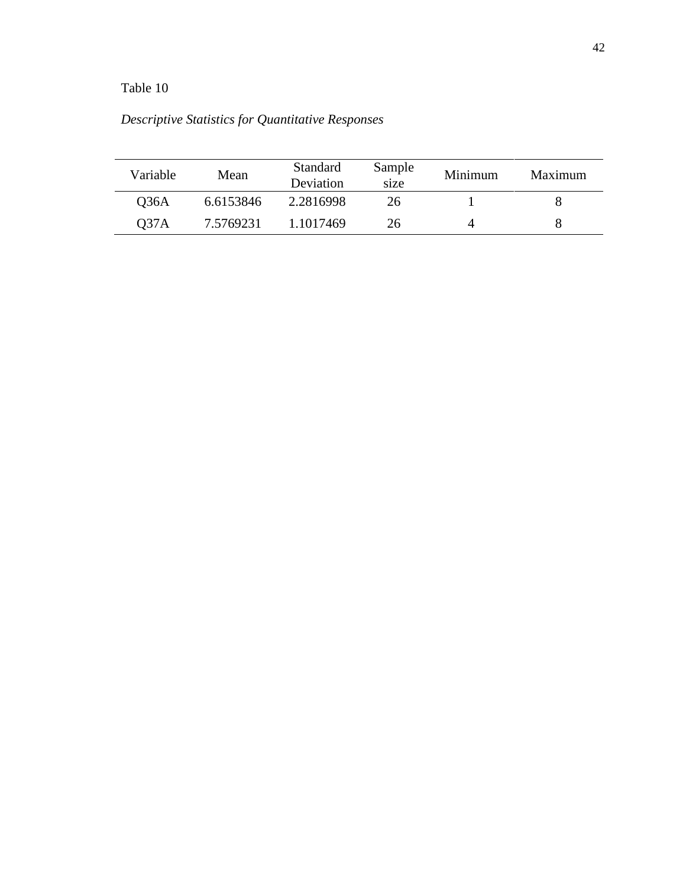Table 10

*Descriptive Statistics for Quantitative Responses*

| Variable | Mean | Standard Deviation | Sample size | Minimum | Maximum |
|---|---|---|---|---|---|
| Q36A | 6.6153846 | 2.2816998 | 26 | 1 | 8 |
| Q37A | 7.5769231 | 1.1017469 | 26 | 4 | 8 |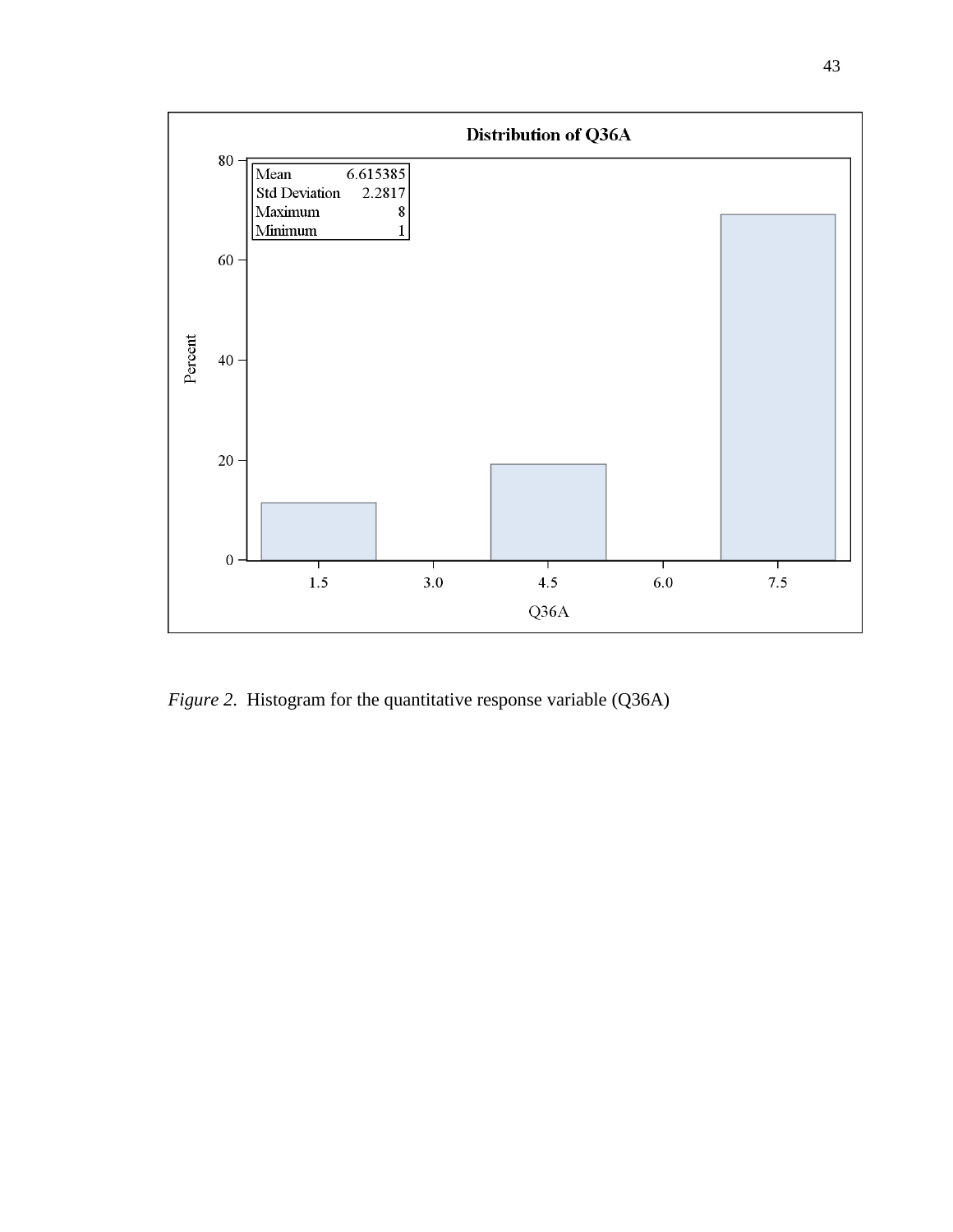*Figure 2*. Histogram for the quantitative response variable (Q36A)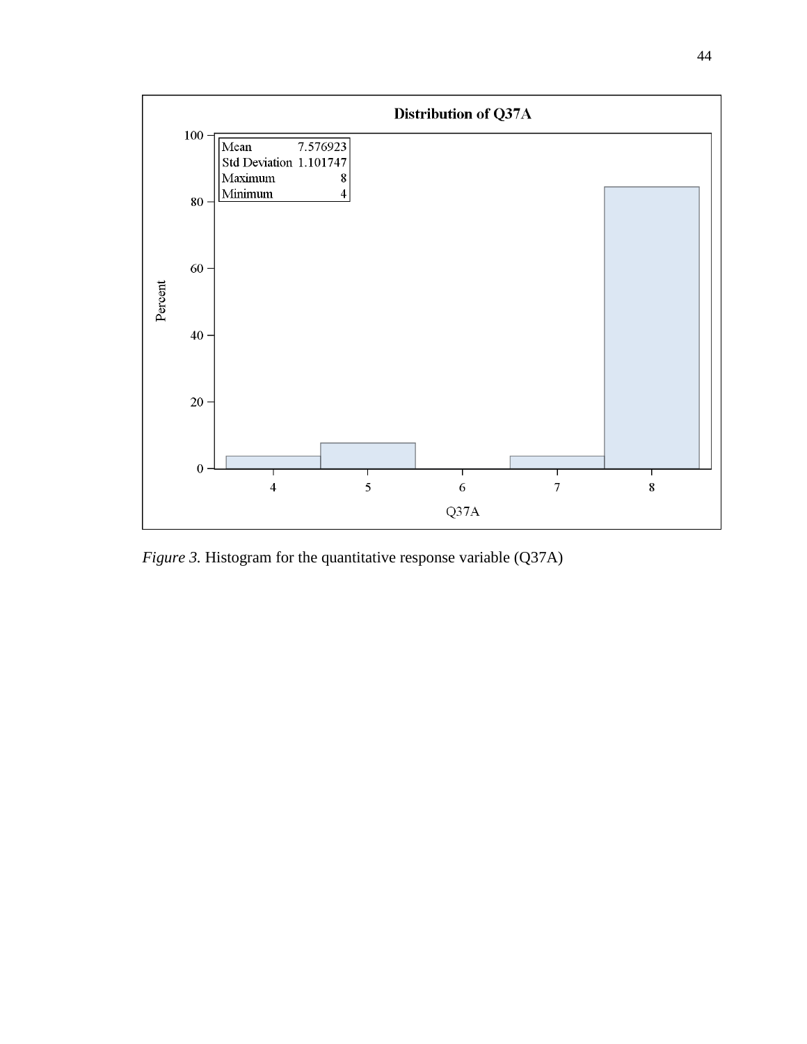*Figure 3.* Histogram for the quantitative response variable (Q37A)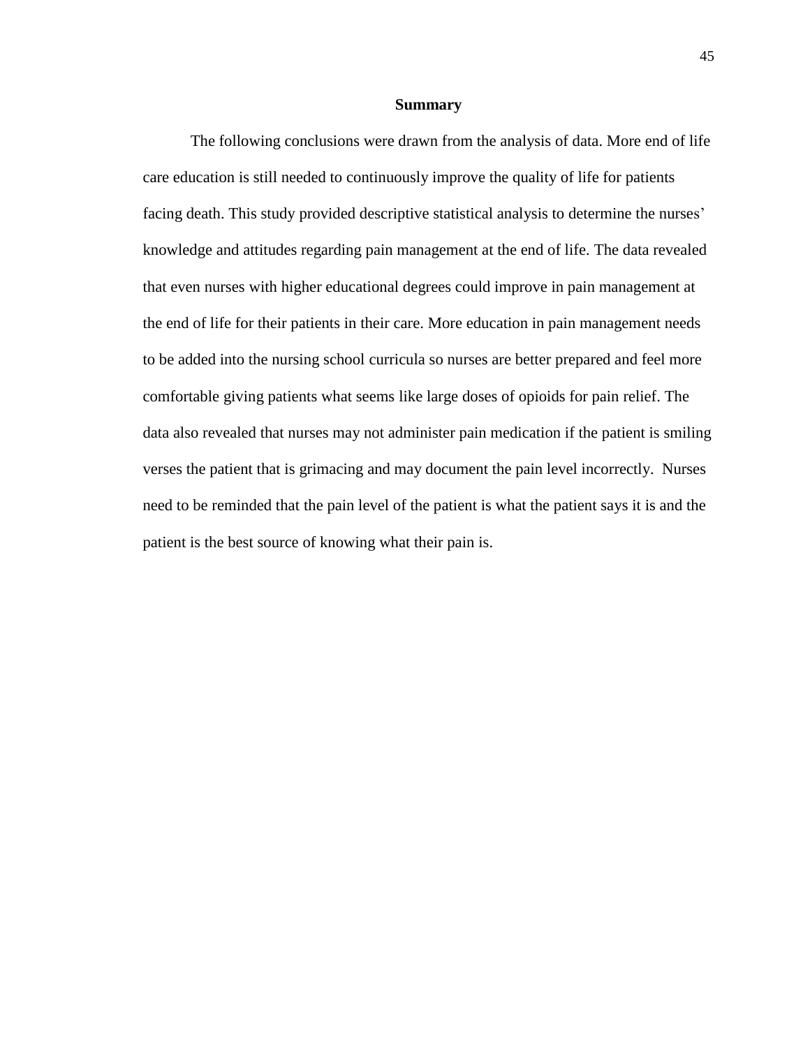## Summary

The following conclusions were drawn from the analysis of data. More end of life care education is still needed to continuously improve the quality of life for patients facing death. This study provided descriptive statistical analysis to determine the nurses' knowledge and attitudes regarding pain management at the end of life. The data revealed that even nurses with higher educational degrees could improve in pain management at the end of life for their patients in their care. More education in pain management needs to be added into the nursing school curricula so nurses are better prepared and feel more comfortable giving patients what seems like large doses of opioids for pain relief. The data also revealed that nurses may not administer pain medication if the patient is smiling verses the patient that is grimacing and may document the pain level incorrectly. Nurses need to be reminded that the pain level of the patient is what the patient says it is and the patient is the best source of knowing what their pain is.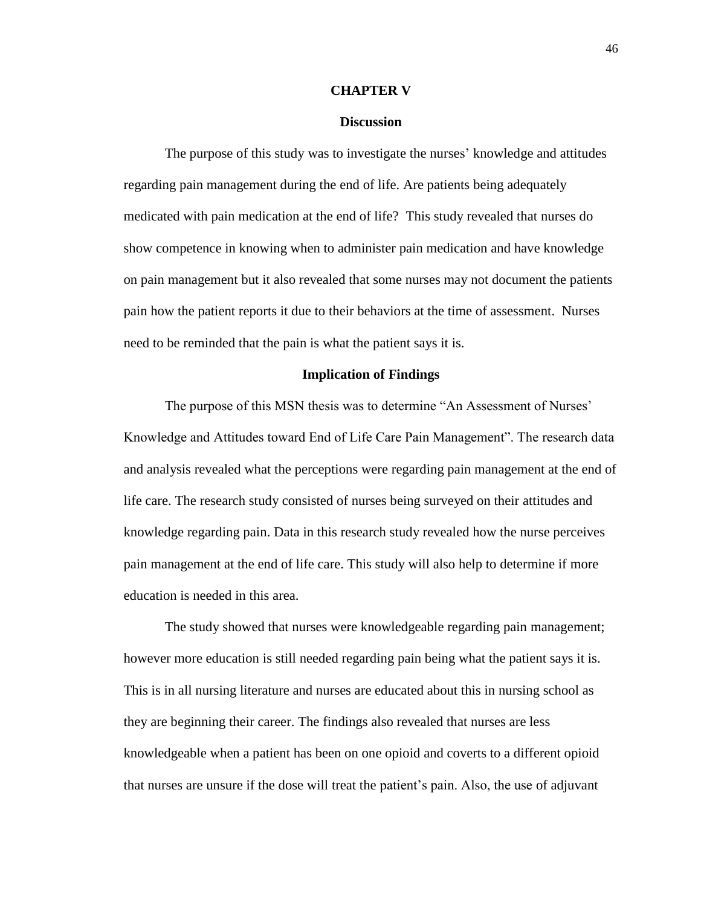# CHAPTER V

## Discussion

The purpose of this study was to investigate the nurses' knowledge and attitudes regarding pain management during the end of life. Are patients being adequately medicated with pain medication at the end of life? This study revealed that nurses do show competence in knowing when to administer pain medication and have knowledge on pain management but it also revealed that some nurses may not document the patients pain how the patient reports it due to their behaviors at the time of assessment. Nurses need to be reminded that the pain is what the patient says it is.

## Implication of Findings

The purpose of this MSN thesis was to determine "An Assessment of Nurses' Knowledge and Attitudes toward End of Life Care Pain Management". The research data and analysis revealed what the perceptions were regarding pain management at the end of life care. The research study consisted of nurses being surveyed on their attitudes and knowledge regarding pain. Data in this research study revealed how the nurse perceives pain management at the end of life care. This study will also help to determine if more education is needed in this area.

The study showed that nurses were knowledgeable regarding pain management; however more education is still needed regarding pain being what the patient says it is. This is in all nursing literature and nurses are educated about this in nursing school as they are beginning their career. The findings also revealed that nurses are less knowledgeable when a patient has been on one opioid and coverts to a different opioid that nurses are unsure if the dose will treat the patient's pain. Also, the use of adjuvant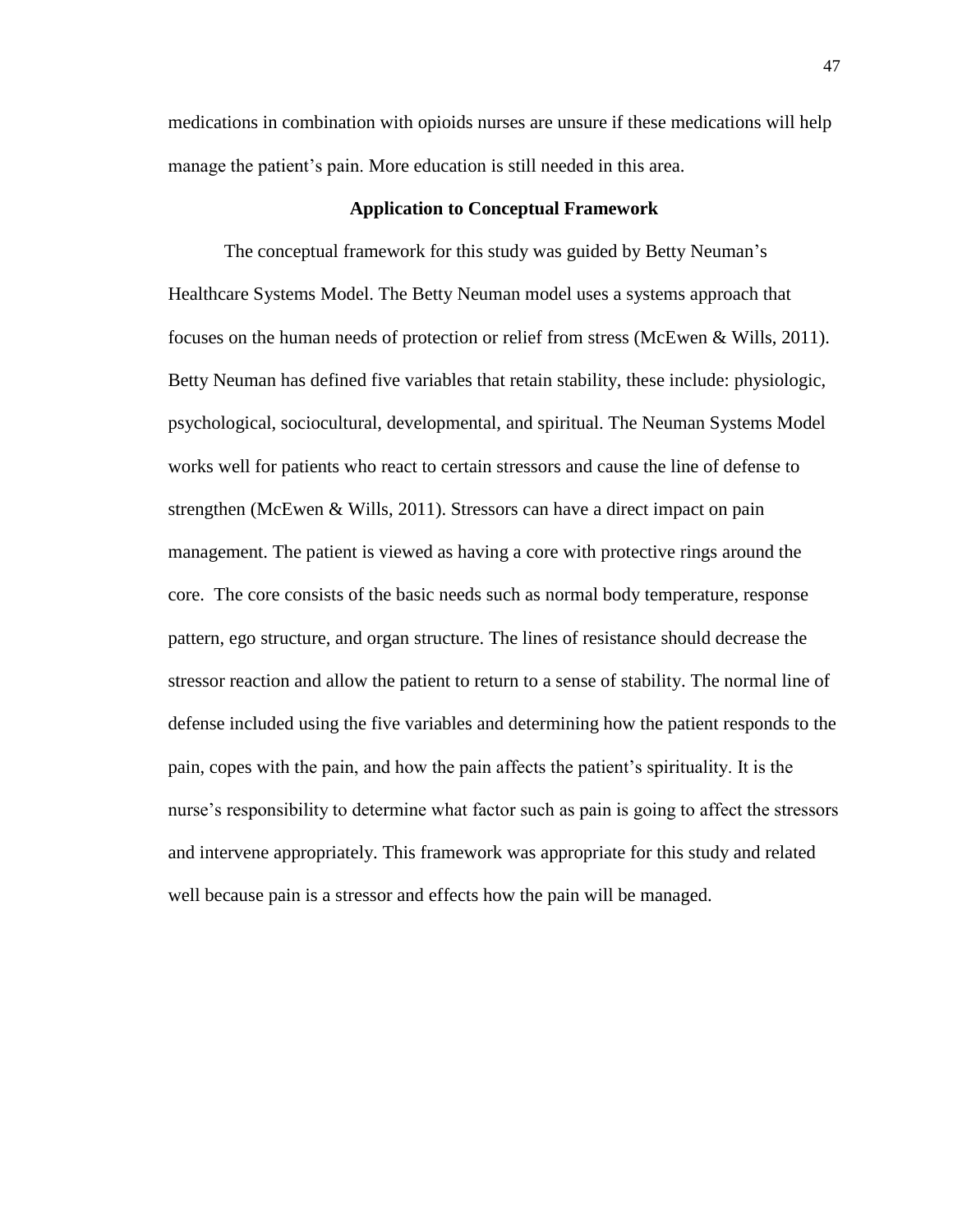medications in combination with opioids nurses are unsure if these medications will help manage the patient's pain. More education is still needed in this area.

## Application to Conceptual Framework

The conceptual framework for this study was guided by Betty Neuman's Healthcare Systems Model. The Betty Neuman model uses a systems approach that focuses on the human needs of protection or relief from stress (McEwen & Wills, 2011). Betty Neuman has defined five variables that retain stability, these include: physiologic, psychological, sociocultural, developmental, and spiritual. The Neuman Systems Model works well for patients who react to certain stressors and cause the line of defense to strengthen (McEwen & Wills, 2011). Stressors can have a direct impact on pain management. The patient is viewed as having a core with protective rings around the core. The core consists of the basic needs such as normal body temperature, response pattern, ego structure, and organ structure. The lines of resistance should decrease the stressor reaction and allow the patient to return to a sense of stability. The normal line of defense included using the five variables and determining how the patient responds to the pain, copes with the pain, and how the pain affects the patient's spirituality. It is the nurse's responsibility to determine what factor such as pain is going to affect the stressors and intervene appropriately. This framework was appropriate for this study and related well because pain is a stressor and effects how the pain will be managed.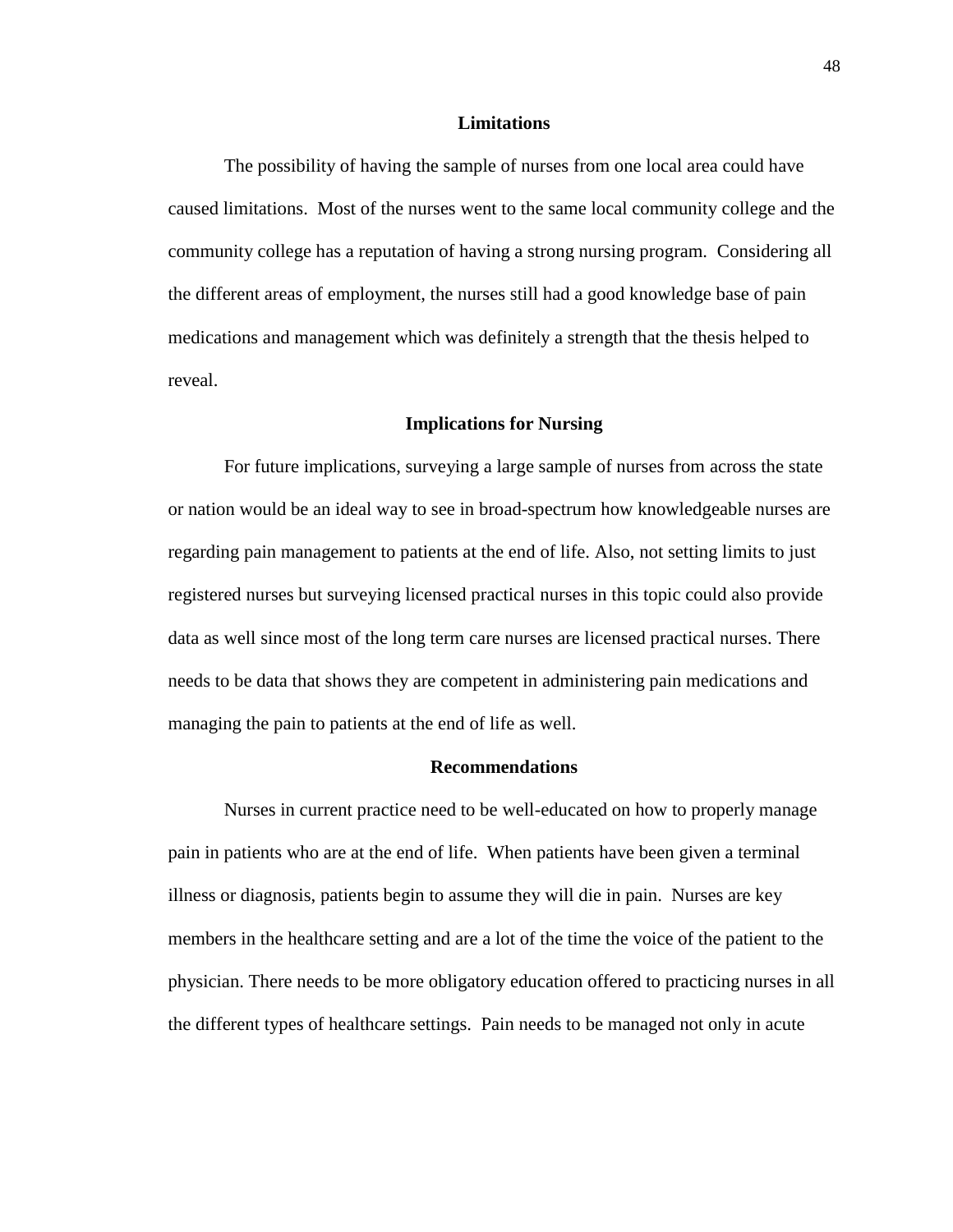## Limitations

The possibility of having the sample of nurses from one local area could have caused limitations. Most of the nurses went to the same local community college and the community college has a reputation of having a strong nursing program. Considering all the different areas of employment, the nurses still had a good knowledge base of pain medications and management which was definitely a strength that the thesis helped to reveal.

## Implications for Nursing

For future implications, surveying a large sample of nurses from across the state or nation would be an ideal way to see in broad-spectrum how knowledgeable nurses are regarding pain management to patients at the end of life. Also, not setting limits to just registered nurses but surveying licensed practical nurses in this topic could also provide data as well since most of the long term care nurses are licensed practical nurses. There needs to be data that shows they are competent in administering pain medications and managing the pain to patients at the end of life as well.

## Recommendations

Nurses in current practice need to be well-educated on how to properly manage pain in patients who are at the end of life. When patients have been given a terminal illness or diagnosis, patients begin to assume they will die in pain. Nurses are key members in the healthcare setting and are a lot of the time the voice of the patient to the physician. There needs to be more obligatory education offered to practicing nurses in all the different types of healthcare settings. Pain needs to be managed not only in acute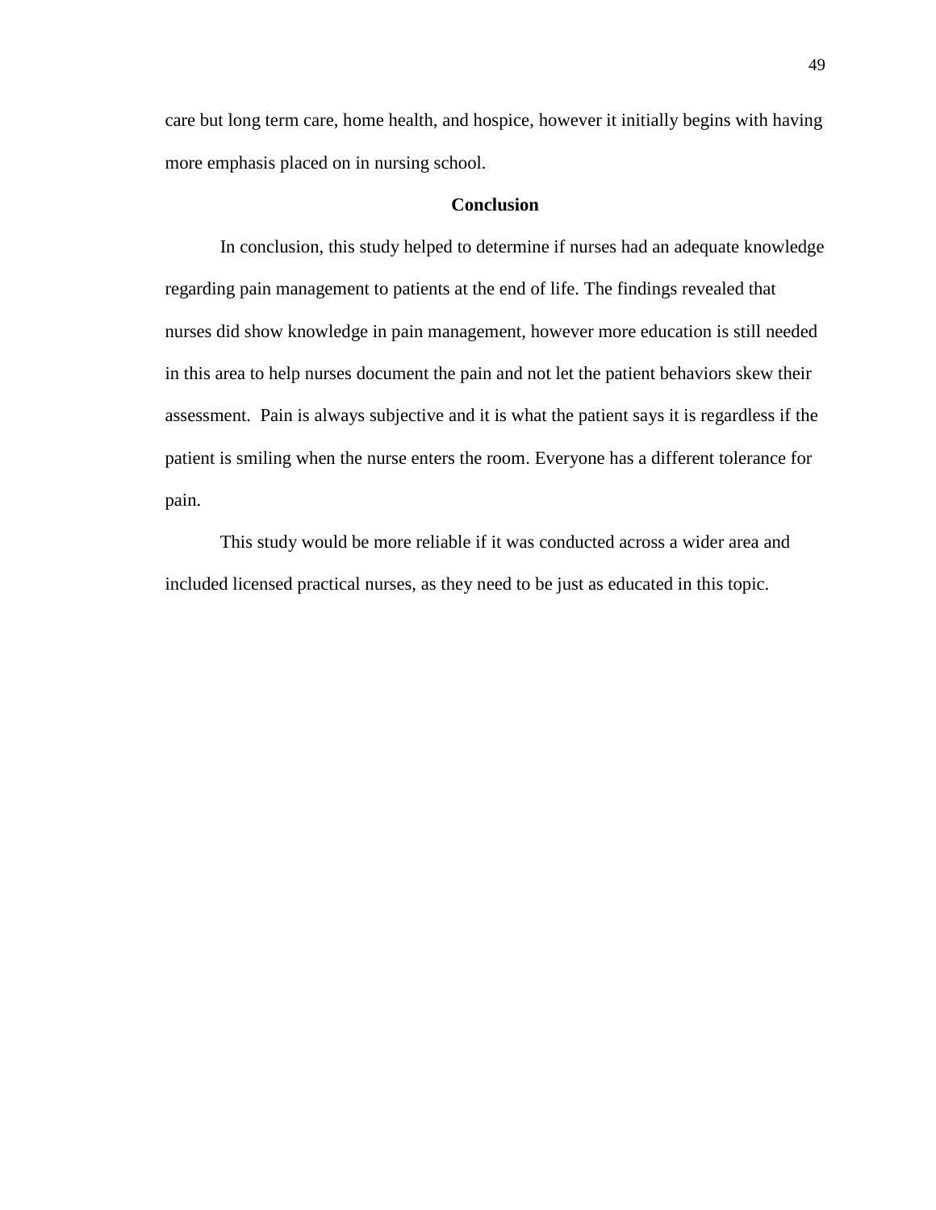care but long term care, home health, and hospice, however it initially begins with having more emphasis placed on in nursing school.

## Conclusion

In conclusion, this study helped to determine if nurses had an adequate knowledge regarding pain management to patients at the end of life. The findings revealed that nurses did show knowledge in pain management, however more education is still needed in this area to help nurses document the pain and not let the patient behaviors skew their assessment. Pain is always subjective and it is what the patient says it is regardless if the patient is smiling when the nurse enters the room. Everyone has a different tolerance for pain.

This study would be more reliable if it was conducted across a wider area and included licensed practical nurses, as they need to be just as educated in this topic.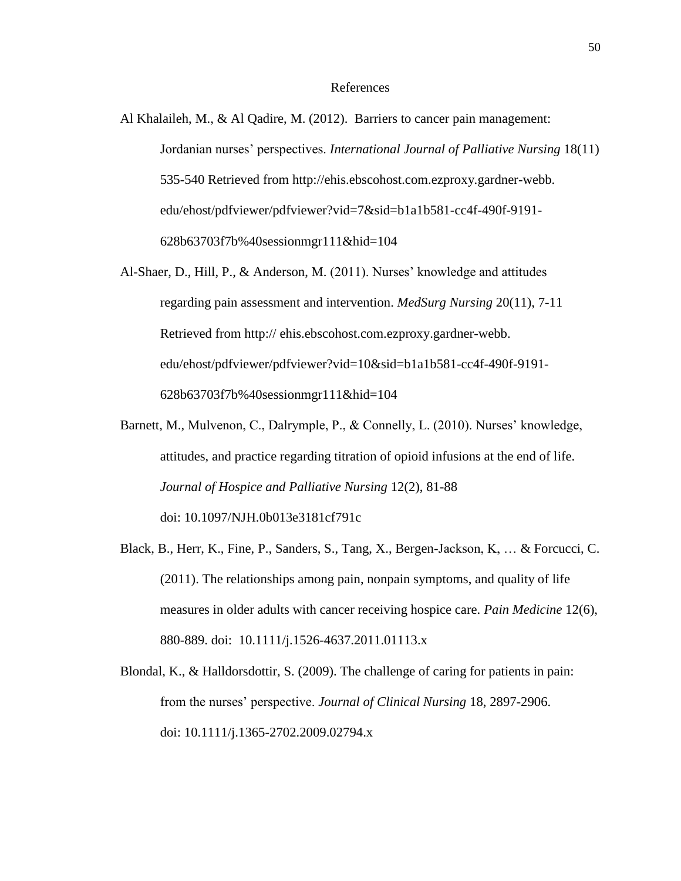# References

Al Khalaileh, M., & Al Qadire, M. (2012). Barriers to cancer pain management: Jordanian nurses' perspectives. *International Journal of Palliative Nursing* 18(11) 535-540 Retrieved from http://ehis.ebscohost.com.ezproxy.gardner-webb.edu/ehost/pdfviewer/pdfviewer?vid=7&sid=b1a1b581-cc4f-490f-9191-628b63703f7b%40sessionmgr111&hid=104

Al-Shaer, D., Hill, P., & Anderson, M. (2011). Nurses' knowledge and attitudes regarding pain assessment and intervention. *MedSurg Nursing* 20(11), 7-11 Retrieved from http:// ehis.ebscohost.com.ezproxy.gardner-webb.edu/ehost/pdfviewer/pdfviewer?vid=10&sid=b1a1b581-cc4f-490f-9191-628b63703f7b%40sessionmgr111&hid=104

Barnett, M., Mulvenon, C., Dalrymple, P., & Connelly, L. (2010). Nurses' knowledge, attitudes, and practice regarding titration of opioid infusions at the end of life. *Journal of Hospice and Palliative Nursing* 12(2), 81-88 doi: 10.1097/NJH.0b013e3181cf791c

Black, B., Herr, K., Fine, P., Sanders, S., Tang, X., Bergen-Jackson, K, … & Forcucci, C. (2011). The relationships among pain, nonpain symptoms, and quality of life measures in older adults with cancer receiving hospice care. *Pain Medicine* 12(6), 880-889. doi: 10.1111/j.1526-4637.2011.01113.x

Blondal, K., & Halldorsdottir, S. (2009). The challenge of caring for patients in pain: from the nurses' perspective. *Journal of Clinical Nursing* 18, 2897-2906. doi: 10.1111/j.1365-2702.2009.02794.x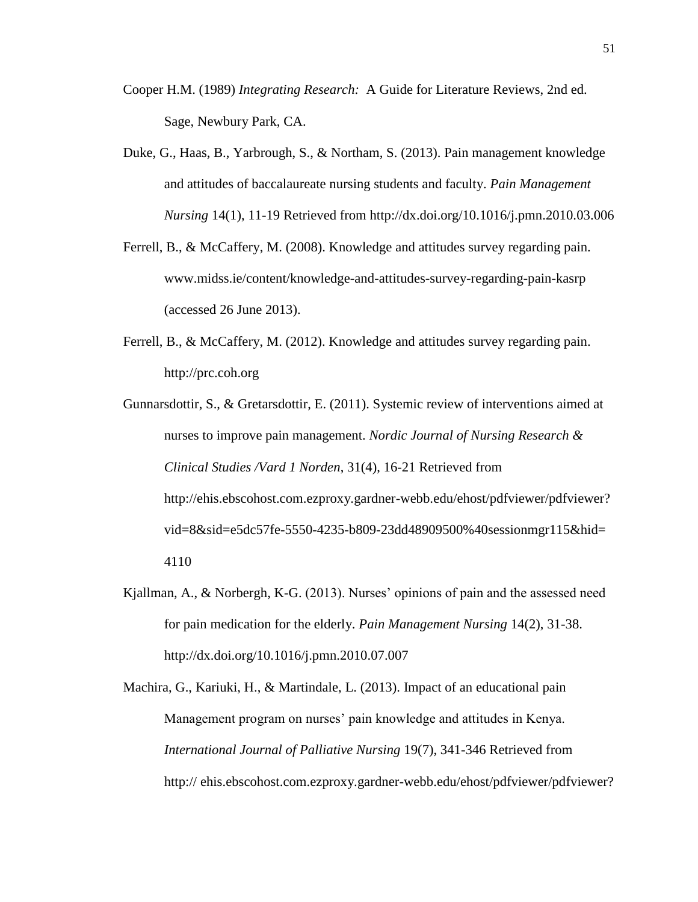Cooper H.M. (1989) *Integrating Research:* A Guide for Literature Reviews, 2nd ed. Sage, Newbury Park, CA.

Duke, G., Haas, B., Yarbrough, S., & Northam, S. (2013). Pain management knowledge and attitudes of baccalaureate nursing students and faculty. *Pain Management Nursing* 14(1), 11-19 Retrieved from http://dx.doi.org/10.1016/j.pmn.2010.03.006

Ferrell, B., & McCaffery, M. (2008). Knowledge and attitudes survey regarding pain. www.midss.ie/content/knowledge-and-attitudes-survey-regarding-pain-kasrp (accessed 26 June 2013).

Ferrell, B., & McCaffery, M. (2012). Knowledge and attitudes survey regarding pain. http://prc.coh.org

Gunnarsdottir, S., & Gretarsdottir, E. (2011). Systemic review of interventions aimed at nurses to improve pain management. *Nordic Journal of Nursing Research & Clinical Studies /Vard 1 Norden*, 31(4), 16-21 Retrieved from http://ehis.ebscohost.com.ezproxy.gardner-webb.edu/ehost/pdfviewer/pdfviewer?vid=8&sid=e5dc57fe-5550-4235-b809-23dd48909500%40sessionmgr115&hid=4110

Kjallman, A., & Norbergh, K-G. (2013). Nurses' opinions of pain and the assessed need for pain medication for the elderly. *Pain Management Nursing* 14(2), 31-38. http://dx.doi.org/10.1016/j.pmn.2010.07.007

Machira, G., Kariuki, H., & Martindale, L. (2013). Impact of an educational pain Management program on nurses' pain knowledge and attitudes in Kenya. *International Journal of Palliative Nursing* 19(7), 341-346 Retrieved from http:// ehis.ebscohost.com.ezproxy.gardner-webb.edu/ehost/pdfviewer/pdfviewer?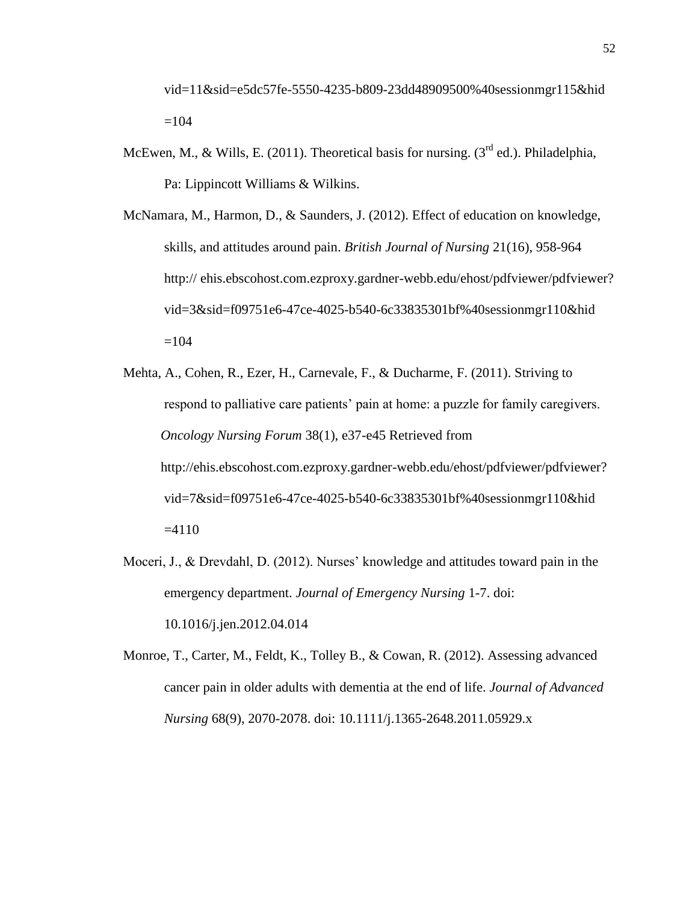vid=11&sid=e5dc57fe-5550-4235-b809-23dd48909500%40sessionmgr115&hid =104

McEwen, M., & Wills, E. (2011). Theoretical basis for nursing. (3rd ed.). Philadelphia, Pa: Lippincott Williams & Wilkins.

McNamara, M., Harmon, D., & Saunders, J. (2012). Effect of education on knowledge, skills, and attitudes around pain. *British Journal of Nursing* 21(16), 958-964 http:// ehis.ebscohost.com.ezproxy.gardner-webb.edu/ehost/pdfviewer/pdfviewer? vid=3&sid=f09751e6-47ce-4025-b540-6c33835301bf%40sessionmgr110&hid =104

Mehta, A., Cohen, R., Ezer, H., Carnevale, F., & Ducharme, F. (2011). Striving to respond to palliative care patients' pain at home: a puzzle for family caregivers. *Oncology Nursing Forum* 38(1), e37-e45 Retrieved from http://ehis.ebscohost.com.ezproxy.gardner-webb.edu/ehost/pdfviewer/pdfviewer? vid=7&sid=f09751e6-47ce-4025-b540-6c33835301bf%40sessionmgr110&hid =4110

Moceri, J., & Drevdahl, D. (2012). Nurses' knowledge and attitudes toward pain in the emergency department. *Journal of Emergency Nursing* 1-7. doi: 10.1016/j.jen.2012.04.014

Monroe, T., Carter, M., Feldt, K., Tolley B., & Cowan, R. (2012). Assessing advanced cancer pain in older adults with dementia at the end of life. *Journal of Advanced Nursing* 68(9), 2070-2078. doi: 10.1111/j.1365-2648.2011.05929.x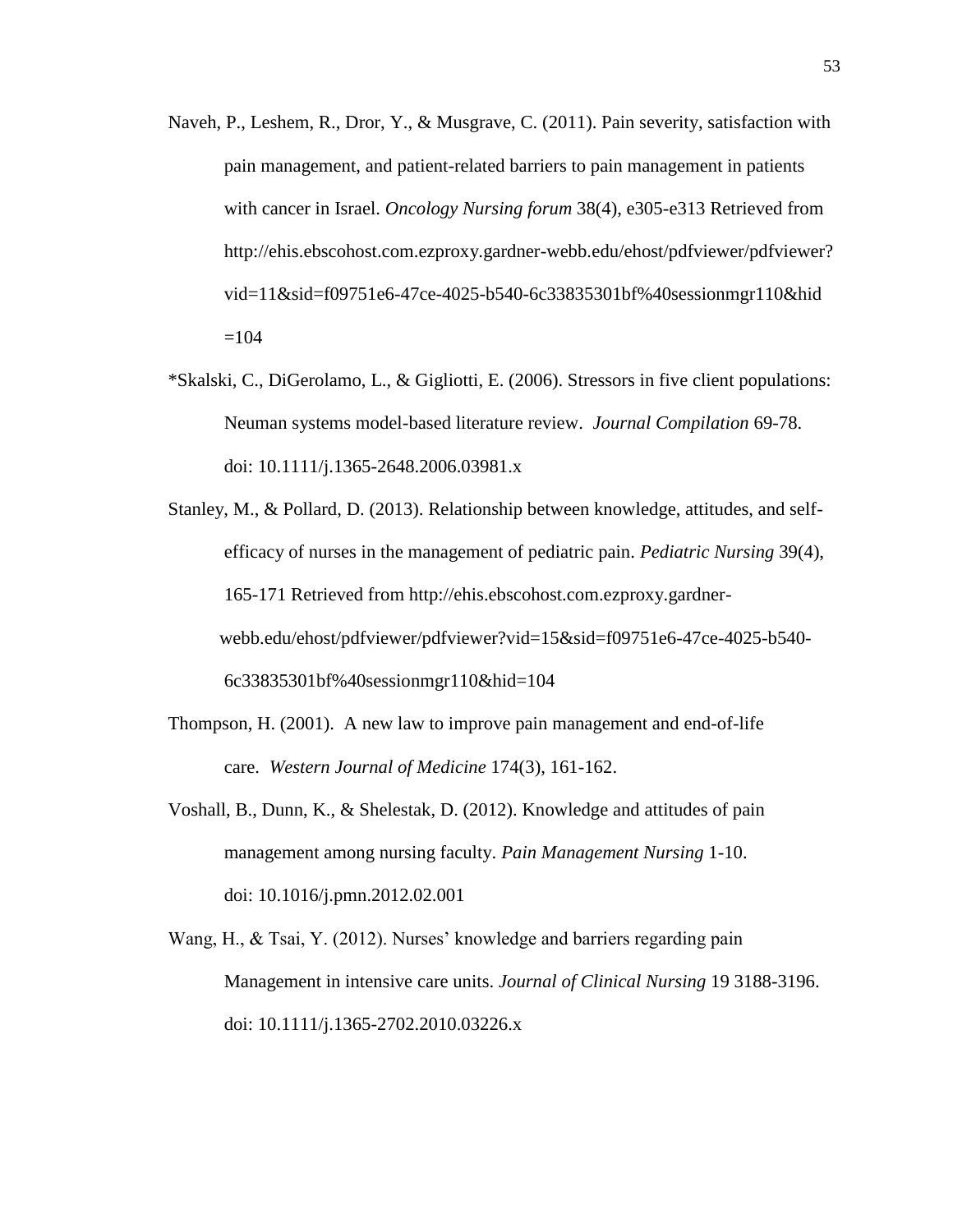Naveh, P., Leshem, R., Dror, Y., & Musgrave, C. (2011). Pain severity, satisfaction with pain management, and patient-related barriers to pain management in patients with cancer in Israel. *Oncology Nursing forum* 38(4), e305-e313 Retrieved from http://ehis.ebscohost.com.ezproxy.gardner-webb.edu/ehost/pdfviewer/pdfviewer?vid=11&sid=f09751e6-47ce-4025-b540-6c33835301bf%40sessionmgr110&hid=104

*Skalski, C., DiGerolamo, L., & Gigliotti, E. (2006). Stressors in five client populations: Neuman systems model-based literature review. *Journal Compilation* 69-78. doi: 10.1111/j.1365-2648.2006.03981.x

Stanley, M., & Pollard, D. (2013). Relationship between knowledge, attitudes, and self-efficacy of nurses in the management of pediatric pain. *Pediatric Nursing* 39(4), 165-171 Retrieved from http://ehis.ebscohost.com.ezproxy.gardner-webb.edu/ehost/pdfviewer/pdfviewer?vid=15&sid=f09751e6-47ce-4025-b540-6c33835301bf%40sessionmgr110&hid=104

Thompson, H. (2001). A new law to improve pain management and end-of-life care. *Western Journal of Medicine* 174(3), 161-162.

Voshall, B., Dunn, K., & Shelestak, D. (2012). Knowledge and attitudes of pain management among nursing faculty. *Pain Management Nursing* 1-10. doi: 10.1016/j.pmn.2012.02.001

Wang, H., & Tsai, Y. (2012). Nurses' knowledge and barriers regarding pain Management in intensive care units. *Journal of Clinical Nursing* 19 3188-3196. doi: 10.1111/j.1365-2702.2010.03226.x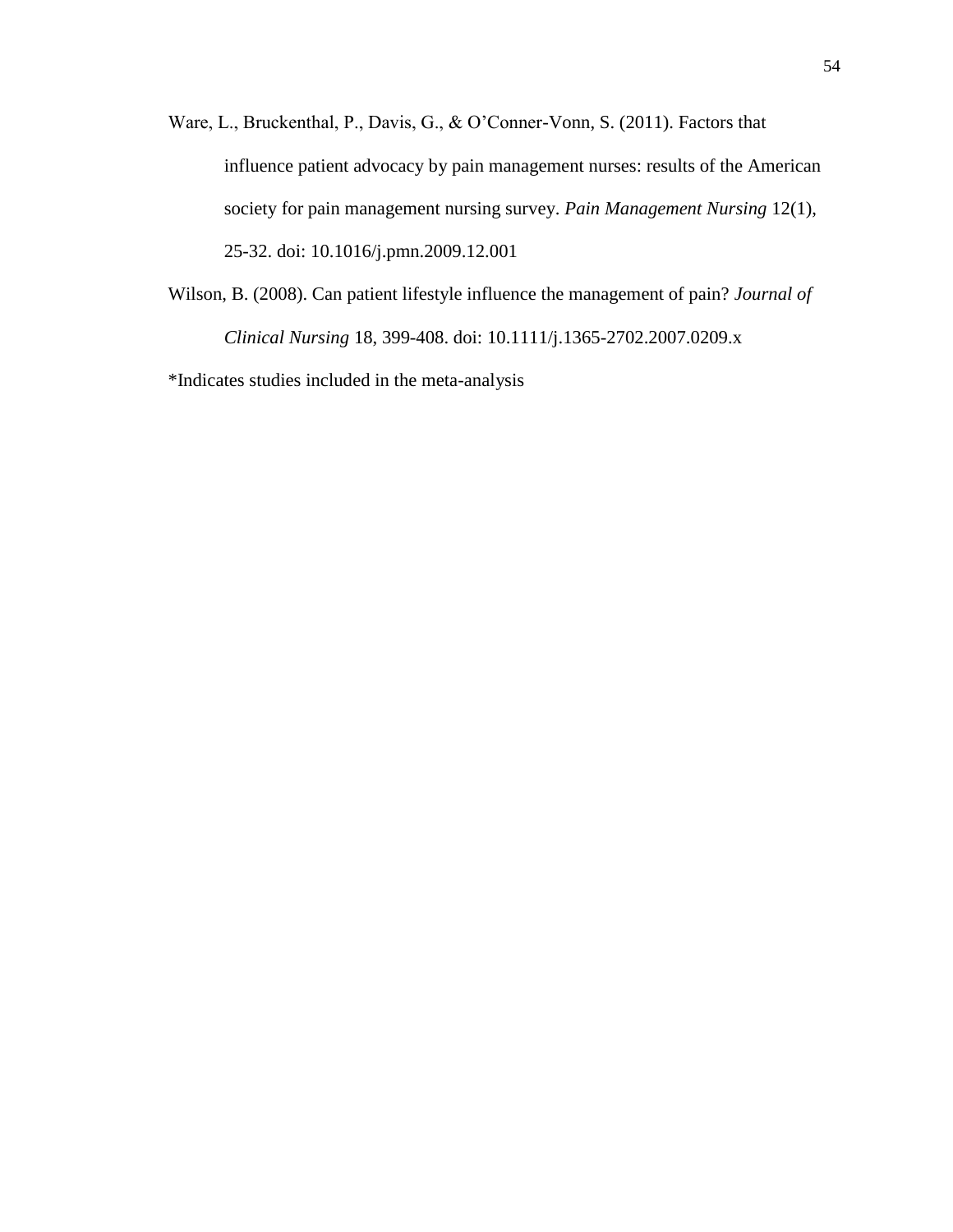Ware, L., Bruckenthal, P., Davis, G., & O'Conner-Vonn, S. (2011). Factors that influence patient advocacy by pain management nurses: results of the American society for pain management nursing survey. *Pain Management Nursing* 12(1), 25-32. doi: 10.1016/j.pmn.2009.12.001

Wilson, B. (2008). Can patient lifestyle influence the management of pain? *Journal of Clinical Nursing* 18, 399-408. doi: 10.1111/j.1365-2702.2007.0209.x

*Indicates studies included in the meta-analysis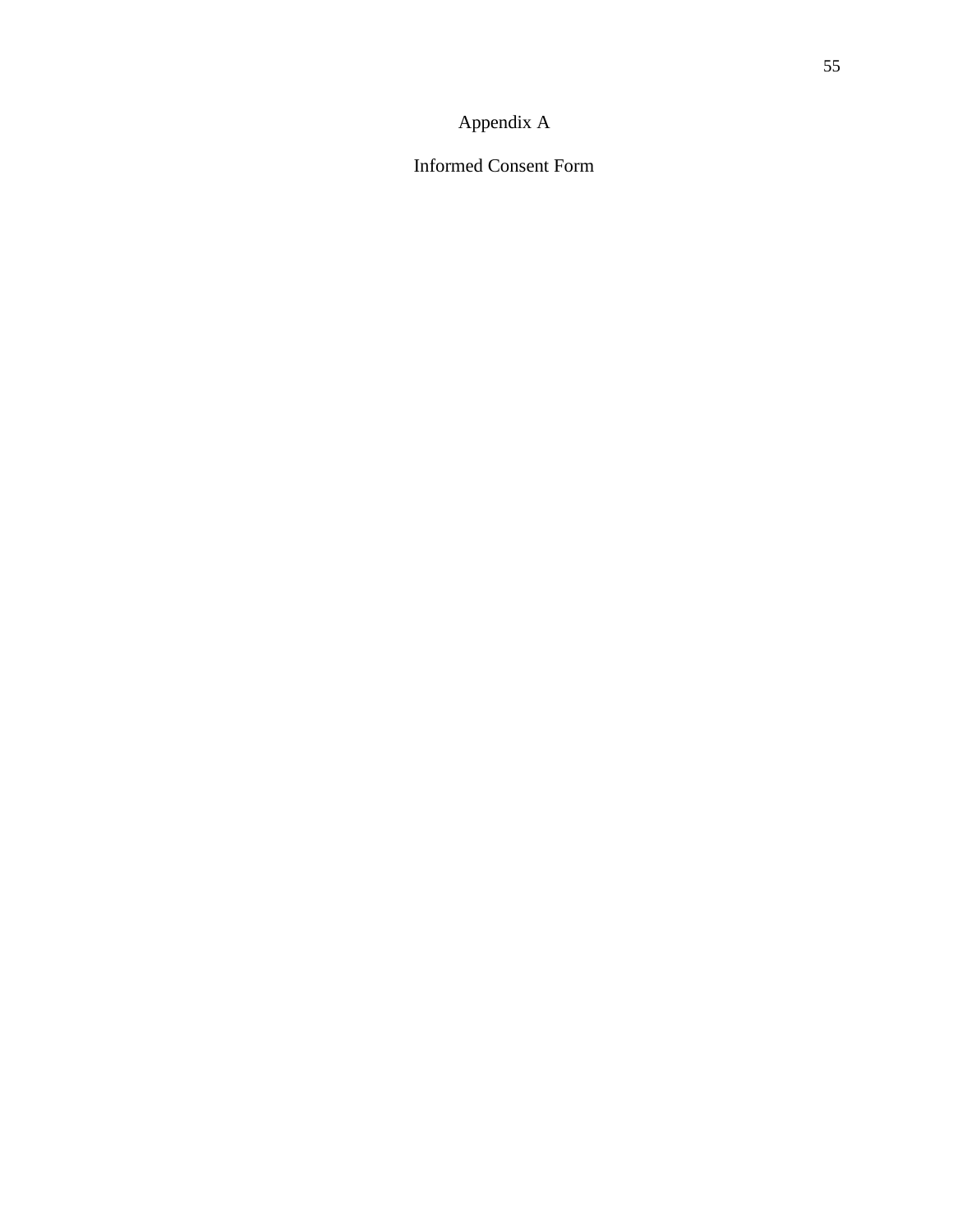# Appendix A

## Informed Consent Form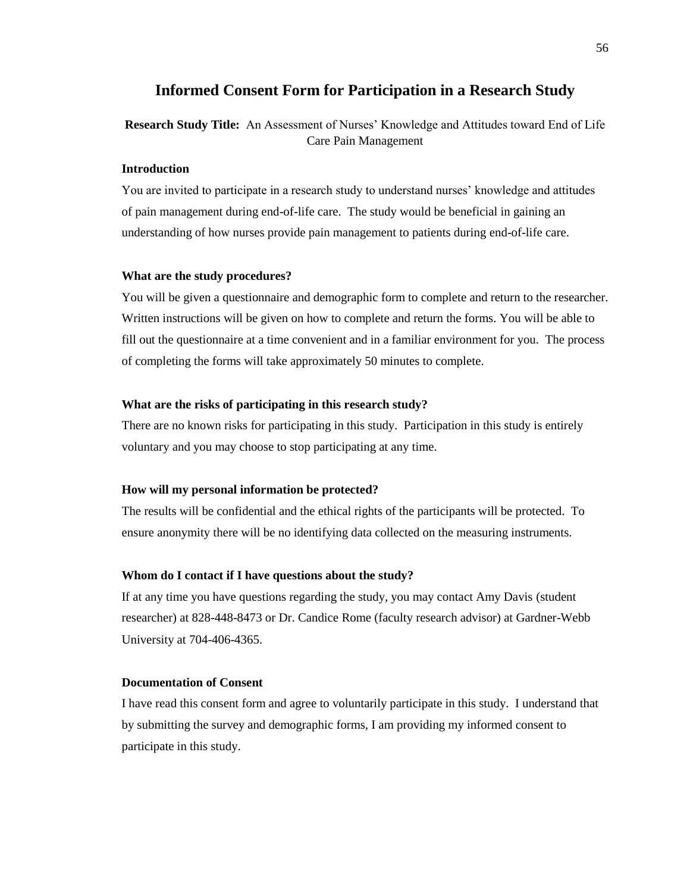# Informed Consent Form for Participation in a Research Study

**Research Study Title:** An Assessment of Nurses' Knowledge and Attitudes toward End of Life Care Pain Management

**Introduction**

You are invited to participate in a research study to understand nurses' knowledge and attitudes of pain management during end-of-life care. The study would be beneficial in gaining an understanding of how nurses provide pain management to patients during end-of-life care.

**What are the study procedures?**

You will be given a questionnaire and demographic form to complete and return to the researcher. Written instructions will be given on how to complete and return the forms. You will be able to fill out the questionnaire at a time convenient and in a familiar environment for you. The process of completing the forms will take approximately 50 minutes to complete.

**What are the risks of participating in this research study?**

There are no known risks for participating in this study. Participation in this study is entirely voluntary and you may choose to stop participating at any time.

**How will my personal information be protected?**

The results will be confidential and the ethical rights of the participants will be protected. To ensure anonymity there will be no identifying data collected on the measuring instruments.

**Whom do I contact if I have questions about the study?**

If at any time you have questions regarding the study, you may contact Amy Davis (student researcher) at 828-448-8473 or Dr. Candice Rome (faculty research advisor) at Gardner-Webb University at 704-406-4365.

**Documentation of Consent**

I have read this consent form and agree to voluntarily participate in this study. I understand that by submitting the survey and demographic forms, I am providing my informed consent to participate in this study.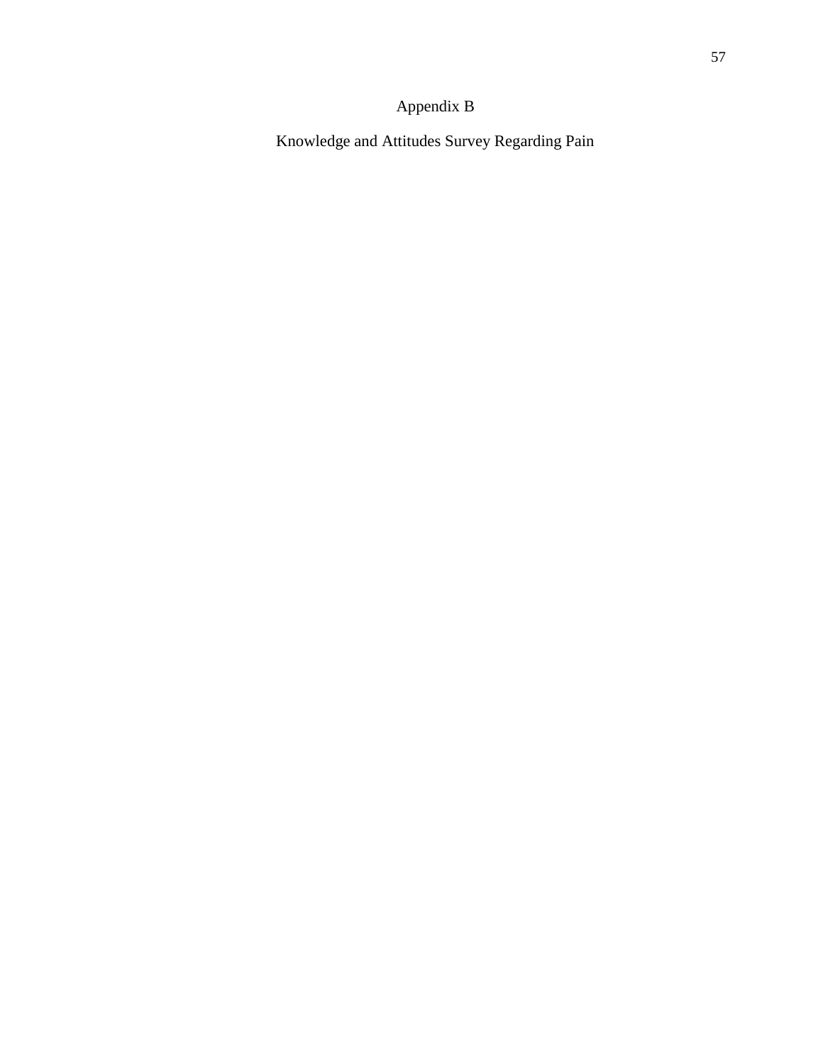# Appendix B

## Knowledge and Attitudes Survey Regarding Pain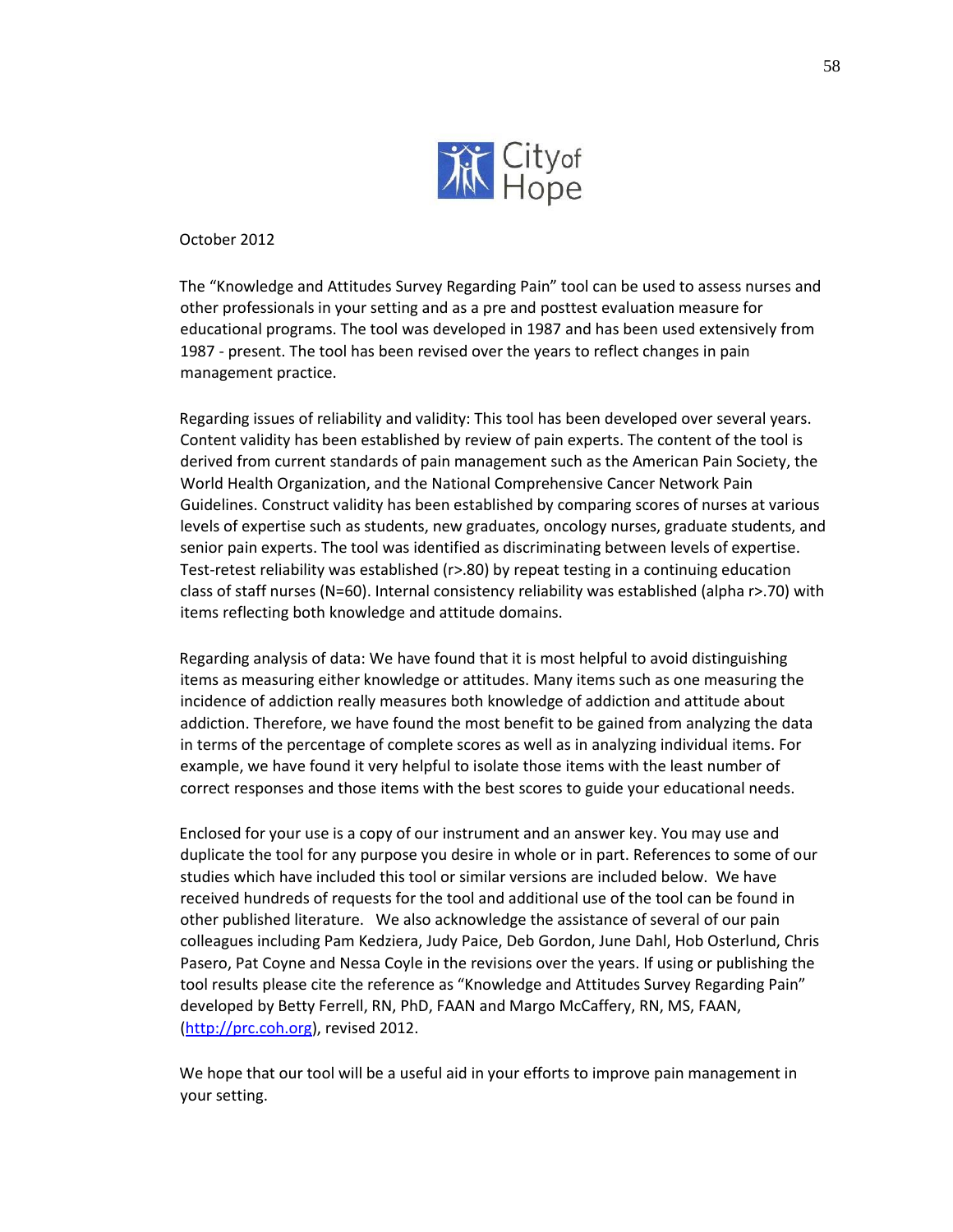City of Hope

October 2012

The "Knowledge and Attitudes Survey Regarding Pain" tool can be used to assess nurses and other professionals in your setting and as a pre and posttest evaluation measure for educational programs. The tool was developed in 1987 and has been used extensively from 1987 - present. The tool has been revised over the years to reflect changes in pain management practice.

Regarding issues of reliability and validity: This tool has been developed over several years. Content validity has been established by review of pain experts. The content of the tool is derived from current standards of pain management such as the American Pain Society, the World Health Organization, and the National Comprehensive Cancer Network Pain Guidelines. Construct validity has been established by comparing scores of nurses at various levels of expertise such as students, new graduates, oncology nurses, graduate students, and senior pain experts. The tool was identified as discriminating between levels of expertise. Test-retest reliability was established ($r > .80$) by repeat testing in a continuing education class of staff nurses ($N = 60$). Internal consistency reliability was established (alpha $r > .70$) with items reflecting both knowledge and attitude domains.

Regarding analysis of data: We have found that it is most helpful to avoid distinguishing items as measuring either knowledge or attitudes. Many items such as one measuring the incidence of addiction really measures both knowledge of addiction and attitude about addiction. Therefore, we have found the most benefit to be gained from analyzing the data in terms of the percentage of complete scores as well as in analyzing individual items. For example, we have found it very helpful to isolate those items with the least number of correct responses and those items with the best scores to guide your educational needs.

Enclosed for your use is a copy of our instrument and an answer key. You may use and duplicate the tool for any purpose you desire in whole or in part. References to some of our studies which have included this tool or similar versions are included below. We have received hundreds of requests for the tool and additional use of the tool can be found in other published literature. We also acknowledge the assistance of several of our pain colleagues including Pam Kedziera, Judy Paice, Deb Gordon, June Dahl, Hob Osterlund, Chris Pasero, Pat Coyne and Nessa Coyle in the revisions over the years. If using or publishing the tool results please cite the reference as "Knowledge and Attitudes Survey Regarding Pain" developed by Betty Ferrell, RN, PhD, FAAN and Margo McCaffery, RN, MS, FAAN, ([http://prc.coh.org](http://prc.coh.org)), revised 2012.

We hope that our tool will be a useful aid in your efforts to improve pain management in your setting.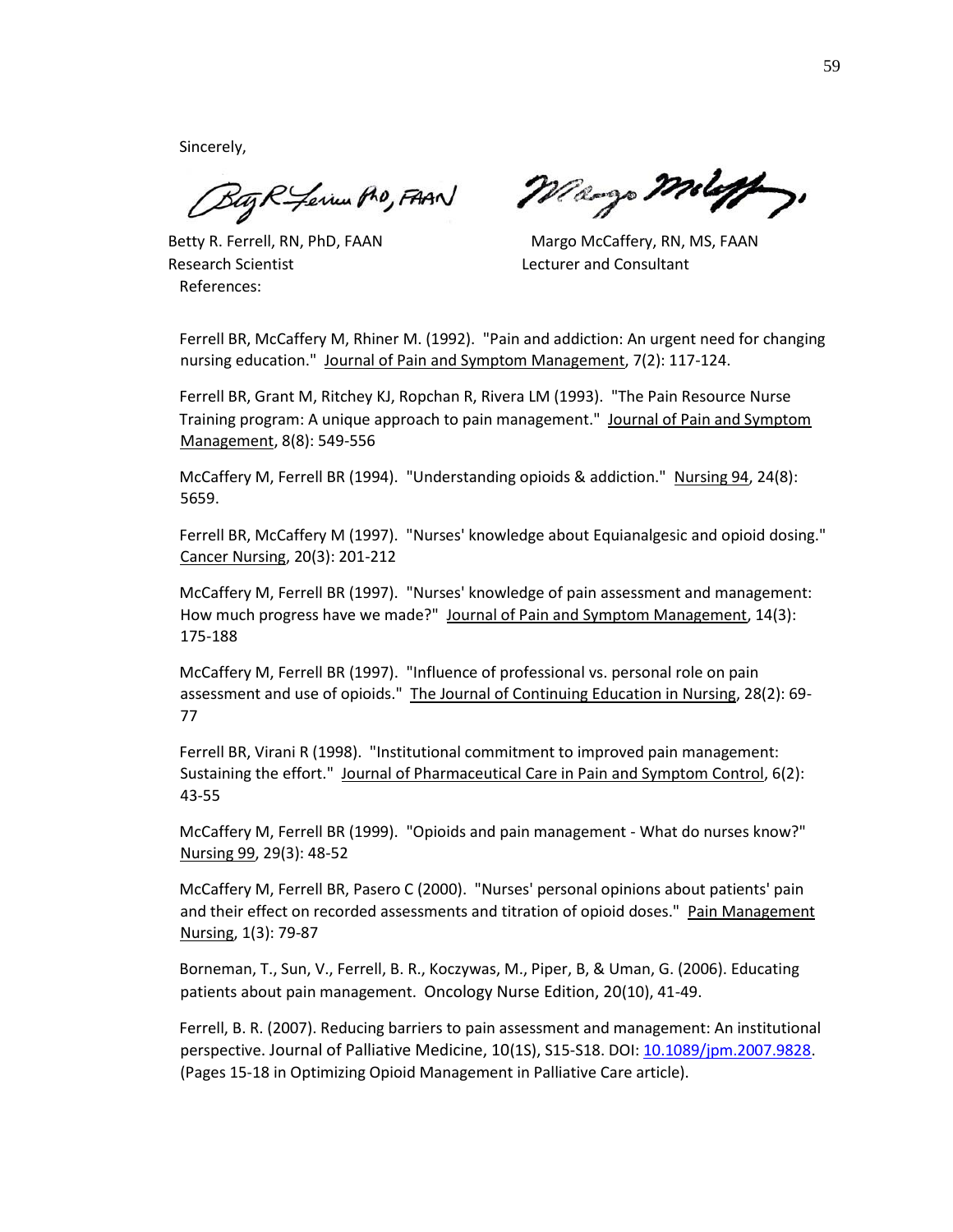Sincerely,

Betty R. Ferrell, RN, PhD, FAAN
Research Scientist

Margo McCaffery, RN, MS, FAAN
Lecturer and Consultant

References:

Ferrell BR, McCaffery M, Rhiner M. (1992). "Pain and addiction: An urgent need for changing nursing education." Journal of Pain and Symptom Management, 7(2): 117-124.

Ferrell BR, Grant M, Ritchey KJ, Ropchan R, Rivera LM (1993). "The Pain Resource Nurse Training program: A unique approach to pain management." Journal of Pain and Symptom Management, 8(8): 549-556

McCaffery M, Ferrell BR (1994). "Understanding opioids & addiction." Nursing 94, 24(8): 5659.

Ferrell BR, McCaffery M (1997). "Nurses' knowledge about Equianalgesic and opioid dosing." Cancer Nursing, 20(3): 201-212

McCaffery M, Ferrell BR (1997). "Nurses' knowledge of pain assessment and management: How much progress have we made?" Journal of Pain and Symptom Management, 14(3): 175-188

McCaffery M, Ferrell BR (1997). "Influence of professional vs. personal role on pain assessment and use of opioids." The Journal of Continuing Education in Nursing, 28(2): 69-77

Ferrell BR, Virani R (1998). "Institutional commitment to improved pain management: Sustaining the effort." Journal of Pharmaceutical Care in Pain and Symptom Control, 6(2): 43-55

McCaffery M, Ferrell BR (1999). "Opioids and pain management - What do nurses know?" Nursing 99, 29(3): 48-52

McCaffery M, Ferrell BR, Pasero C (2000). "Nurses' personal opinions about patients' pain and their effect on recorded assessments and titration of opioid doses." Pain Management Nursing, 1(3): 79-87

Borneman, T., Sun, V., Ferrell, B. R., Koczywas, M., Piper, B, & Uman, G. (2006). Educating patients about pain management. Oncology Nurse Edition, 20(10), 41-49.

Ferrell, B. R. (2007). Reducing barriers to pain assessment and management: An institutional perspective. Journal of Palliative Medicine, 10(1S), S15-S18. DOI: 10.1089/jpm.2007.9828. (Pages 15-18 in Optimizing Opioid Management in Palliative Care article).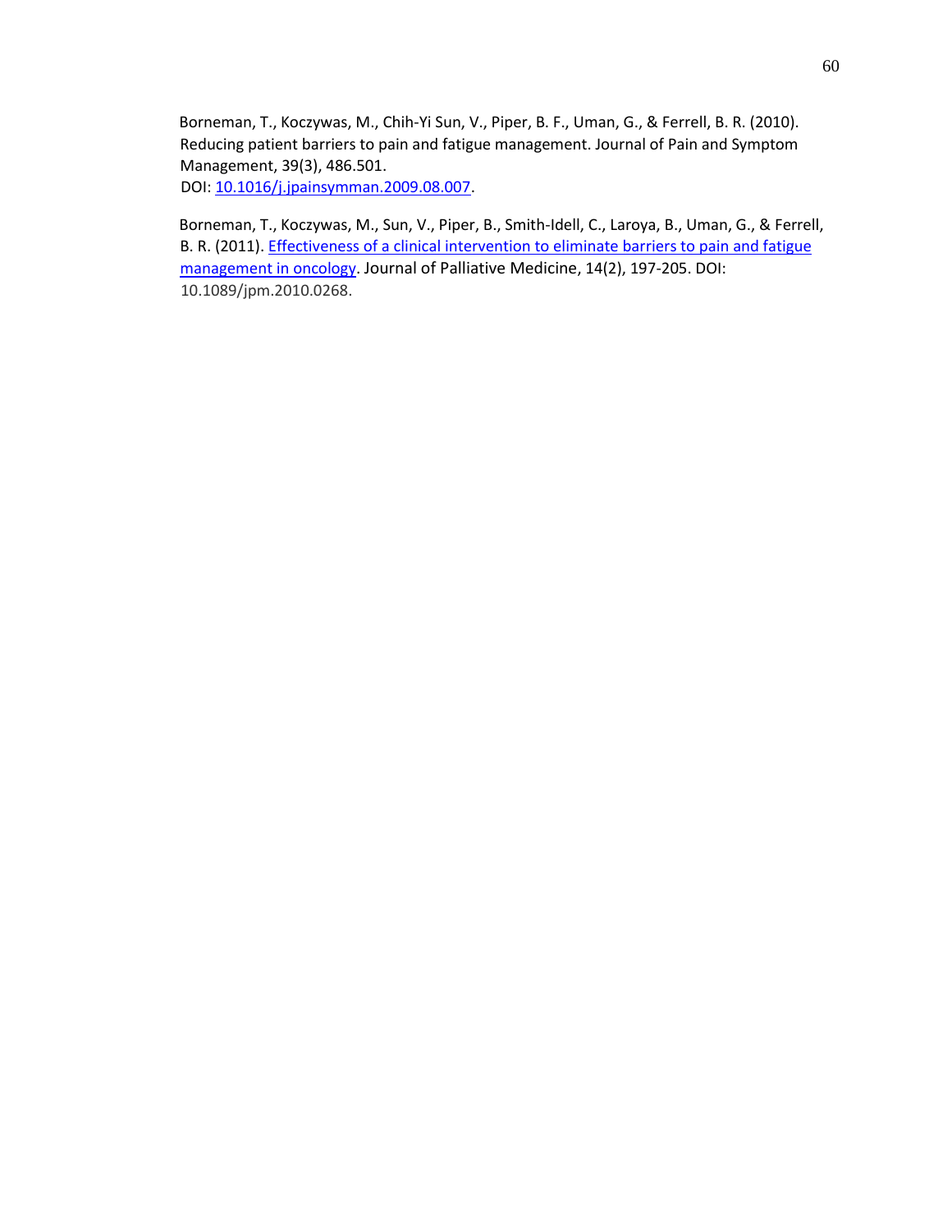Borneman, T., Koczywas, M., Chih-Yi Sun, V., Piper, B. F., Uman, G., & Ferrell, B. R. (2010). Reducing patient barriers to pain and fatigue management. Journal of Pain and Symptom Management, 39(3), 486.501. DOI: 10.1016/j.jpainsymman.2009.08.007.

Borneman, T., Koczywas, M., Sun, V., Piper, B., Smith-Idell, C., Laroya, B., Uman, G., & Ferrell, B. R. (2011). Effectiveness of a clinical intervention to eliminate barriers to pain and fatigue management in oncology. Journal of Palliative Medicine, 14(2), 197-205. DOI: 10.1089/jpm.2010.0268.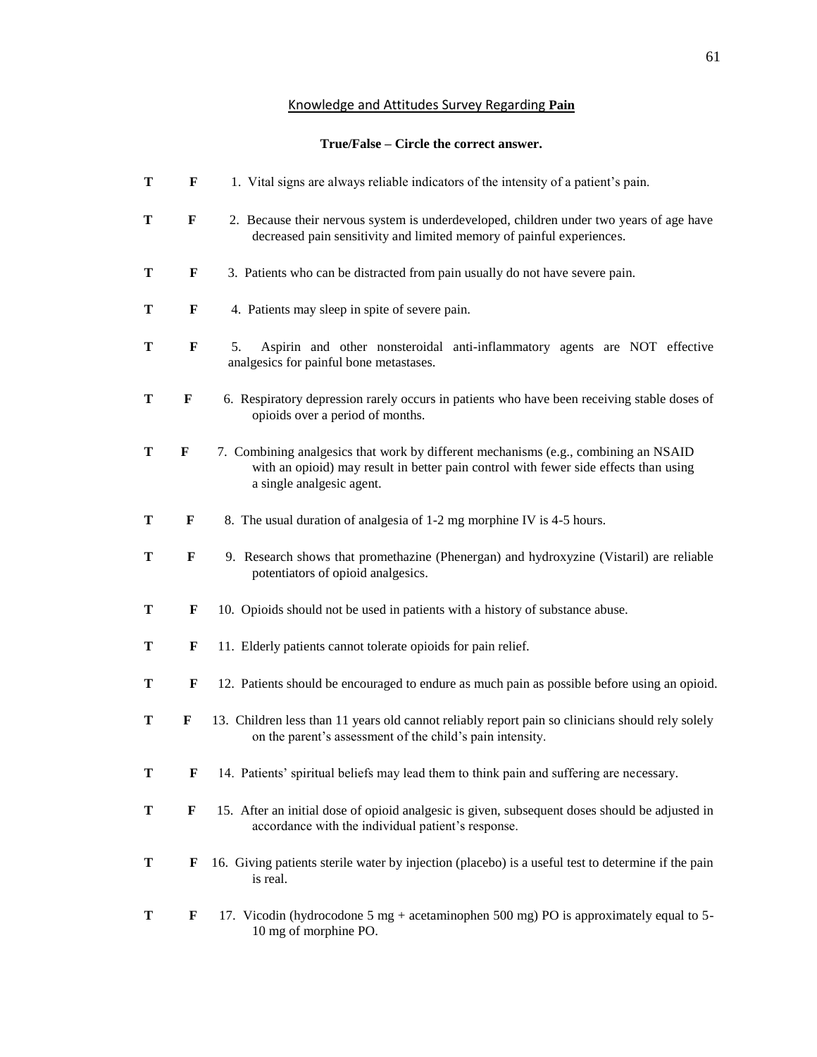## Knowledge and Attitudes Survey Regarding **Pain**

**True/False – Circle the correct answer.**

**T** **F** 1. Vital signs are always reliable indicators of the intensity of a patient's pain.

**T** **F** 2. Because their nervous system is underdeveloped, children under two years of age have decreased pain sensitivity and limited memory of painful experiences.

**T** **F** 3. Patients who can be distracted from pain usually do not have severe pain.

**T** **F** 4. Patients may sleep in spite of severe pain.

**T** **F** 5. Aspirin and other nonsteroidal anti-inflammatory agents are NOT effective analgesics for painful bone metastases.

**T** **F** 6. Respiratory depression rarely occurs in patients who have been receiving stable doses of opioids over a period of months.

**T** **F** 7. Combining analgesics that work by different mechanisms (e.g., combining an NSAID with an opioid) may result in better pain control with fewer side effects than using a single analgesic agent.

**T** **F** 8. The usual duration of analgesia of 1-2 mg morphine IV is 4-5 hours.

**T** **F** 9. Research shows that promethazine (Phenergan) and hydroxyzine (Vistaril) are reliable potentiators of opioid analgesics.

**T** **F** 10. Opioids should not be used in patients with a history of substance abuse.

**T** **F** 11. Elderly patients cannot tolerate opioids for pain relief.

**T** **F** 12. Patients should be encouraged to endure as much pain as possible before using an opioid.

**T** **F** 13. Children less than 11 years old cannot reliably report pain so clinicians should rely solely on the parent's assessment of the child's pain intensity.

**T** **F** 14. Patients' spiritual beliefs may lead them to think pain and suffering are necessary.

**T** **F** 15. After an initial dose of opioid analgesic is given, subsequent doses should be adjusted in accordance with the individual patient's response.

**T** **F** 16. Giving patients sterile water by injection (placebo) is a useful test to determine if the pain is real.

**T** **F** 17. Vicodin (hydrocodone 5 mg + acetaminophen 500 mg) PO is approximately equal to 5-10 mg of morphine PO.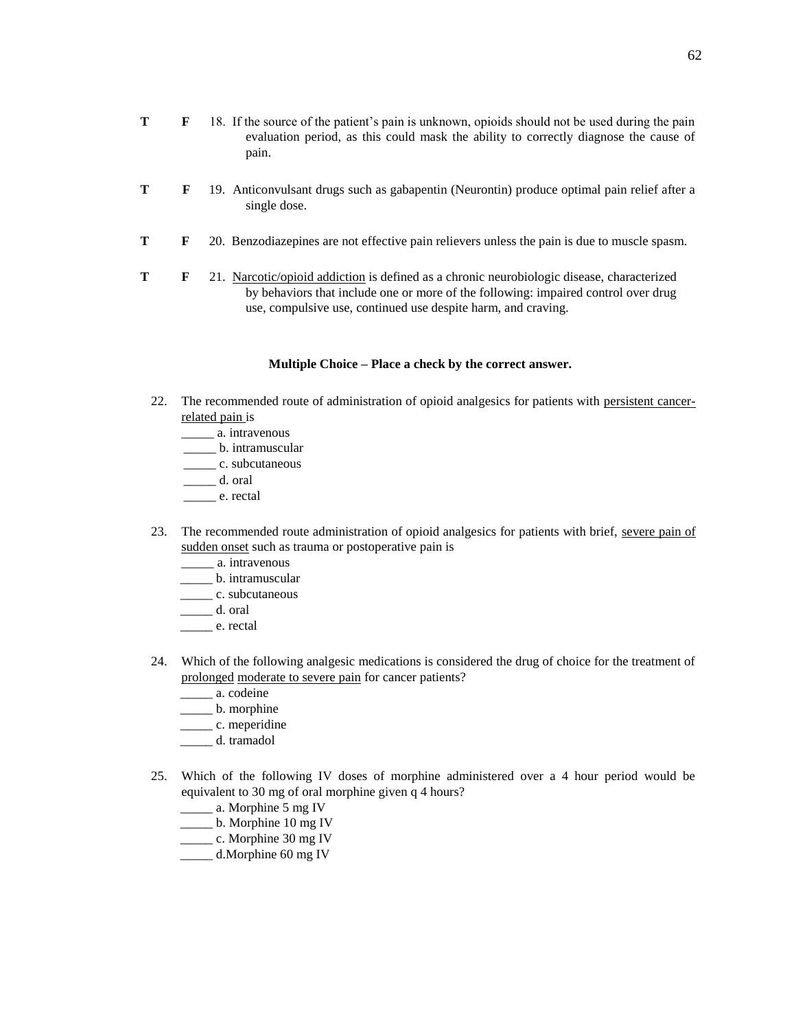T F 18. If the source of the patient's pain is unknown, opioids should not be used during the pain evaluation period, as this could mask the ability to correctly diagnose the cause of pain.

T F 19. Anticonvulsant drugs such as gabapentin (Neurontin) produce optimal pain relief after a single dose.

T F 20. Benzodiazepines are not effective pain relievers unless the pain is due to muscle spasm.

T F 21. <u>Narcotic/opioid addiction</u> is defined as a chronic neurobiologic disease, characterized by behaviors that include one or more of the following: impaired control over drug use, compulsive use, continued use despite harm, and craving.

**Multiple Choice – Place a check by the correct answer.**

22. The recommended route of administration of opioid analgesics for patients with <u>persistent cancer-related pain</u> is
    _____ a. intravenous
    _____ b. intramuscular
    _____ c. subcutaneous
    _____ d. oral
    _____ e. rectal

23. The recommended route administration of opioid analgesics for patients with brief, <u>severe pain of sudden onset</u> such as trauma or postoperative pain is
    _____ a. intravenous
    _____ b. intramuscular
    _____ c. subcutaneous
    _____ d. oral
    _____ e. rectal

24. Which of the following analgesic medications is considered the drug of choice for the treatment of <u>prolonged</u> <u>moderate to severe pain</u> for cancer patients?
    _____ a. codeine
    _____ b. morphine
    _____ c. meperidine
    _____ d. tramadol

25. Which of the following IV doses of morphine administered over a 4 hour period would be equivalent to 30 mg of oral morphine given q 4 hours?
    _____ a. Morphine 5 mg IV
    _____ b. Morphine 10 mg IV
    _____ c. Morphine 30 mg IV
    _____ d.Morphine 60 mg IV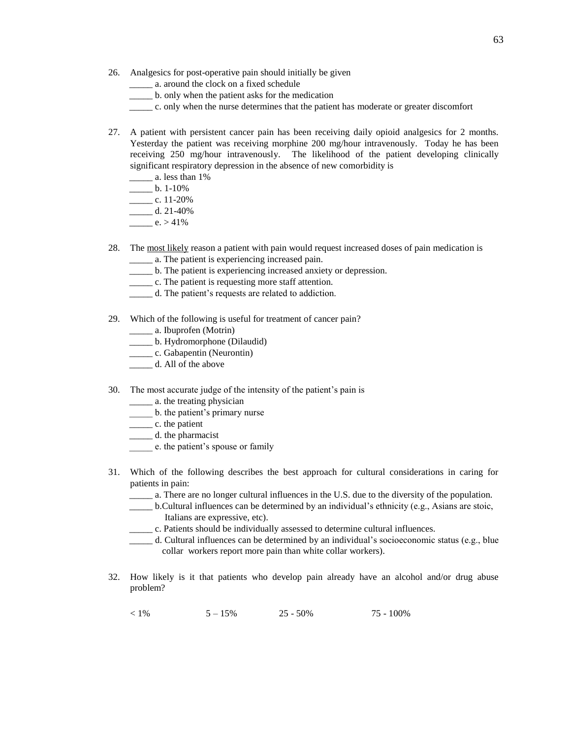26. Analgesics for post-operative pain should initially be given
    _____ a. around the clock on a fixed schedule
    _____ b. only when the patient asks for the medication
    _____ c. only when the nurse determines that the patient has moderate or greater discomfort

27. A patient with persistent cancer pain has been receiving daily opioid analgesics for 2 months. Yesterday the patient was receiving morphine 200 mg/hour intravenously. Today he has been receiving 250 mg/hour intravenously. The likelihood of the patient developing clinically significant respiratory depression in the absence of new comorbidity is
    _____ a. less than 1%
    _____ b. 1-10%
    _____ c. 11-20%
    _____ d. 21-40%
    _____ e. > 41%

28. The <u>most likely</u> reason a patient with pain would request increased doses of pain medication is
    _____ a. The patient is experiencing increased pain.
    _____ b. The patient is experiencing increased anxiety or depression.
    _____ c. The patient is requesting more staff attention.
    _____ d. The patient's requests are related to addiction.

29. Which of the following is useful for treatment of cancer pain?
    _____ a. Ibuprofen (Motrin)
    _____ b. Hydromorphone (Dilaudid)
    _____ c. Gabapentin (Neurontin)
    _____ d. All of the above

30. The most accurate judge of the intensity of the patient's pain is
    _____ a. the treating physician
    _____ b. the patient's primary nurse
    _____ c. the patient
    _____ d. the pharmacist
    _____ e. the patient's spouse or family

31. Which of the following describes the best approach for cultural considerations in caring for patients in pain:
    _____ a. There are no longer cultural influences in the U.S. due to the diversity of the population.
    _____ b.Cultural influences can be determined by an individual's ethnicity (e.g., Asians are stoic, Italians are expressive, etc).
    _____ c. Patients should be individually assessed to determine cultural influences.
    _____ d. Cultural influences can be determined by an individual's socioeconomic status (e.g., blue collar workers report more pain than white collar workers).

32. How likely is it that patients who develop pain already have an alcohol and/or drug abuse problem?

    < 1%          5 – 15%          25 - 50%          75 - 100%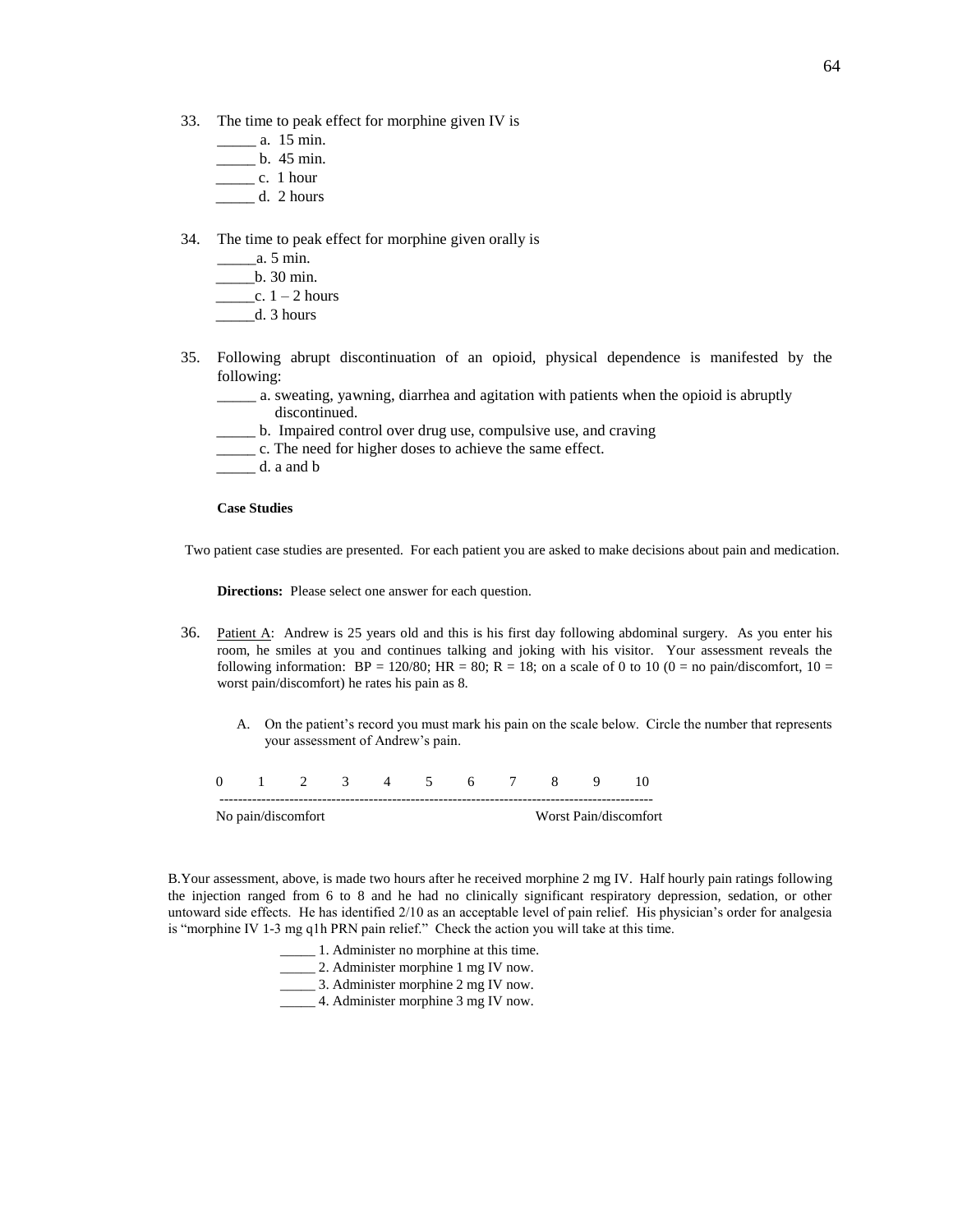33. The time to peak effect for morphine given IV is

_____ a. 15 min.
_____ b. 45 min.
_____ c. 1 hour
_____ d. 2 hours

34. The time to peak effect for morphine given orally is

_____a. 5 min.
_____b. 30 min.
_____c. 1 – 2 hours
_____d. 3 hours

35. Following abrupt discontinuation of an opioid, physical dependence is manifested by the following:

_____ a. sweating, yawning, diarrhea and agitation with patients when the opioid is abruptly discontinued.
_____ b. Impaired control over drug use, compulsive use, and craving
_____ c. The need for higher doses to achieve the same effect.
_____ d. a and b

**Case Studies**

Two patient case studies are presented. For each patient you are asked to make decisions about pain and medication.

**Directions:** Please select one answer for each question.

36. Patient A: Andrew is 25 years old and this is his first day following abdominal surgery. As you enter his room, he smiles at you and continues talking and joking with his visitor. Your assessment reveals the following information: BP = 120/80; HR = 80; R = 18; on a scale of 0 to 10 (0 = no pain/discomfort, 10 = worst pain/discomfort) he rates his pain as 8.

A. On the patient's record you must mark his pain on the scale below. Circle the number that represents your assessment of Andrew's pain.

0 1 2 3 4 5 6 7 8 9 10

No pain/discomfort — Worst Pain/discomfort

B. Your assessment, above, is made two hours after he received morphine 2 mg IV. Half hourly pain ratings following the injection ranged from 6 to 8 and he had no clinically significant respiratory depression, sedation, or other untoward side effects. He has identified 2/10 as an acceptable level of pain relief. His physician's order for analgesia is "morphine IV 1-3 mg q1h PRN pain relief." Check the action you will take at this time.

_____ 1. Administer no morphine at this time.
_____ 2. Administer morphine 1 mg IV now.
_____ 3. Administer morphine 2 mg IV now.
_____ 4. Administer morphine 3 mg IV now.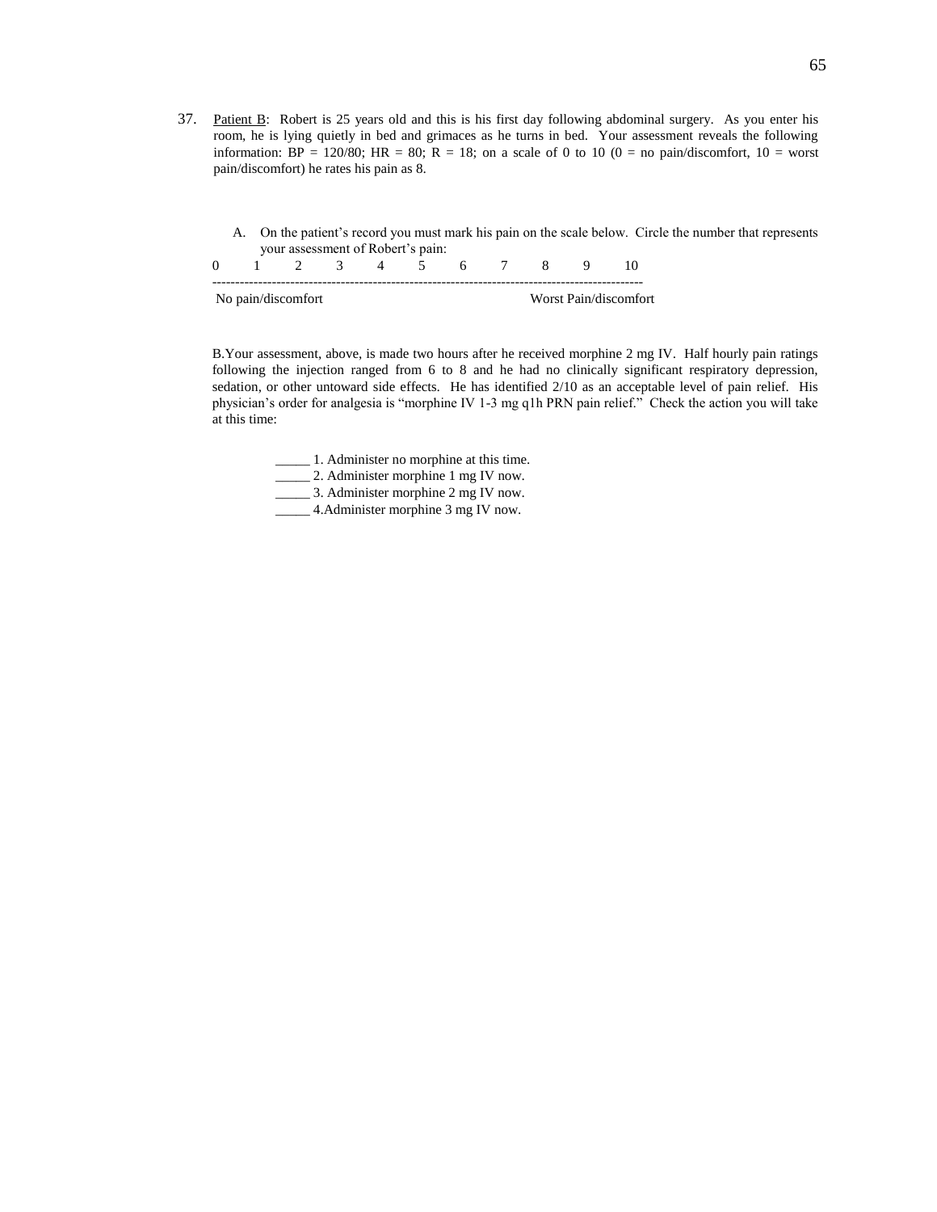37. Patient B: Robert is 25 years old and this is his first day following abdominal surgery. As you enter his room, he is lying quietly in bed and grimaces as he turns in bed. Your assessment reveals the following information: BP = 120/80; HR = 80; R = 18; on a scale of 0 to 10 (0 = no pain/discomfort, 10 = worst pain/discomfort) he rates his pain as 8.

A. On the patient's record you must mark his pain on the scale below. Circle the number that represents your assessment of Robert's pain:

0 1 2 3 4 5 6 7 8 9 10
----------------------------------------------------------------------------------------------
No pain/discomfort Worst Pain/discomfort

B. Your assessment, above, is made two hours after he received morphine 2 mg IV. Half hourly pain ratings following the injection ranged from 6 to 8 and he had no clinically significant respiratory depression, sedation, or other untoward side effects. He has identified 2/10 as an acceptable level of pain relief. His physician's order for analgesia is "morphine IV 1-3 mg q1h PRN pain relief." Check the action you will take at this time:

_____ 1. Administer no morphine at this time.
_____ 2. Administer morphine 1 mg IV now.
_____ 3. Administer morphine 2 mg IV now.
_____ 4. Administer morphine 3 mg IV now.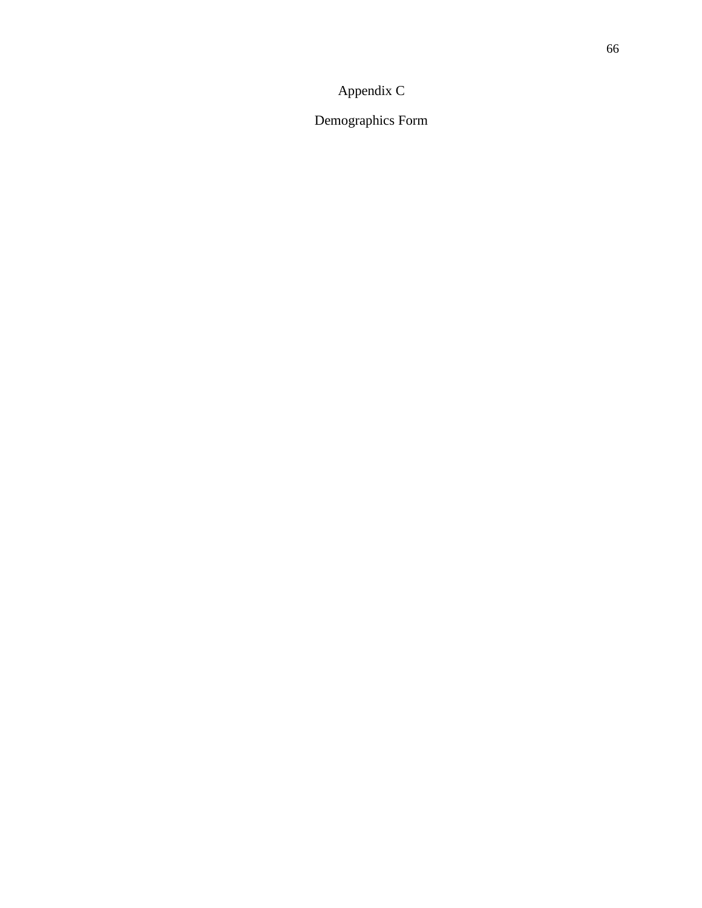# Appendix C

## Demographics Form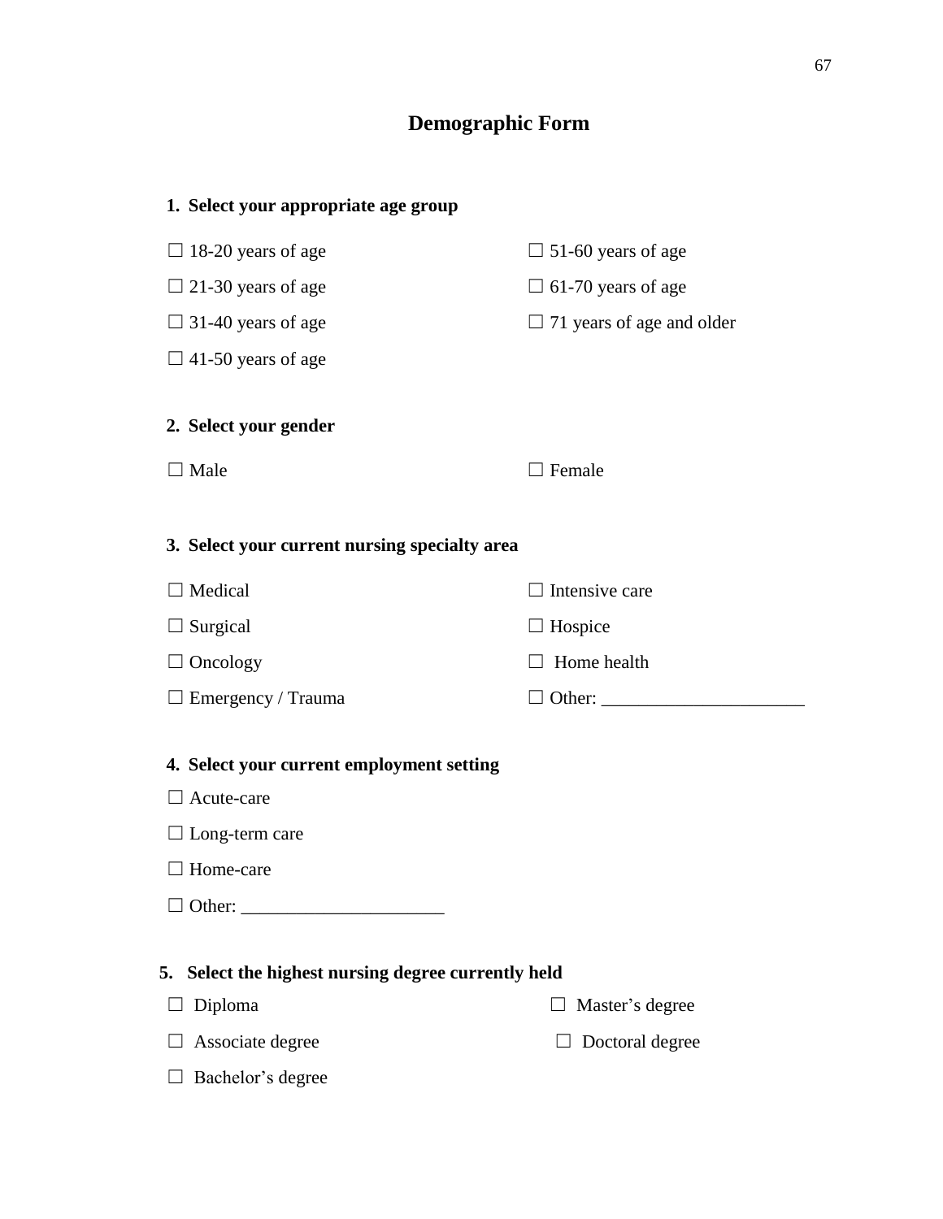# Demographic Form

**1. Select your appropriate age group**

☐ 18-20 years of age

☐ 21-30 years of age

☐ 31-40 years of age

☐ 41-50 years of age

☐ 51-60 years of age

☐ 61-70 years of age

☐ 71 years of age and older

**2. Select your gender**

☐ Male

☐ Female

**3. Select your current nursing specialty area**

☐ Medical

☐ Surgical

☐ Oncology

☐ Emergency / Trauma

☐ Intensive care

☐ Hospice

☐ Home health

☐ Other: ______________________

**4. Select your current employment setting**

☐ Acute-care

☐ Long-term care

☐ Home-care

☐ Other: ______________________

**5. Select the highest nursing degree currently held**

☐ Diploma

☐ Associate degree

☐ Bachelor's degree

☐ Master's degree

☐ Doctoral degree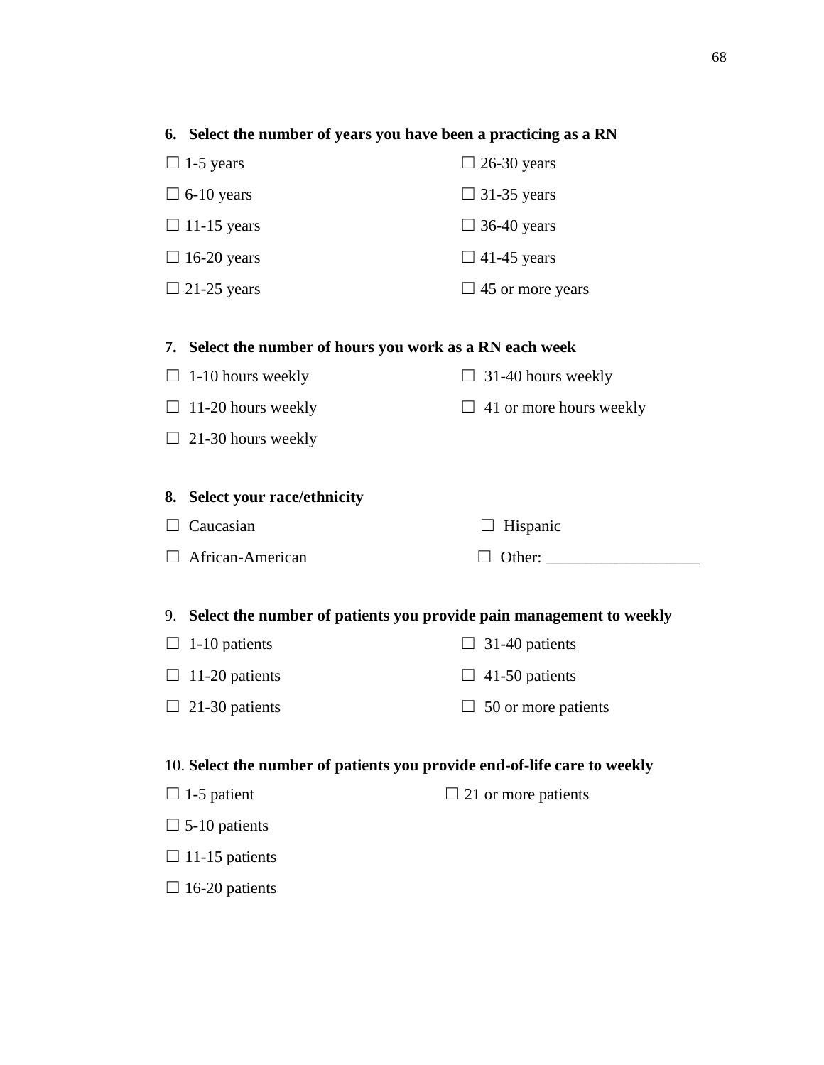**6. Select the number of years you have been a practicing as a RN**

☐ 1-5 years

☐ 6-10 years

☐ 11-15 years

☐ 16-20 years

☐ 21-25 years

☐ 26-30 years

☐ 31-35 years

☐ 36-40 years

☐ 41-45 years

☐ 45 or more years

**7. Select the number of hours you work as a RN each week**

☐ 1-10 hours weekly

☐ 11-20 hours weekly

☐ 21-30 hours weekly

☐ 31-40 hours weekly

☐ 41 or more hours weekly

**8. Select your race/ethnicity**

☐ Caucasian

☐ African-American

☐ Hispanic

☐ Other: ___________________

9. **Select the number of patients you provide pain management to weekly**

☐ 1-10 patients

☐ 11-20 patients

☐ 21-30 patients

☐ 31-40 patients

☐ 41-50 patients

☐ 50 or more patients

10. **Select the number of patients you provide end-of-life care to weekly**

☐ 1-5 patient

☐ 5-10 patients

☐ 11-15 patients

☐ 16-20 patients

☐ 21 or more patients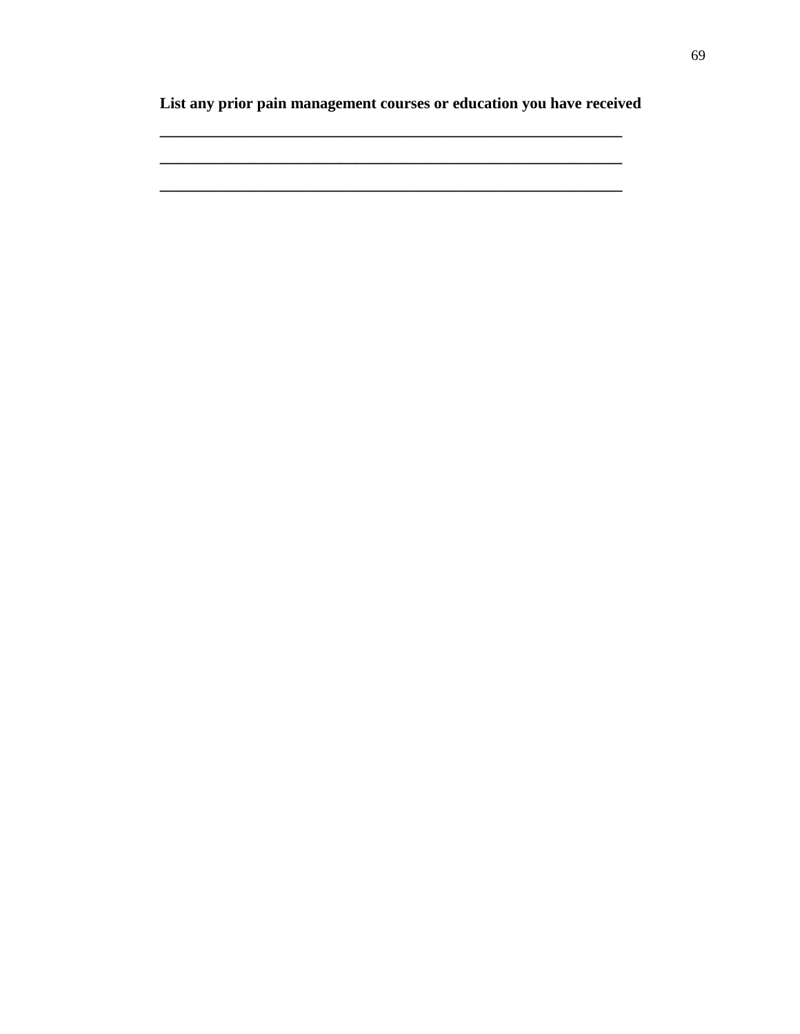**List any prior pain management courses or education you have received**

_______________________________________________________________

_______________________________________________________________

_______________________________________________________________